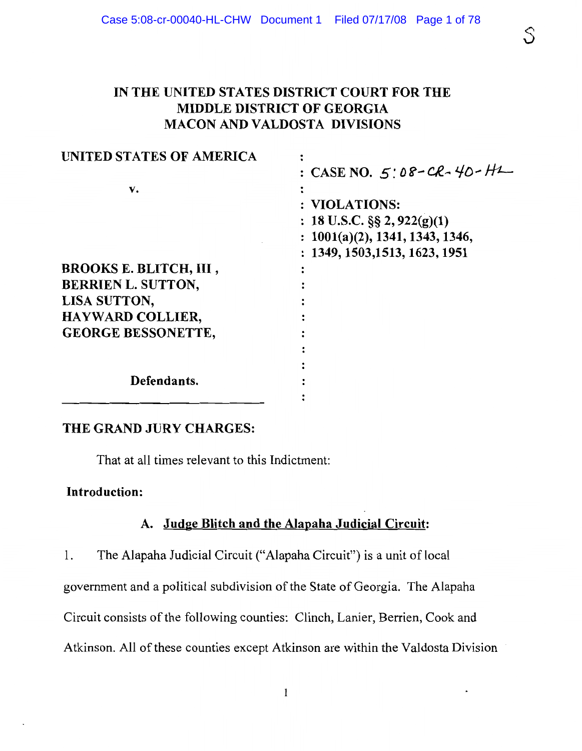# IN THE UNITED STATES DISTRICT COURT FOR THE MIDDLE DISTRICT OF GEORGIA MACON AND VALDOSTA DIVISIONS

| | |
|---|---|
| **UNITED STATES OF AMERICA** | : |
| | : **CASE NO.** 5:08-CR-40-HL |
| **v.** | : |
| | : **VIOLATIONS:** |
| | : **18 U.S.C. §§ 2, 922(g)(1)** |
| | : **1001(a)(2), 1341, 1343, 1346,** |
| | : **1349, 1503,1513, 1623, 1951** |
| **BROOKS E. BLITCH, III ,** | : |
| **BERRIEN L. SUTTON,** | : |
| **LISA SUTTON,** | : |
| **HAYWARD COLLIER,** | : |
| **GEORGE BESSONETTE,** | : |
| | : |
| | : |
| **Defendants.** | : |
| | : |

**THE GRAND JURY CHARGES:**

That at all times relevant to this Indictment:

**Introduction:**

## A. Judge Blitch and the Alapaha Judicial Circuit:

1. The Alapaha Judicial Circuit ("Alapaha Circuit") is a unit of local government and a political subdivision of the State of Georgia. The Alapaha Circuit consists of the following counties: Clinch, Lanier, Berrien, Cook and Atkinson. All of these counties except Atkinson are within the Valdosta Division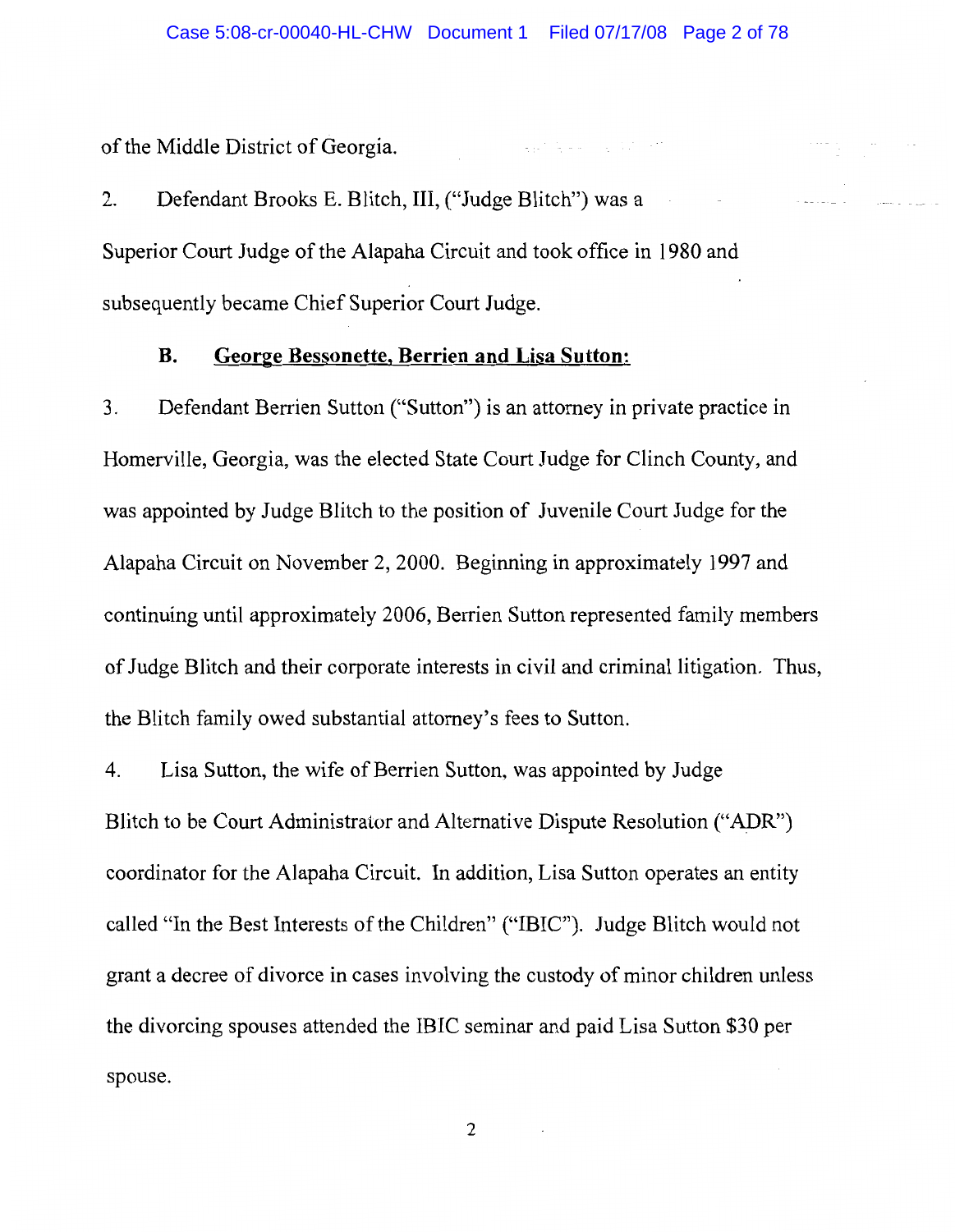of the Middle District of Georgia.

2. Defendant Brooks E. Blitch, III, ("Judge Blitch") was a Superior Court Judge of the Alapaha Circuit and took office in 1980 and subsequently became Chief Superior Court Judge.

### B. George Bessonette, Berrien and Lisa Sutton:

3. Defendant Berrien Sutton ("Sutton") is an attorney in private practice in Homerville, Georgia, was the elected State Court Judge for Clinch County, and was appointed by Judge Blitch to the position of Juvenile Court Judge for the Alapaha Circuit on November 2, 2000. Beginning in approximately 1997 and continuing until approximately 2006, Berrien Sutton represented family members of Judge Blitch and their corporate interests in civil and criminal litigation. Thus, the Blitch family owed substantial attorney's fees to Sutton.

4. Lisa Sutton, the wife of Berrien Sutton, was appointed by Judge Blitch to be Court Administrator and Alternative Dispute Resolution ("ADR") coordinator for the Alapaha Circuit. In addition, Lisa Sutton operates an entity called "In the Best Interests of the Children" ("IBIC"). Judge Blitch would not grant a decree of divorce in cases involving the custody of minor children unless the divorcing spouses attended the IBIC seminar and paid Lisa Sutton $30 per spouse.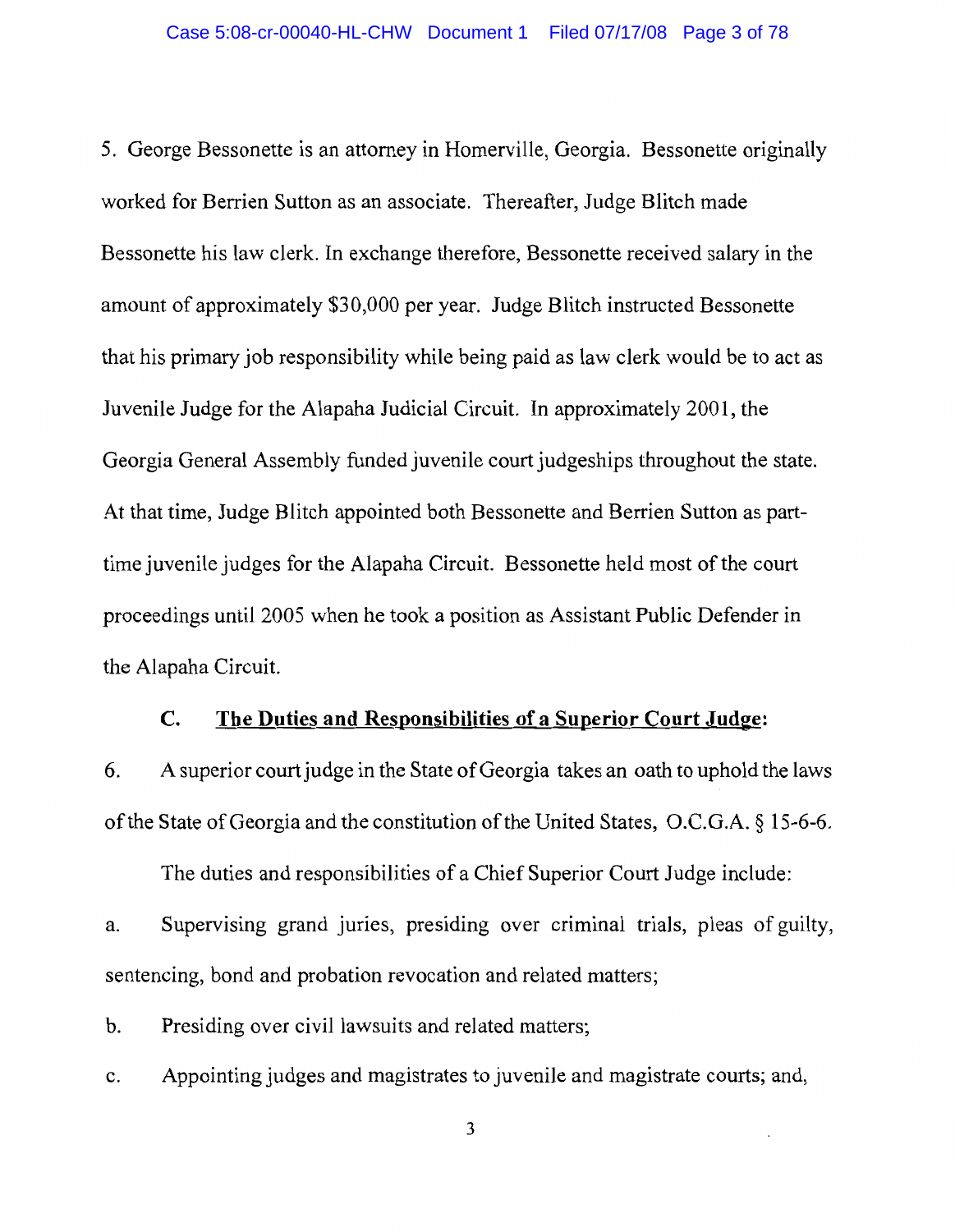5. George Bessonette is an attorney in Homerville, Georgia. Bessonette originally worked for Berrien Sutton as an associate. Thereafter, Judge Blitch made Bessonette his law clerk. In exchange therefore, Bessonette received salary in the amount of approximately $30,000 per year. Judge Blitch instructed Bessonette that his primary job responsibility while being paid as law clerk would be to act as Juvenile Judge for the Alapaha Judicial Circuit. In approximately 2001, the Georgia General Assembly funded juvenile court judgeships throughout the state. At that time, Judge Blitch appointed both Bessonette and Berrien Sutton as part-time juvenile judges for the Alapaha Circuit. Bessonette held most of the court proceedings until 2005 when he took a position as Assistant Public Defender in the Alapaha Circuit.

### C. <u>The Duties and Responsibilities of a Superior Court Judge</u>:

6. A superior court judge in the State of Georgia takes an oath to uphold the laws of the State of Georgia and the constitution of the United States, O.C.G.A. § 15-6-6.

The duties and responsibilities of a Chief Superior Court Judge include:

a. Supervising grand juries, presiding over criminal trials, pleas of guilty, sentencing, bond and probation revocation and related matters;

b. Presiding over civil lawsuits and related matters;

c. Appointing judges and magistrates to juvenile and magistrate courts; and,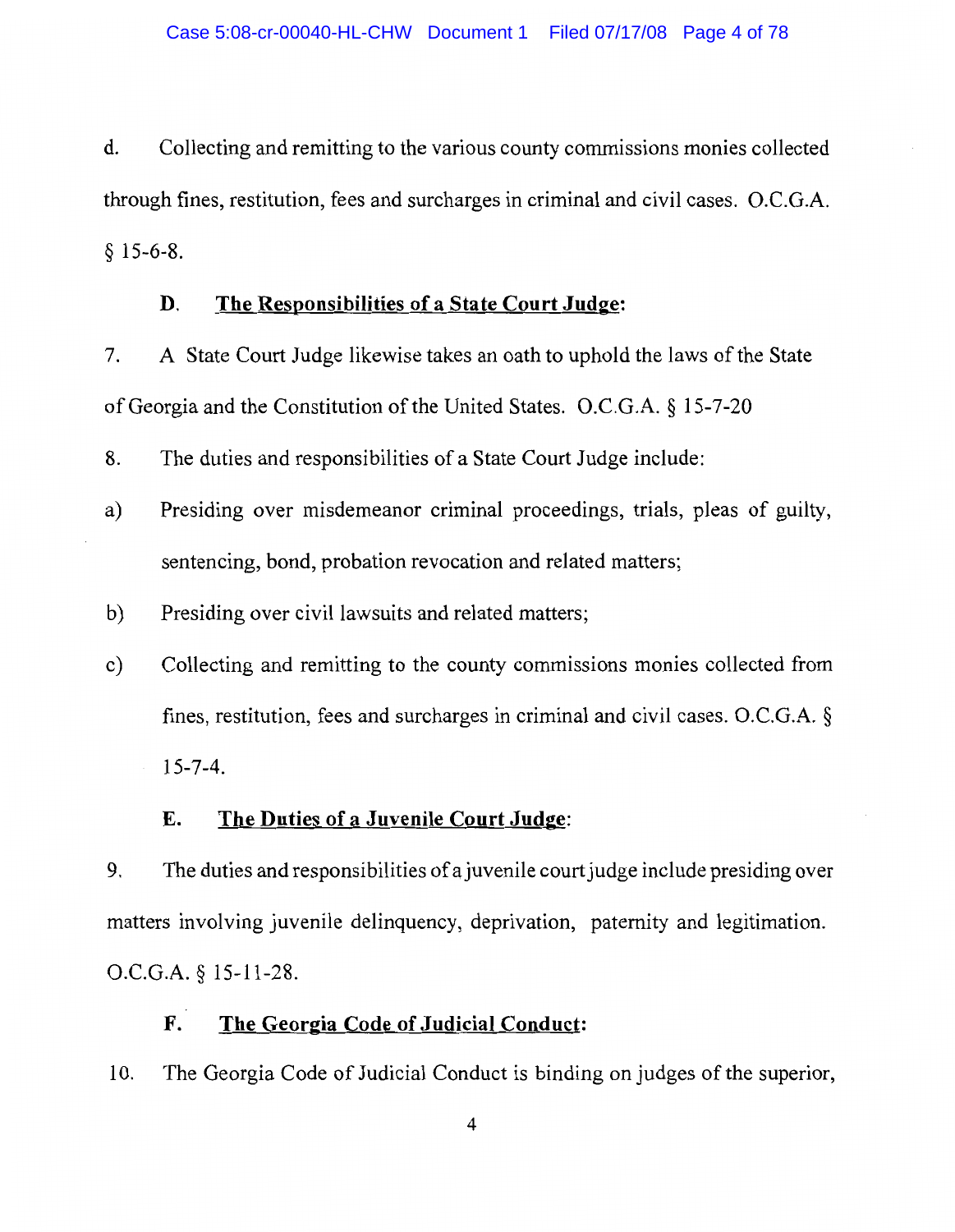d. Collecting and remitting to the various county commissions monies collected through fines, restitution, fees and surcharges in criminal and civil cases. O.C.G.A. § 15-6-8.

### D. **The Responsibilities of a State Court Judge:**

7. A State Court Judge likewise takes an oath to uphold the laws of the State of Georgia and the Constitution of the United States. O.C.G.A. § 15-7-20

8. The duties and responsibilities of a State Court Judge include:

a) Presiding over misdemeanor criminal proceedings, trials, pleas of guilty, sentencing, bond, probation revocation and related matters;

b) Presiding over civil lawsuits and related matters;

c) Collecting and remitting to the county commissions monies collected from fines, restitution, fees and surcharges in criminal and civil cases. O.C.G.A. § 15-7-4.

### E. **The Duties of a Juvenile Court Judge:**

9. The duties and responsibilities of a juvenile court judge include presiding over matters involving juvenile delinquency, deprivation, paternity and legitimation. O.C.G.A. § 15-11-28.

### F. **The Georgia Code of Judicial Conduct:**

10. The Georgia Code of Judicial Conduct is binding on judges of the superior,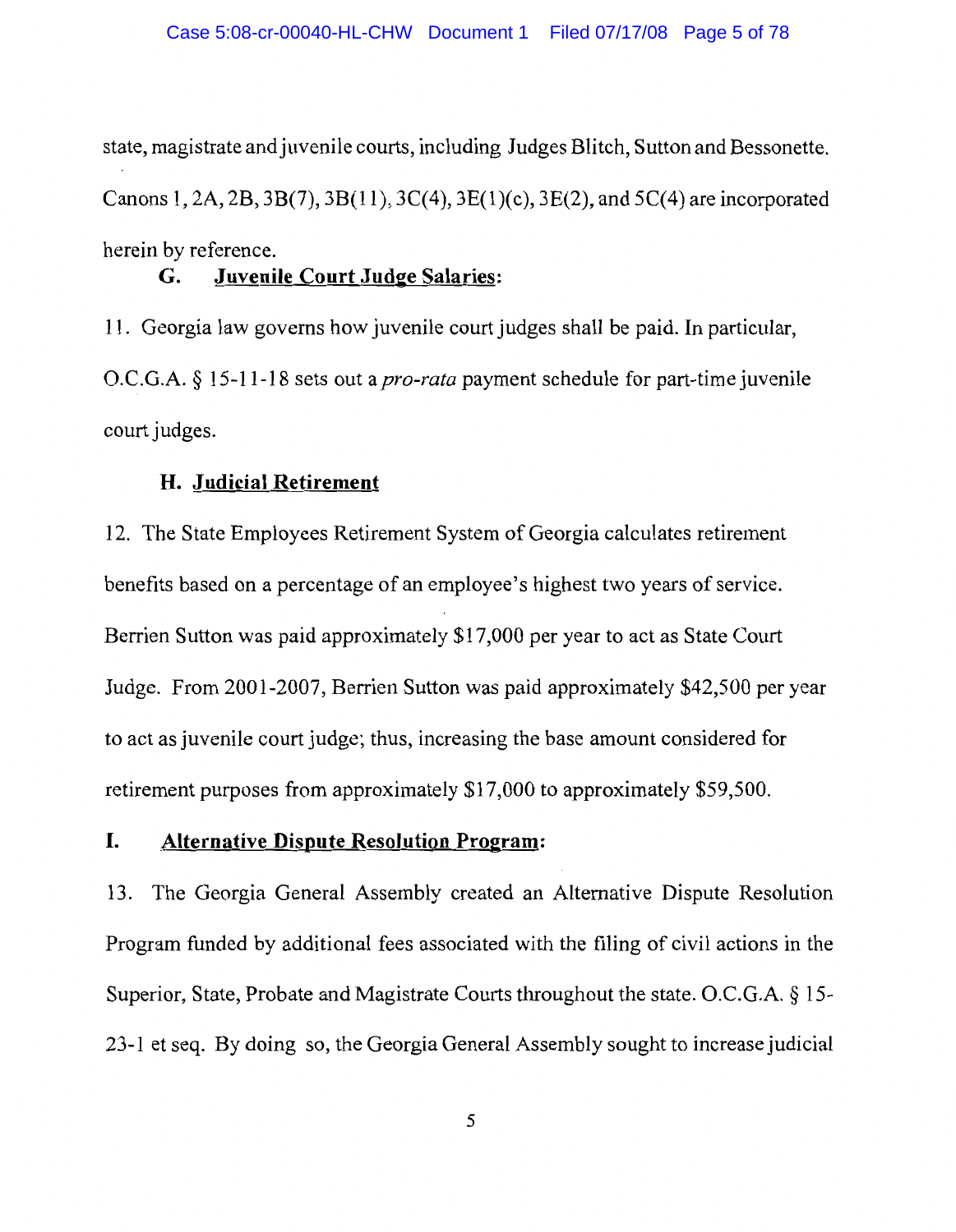state, magistrate and juvenile courts, including Judges Blitch, Sutton and Bessonette. Canons 1, 2A, 2B, 3B(7), 3B(11), 3C(4), 3E(1)(c), 3E(2), and 5C(4) are incorporated herein by reference.

### G. **Juvenile Court Judge Salaries:**

11. Georgia law governs how juvenile court judges shall be paid. In particular, O.C.G.A. § 15-11-18 sets out a *pro-rata* payment schedule for part-time juvenile court judges.

### H. **Judicial Retirement**

12. The State Employees Retirement System of Georgia calculates retirement benefits based on a percentage of an employee's highest two years of service. Berrien Sutton was paid approximately $17,000 per year to act as State Court Judge. From 2001-2007, Berrien Sutton was paid approximately $42,500 per year to act as juvenile court judge; thus, increasing the base amount considered for retirement purposes from approximately $17,000 to approximately $59,500.

### I. **Alternative Dispute Resolution Program:**

13. The Georgia General Assembly created an Alternative Dispute Resolution Program funded by additional fees associated with the filing of civil actions in the Superior, State, Probate and Magistrate Courts throughout the state. O.C.G.A. § 15-23-1 et seq. By doing so, the Georgia General Assembly sought to increase judicial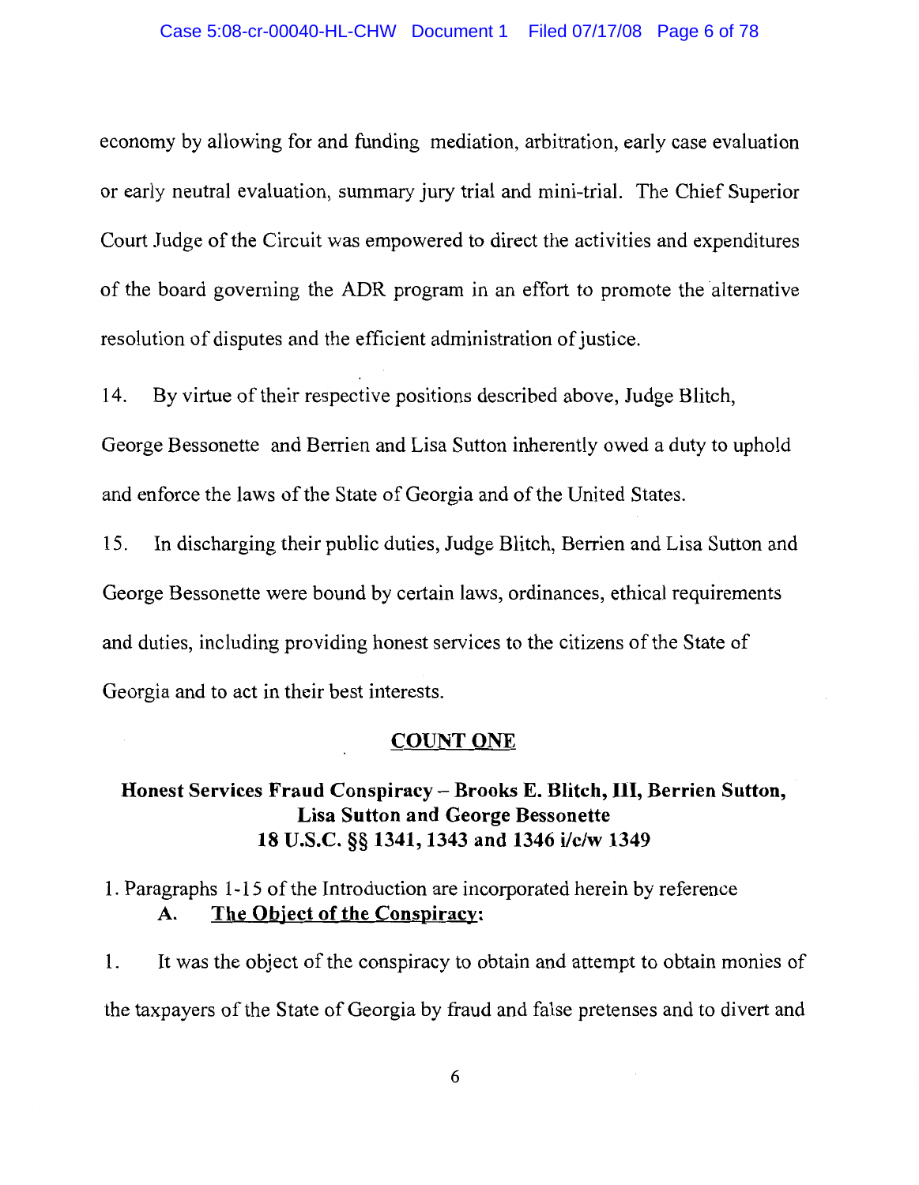economy by allowing for and funding mediation, arbitration, early case evaluation or early neutral evaluation, summary jury trial and mini-trial. The Chief Superior Court Judge of the Circuit was empowered to direct the activities and expenditures of the board governing the ADR program in an effort to promote the alternative resolution of disputes and the efficient administration of justice.

14. By virtue of their respective positions described above, Judge Blitch, George Bessonette and Berrien and Lisa Sutton inherently owed a duty to uphold and enforce the laws of the State of Georgia and of the United States.

15. In discharging their public duties, Judge Blitch, Berrien and Lisa Sutton and George Bessonette were bound by certain laws, ordinances, ethical requirements and duties, including providing honest services to the citizens of the State of Georgia and to act in their best interests.

## COUNT ONE

### Honest Services Fraud Conspiracy – Brooks E. Blitch, III, Berrien Sutton, Lisa Sutton and George Bessonette 18 U.S.C. §§ 1341, 1343 and 1346 i/c/w 1349

1. Paragraphs 1-15 of the Introduction are incorporated herein by reference

**A. The Object of the Conspiracy:**

1. It was the object of the conspiracy to obtain and attempt to obtain monies of the taxpayers of the State of Georgia by fraud and false pretenses and to divert and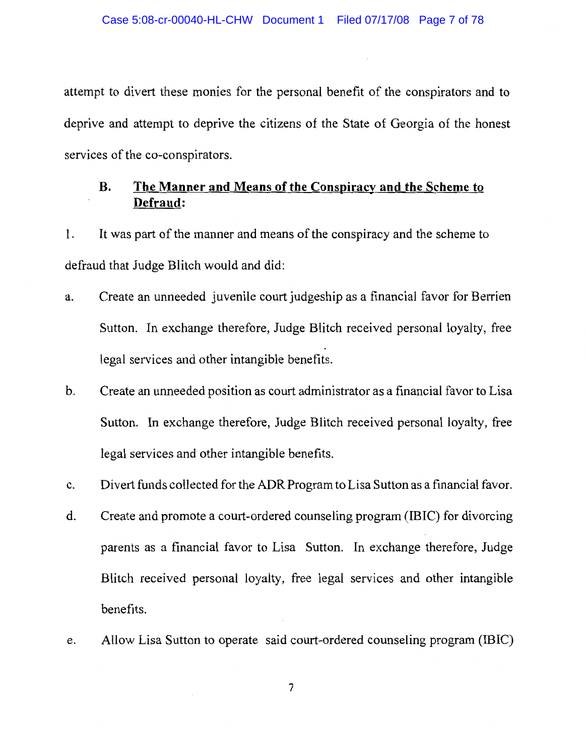attempt to divert these monies for the personal benefit of the conspirators and to deprive and attempt to deprive the citizens of the State of Georgia of the honest services of the co-conspirators.

### B. **<u>The Manner and Means of the Conspiracy and the Scheme to Defraud</u>:**

1. It was part of the manner and means of the conspiracy and the scheme to defraud that Judge Blitch would and did:

a. Create an unneeded juvenile court judgeship as a financial favor for Berrien Sutton. In exchange therefore, Judge Blitch received personal loyalty, free legal services and other intangible benefits.

b. Create an unneeded position as court administrator as a financial favor to Lisa Sutton. In exchange therefore, Judge Blitch received personal loyalty, free legal services and other intangible benefits.

c. Divert funds collected for the ADR Program to Lisa Sutton as a financial favor.

d. Create and promote a court-ordered counseling program (IBIC) for divorcing parents as a financial favor to Lisa Sutton. In exchange therefore, Judge Blitch received personal loyalty, free legal services and other intangible benefits.

e. Allow Lisa Sutton to operate said court-ordered counseling program (IBIC)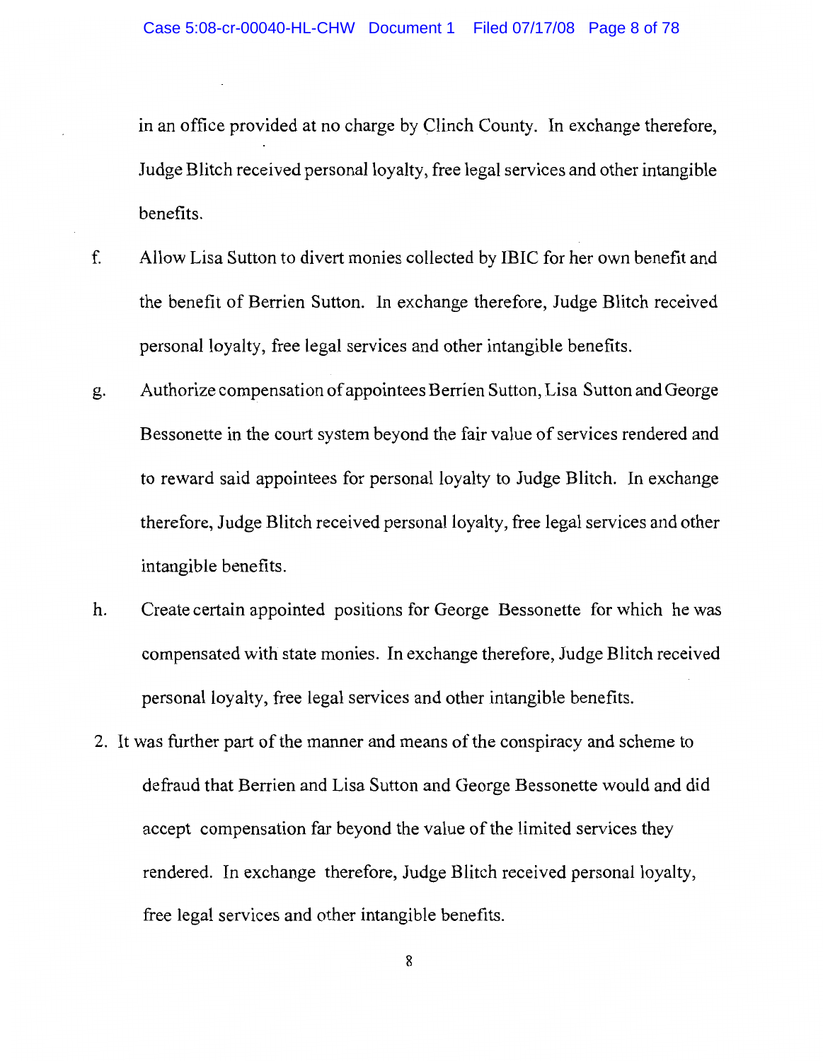in an office provided at no charge by Clinch County. In exchange therefore, Judge Blitch received personal loyalty, free legal services and other intangible benefits.

f. Allow Lisa Sutton to divert monies collected by IBIC for her own benefit and the benefit of Berrien Sutton. In exchange therefore, Judge Blitch received personal loyalty, free legal services and other intangible benefits.

g. Authorize compensation of appointees Berrien Sutton, Lisa Sutton and George Bessonette in the court system beyond the fair value of services rendered and to reward said appointees for personal loyalty to Judge Blitch. In exchange therefore, Judge Blitch received personal loyalty, free legal services and other intangible benefits.

h. Create certain appointed positions for George Bessonette for which he was compensated with state monies. In exchange therefore, Judge Blitch received personal loyalty, free legal services and other intangible benefits.

2. It was further part of the manner and means of the conspiracy and scheme to defraud that Berrien and Lisa Sutton and George Bessonette would and did accept compensation far beyond the value of the limited services they rendered. In exchange therefore, Judge Blitch received personal loyalty, free legal services and other intangible benefits.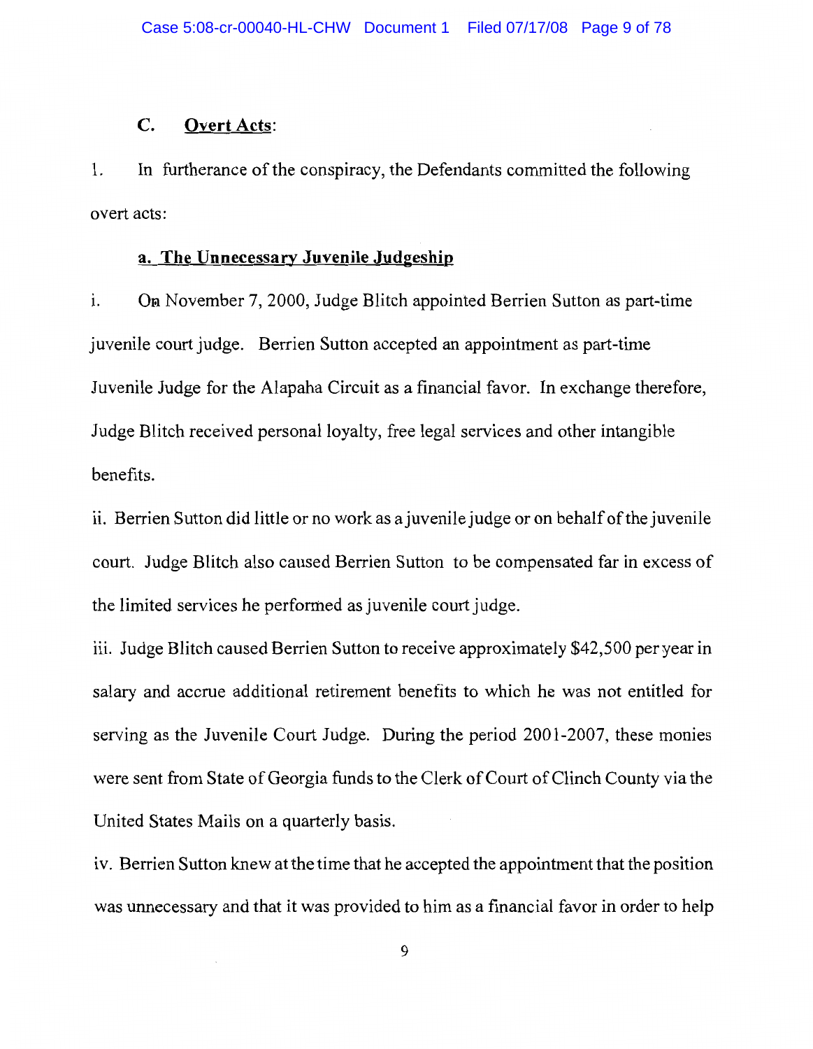### C. **Overt Acts**:

1. In furtherance of the conspiracy, the Defendants committed the following overt acts:

#### **a. The Unnecessary Juvenile Judgeship**

i. On November 7, 2000, Judge Blitch appointed Berrien Sutton as part-time juvenile court judge. Berrien Sutton accepted an appointment as part-time Juvenile Judge for the Alapaha Circuit as a financial favor. In exchange therefore, Judge Blitch received personal loyalty, free legal services and other intangible benefits.

ii. Berrien Sutton did little or no work as a juvenile judge or on behalf of the juvenile court. Judge Blitch also caused Berrien Sutton to be compensated far in excess of the limited services he performed as juvenile court judge.

iii. Judge Blitch caused Berrien Sutton to receive approximately $42,500 per year in salary and accrue additional retirement benefits to which he was not entitled for serving as the Juvenile Court Judge. During the period 2001-2007, these monies were sent from State of Georgia funds to the Clerk of Court of Clinch County via the United States Mails on a quarterly basis.

iv. Berrien Sutton knew at the time that he accepted the appointment that the position was unnecessary and that it was provided to him as a financial favor in order to help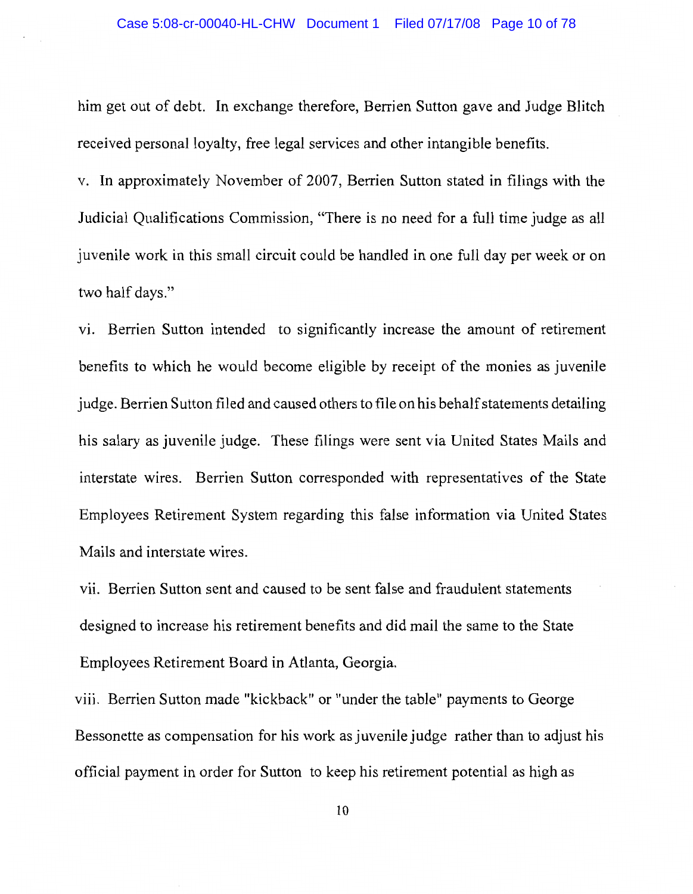him get out of debt. In exchange therefore, Berrien Sutton gave and Judge Blitch received personal loyalty, free legal services and other intangible benefits.

v. In approximately November of 2007, Berrien Sutton stated in filings with the Judicial Qualifications Commission, "There is no need for a full time judge as all juvenile work in this small circuit could be handled in one full day per week or on two half days."

vi. Berrien Sutton intended to significantly increase the amount of retirement benefits to which he would become eligible by receipt of the monies as juvenile judge. Berrien Sutton filed and caused others to file on his behalf statements detailing his salary as juvenile judge. These filings were sent via United States Mails and interstate wires. Berrien Sutton corresponded with representatives of the State Employees Retirement System regarding this false information via United States Mails and interstate wires.

vii. Berrien Sutton sent and caused to be sent false and fraudulent statements designed to increase his retirement benefits and did mail the same to the State Employees Retirement Board in Atlanta, Georgia.

viii. Berrien Sutton made "kickback" or "under the table" payments to George Bessonette as compensation for his work as juvenile judge rather than to adjust his official payment in order for Sutton to keep his retirement potential as high as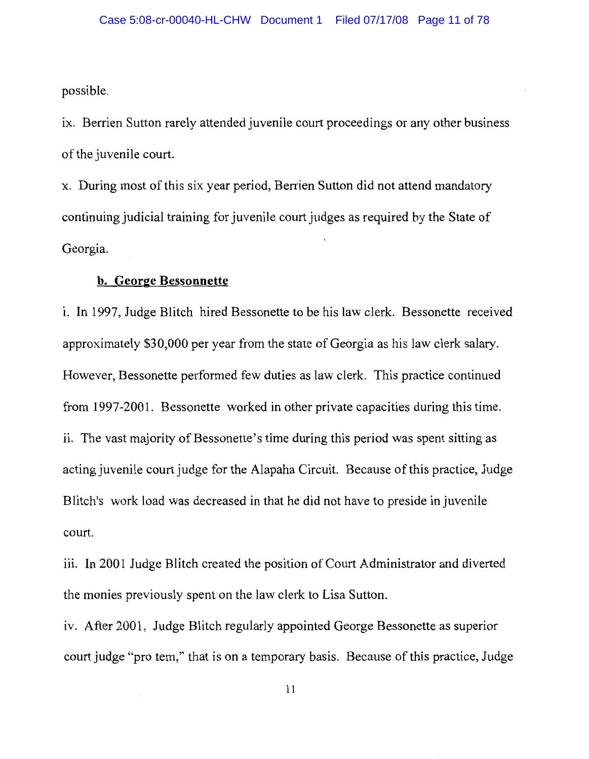possible.

ix. Berrien Sutton rarely attended juvenile court proceedings or any other business of the juvenile court.

x. During most of this six year period, Berrien Sutton did not attend mandatory continuing judicial training for juvenile court judges as required by the State of Georgia.

**b. George Bessonnette**

i. In 1997, Judge Blitch hired Bessonette to be his law clerk. Bessonette received approximately $30,000 per year from the state of Georgia as his law clerk salary. However, Bessonette performed few duties as law clerk. This practice continued from 1997-2001. Bessonette worked in other private capacities during this time.

ii. The vast majority of Bessonette's time during this period was spent sitting as acting juvenile court judge for the Alapaha Circuit. Because of this practice, Judge Blitch's work load was decreased in that he did not have to preside in juvenile court.

iii. In 2001 Judge Blitch created the position of Court Administrator and diverted the monies previously spent on the law clerk to Lisa Sutton.

iv. After 2001, Judge Blitch regularly appointed George Bessonette as superior court judge "pro tem," that is on a temporary basis. Because of this practice, Judge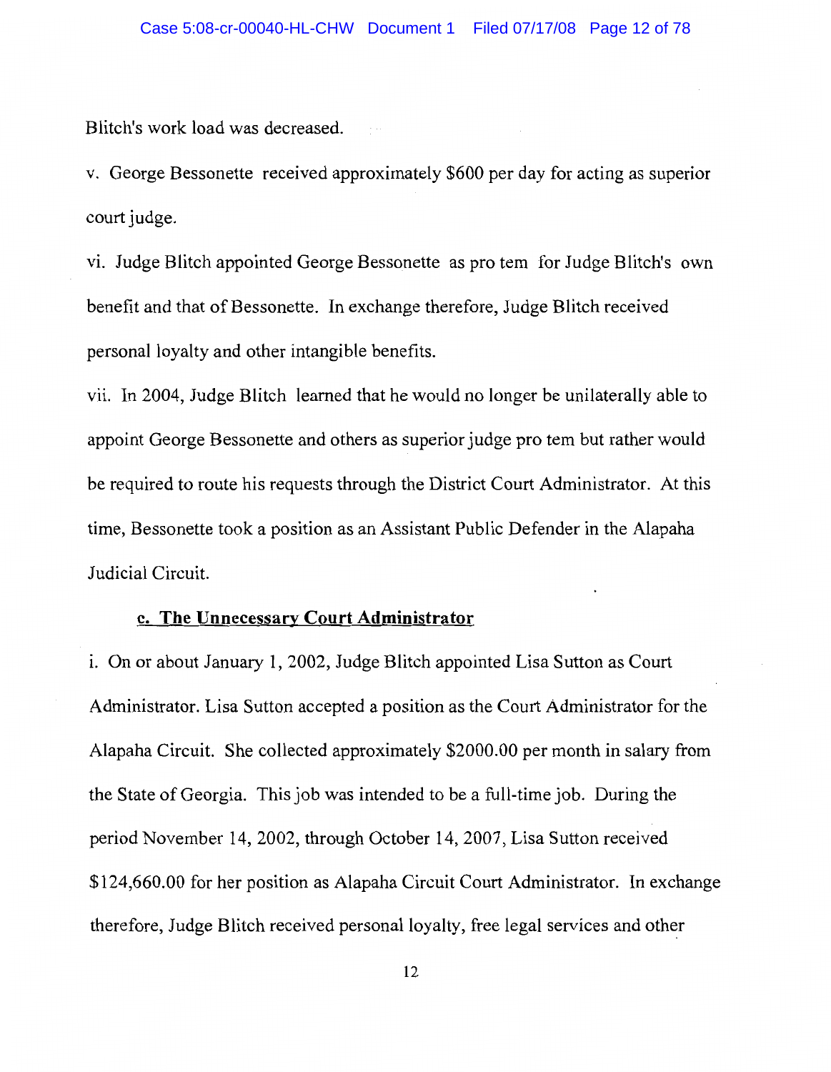Blitch's work load was decreased.

v. George Bessonette received approximately $600 per day for acting as superior court judge.

vi. Judge Blitch appointed George Bessonette as pro tem for Judge Blitch's own benefit and that of Bessonette. In exchange therefore, Judge Blitch received personal loyalty and other intangible benefits.

vii. In 2004, Judge Blitch learned that he would no longer be unilaterally able to appoint George Bessonette and others as superior judge pro tem but rather would be required to route his requests through the District Court Administrator. At this time, Bessonette took a position as an Assistant Public Defender in the Alapaha Judicial Circuit.

### c. The Unnecessary Court Administrator

i. On or about January 1, 2002, Judge Blitch appointed Lisa Sutton as Court Administrator. Lisa Sutton accepted a position as the Court Administrator for the Alapaha Circuit. She collected approximately $2000.00 per month in salary from the State of Georgia. This job was intended to be a full-time job. During the period November 14, 2002, through October 14, 2007, Lisa Sutton received $124,660.00 for her position as Alapaha Circuit Court Administrator. In exchange therefore, Judge Blitch received personal loyalty, free legal services and other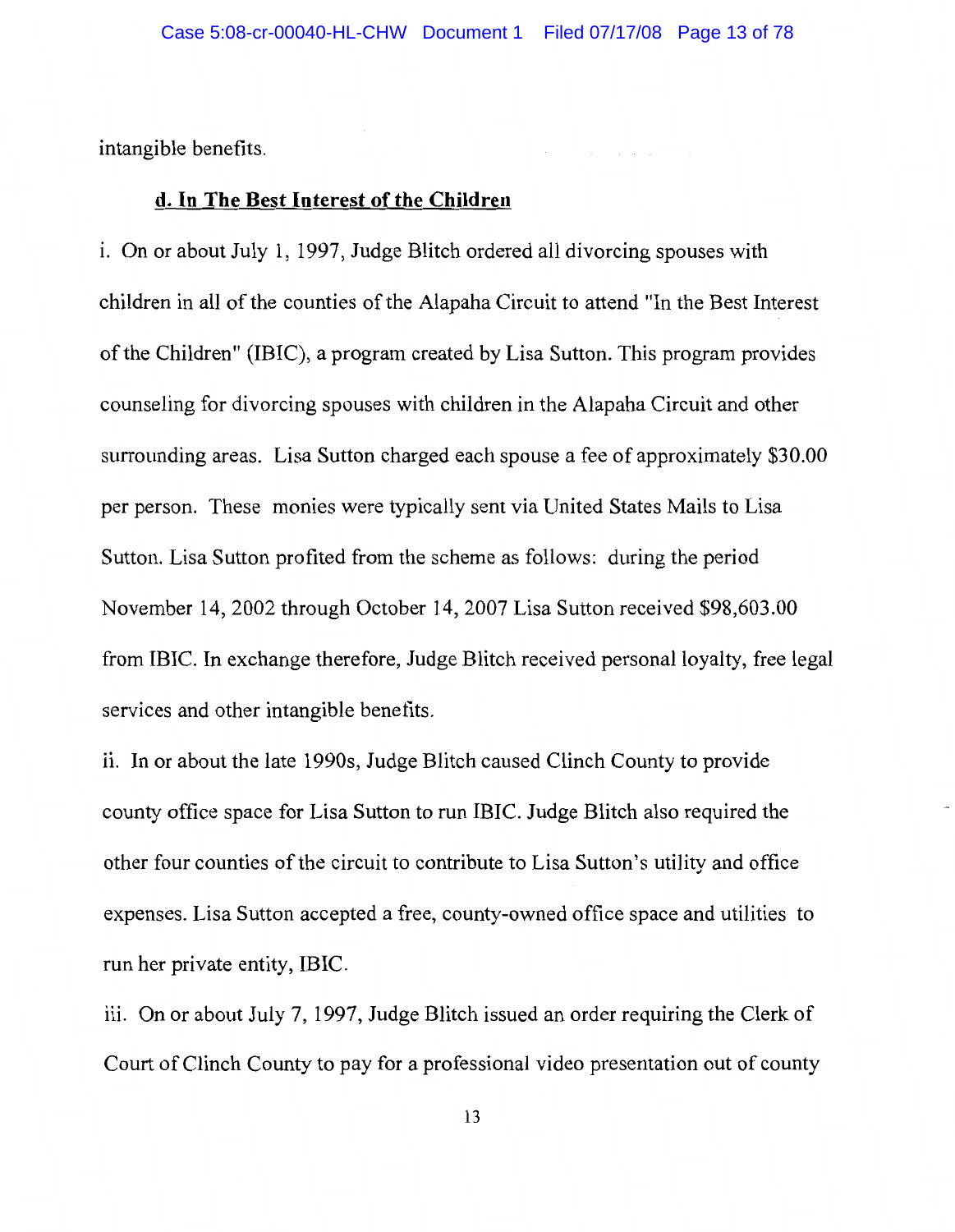intangible benefits.

**d. In The Best Interest of the Children**

i. On or about July 1, 1997, Judge Blitch ordered all divorcing spouses with children in all of the counties of the Alapaha Circuit to attend "In the Best Interest of the Children" (IBIC), a program created by Lisa Sutton. This program provides counseling for divorcing spouses with children in the Alapaha Circuit and other surrounding areas. Lisa Sutton charged each spouse a fee of approximately $30.00 per person. These monies were typically sent via United States Mails to Lisa Sutton. Lisa Sutton profited from the scheme as follows: during the period November 14, 2002 through October 14, 2007 Lisa Sutton received $98,603.00 from IBIC. In exchange therefore, Judge Blitch received personal loyalty, free legal services and other intangible benefits.

ii. In or about the late 1990s, Judge Blitch caused Clinch County to provide county office space for Lisa Sutton to run IBIC. Judge Blitch also required the other four counties of the circuit to contribute to Lisa Sutton's utility and office expenses. Lisa Sutton accepted a free, county-owned office space and utilities to run her private entity, IBIC.

iii. On or about July 7, 1997, Judge Blitch issued an order requiring the Clerk of Court of Clinch County to pay for a professional video presentation out of county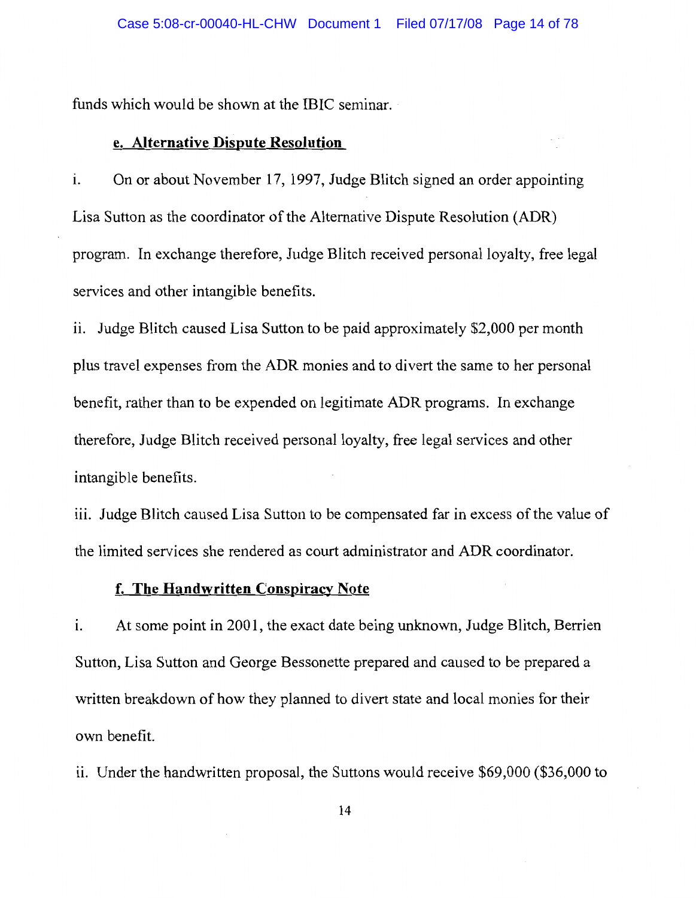funds which would be shown at the IBIC seminar.

**e. Alternative Dispute Resolution**

i. On or about November 17, 1997, Judge Blitch signed an order appointing Lisa Sutton as the coordinator of the Alternative Dispute Resolution (ADR) program. In exchange therefore, Judge Blitch received personal loyalty, free legal services and other intangible benefits.

ii. Judge Blitch caused Lisa Sutton to be paid approximately $2,000 per month plus travel expenses from the ADR monies and to divert the same to her personal benefit, rather than to be expended on legitimate ADR programs. In exchange therefore, Judge Blitch received personal loyalty, free legal services and other intangible benefits.

iii. Judge Blitch caused Lisa Sutton to be compensated far in excess of the value of the limited services she rendered as court administrator and ADR coordinator.

**f. The Handwritten Conspiracy Note**

i. At some point in 2001, the exact date being unknown, Judge Blitch, Berrien Sutton, Lisa Sutton and George Bessonette prepared and caused to be prepared a written breakdown of how they planned to divert state and local monies for their own benefit.

ii. Under the handwritten proposal, the Suttons would receive $69,000 ($36,000 to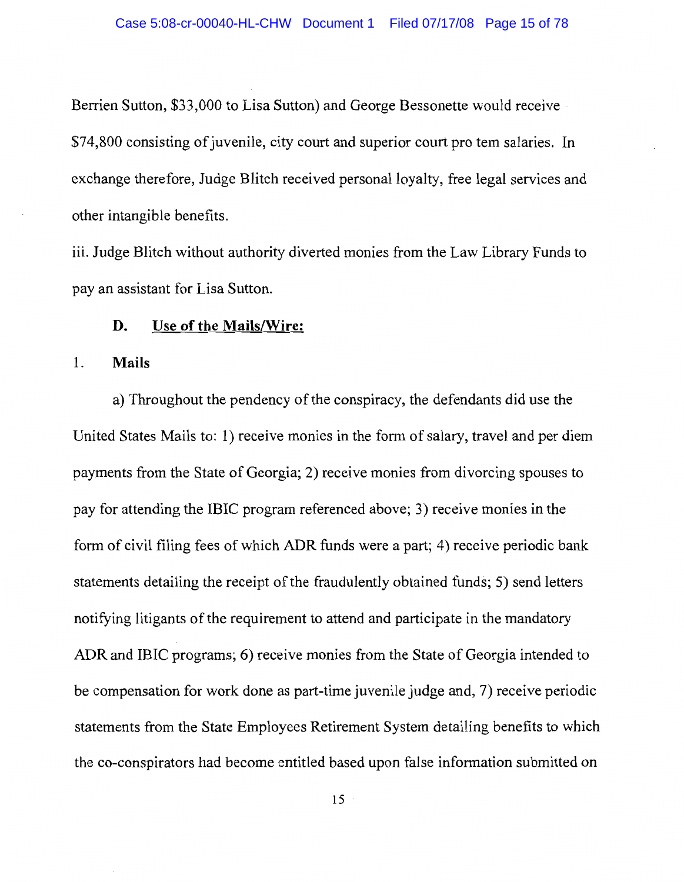Berrien Sutton, $33,000 to Lisa Sutton) and George Bessonette would receive $74,800 consisting of juvenile, city court and superior court pro tem salaries. In exchange therefore, Judge Blitch received personal loyalty, free legal services and other intangible benefits.

iii. Judge Blitch without authority diverted monies from the Law Library Funds to pay an assistant for Lisa Sutton.

**D. Use of the Mails/Wire:**

1. **Mails**

a) Throughout the pendency of the conspiracy, the defendants did use the United States Mails to: 1) receive monies in the form of salary, travel and per diem payments from the State of Georgia; 2) receive monies from divorcing spouses to pay for attending the IBIC program referenced above; 3) receive monies in the form of civil filing fees of which ADR funds were a part; 4) receive periodic bank statements detailing the receipt of the fraudulently obtained funds; 5) send letters notifying litigants of the requirement to attend and participate in the mandatory ADR and IBIC programs; 6) receive monies from the State of Georgia intended to be compensation for work done as part-time juvenile judge and, 7) receive periodic statements from the State Employees Retirement System detailing benefits to which the co-conspirators had become entitled based upon false information submitted on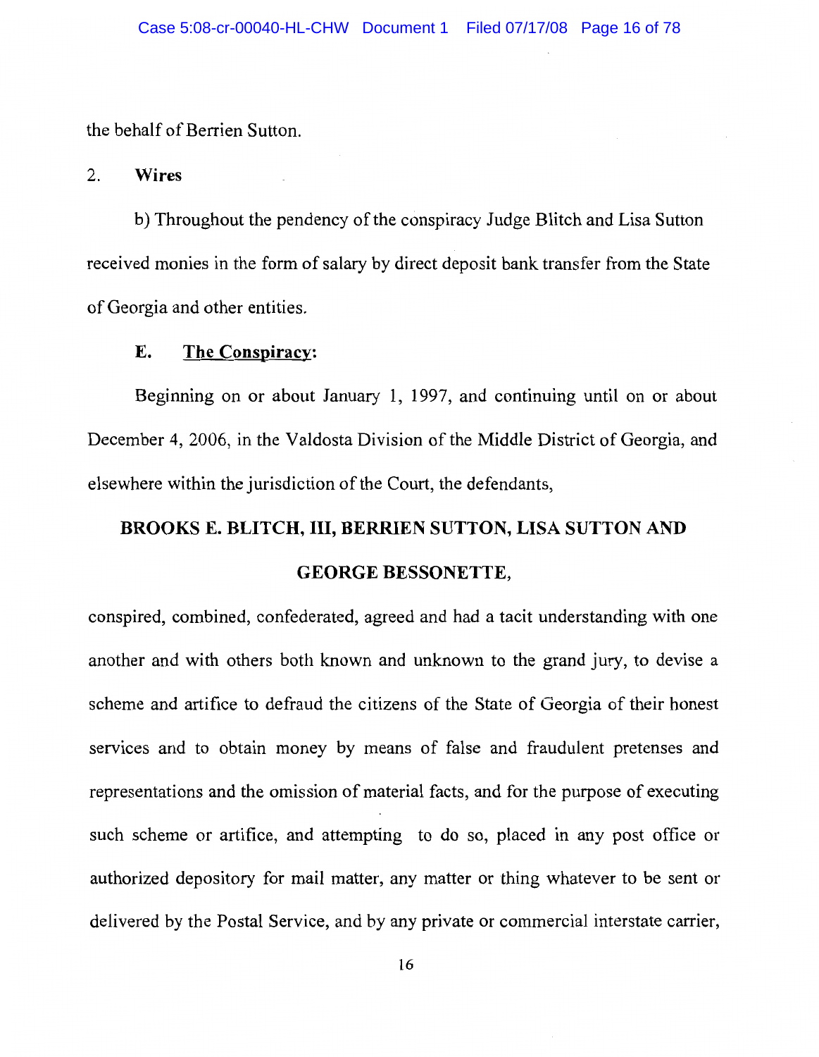the behalf of Berrien Sutton.

2. **Wires**

b) Throughout the pendency of the conspiracy Judge Blitch and Lisa Sutton received monies in the form of salary by direct deposit bank transfer from the State of Georgia and other entities.

**E. <u>The Conspiracy</u>:**

Beginning on or about January 1, 1997, and continuing until on or about December 4, 2006, in the Valdosta Division of the Middle District of Georgia, and elsewhere within the jurisdiction of the Court, the defendants,

**BROOKS E. BLITCH, III, BERRIEN SUTTON, LISA SUTTON AND GEORGE BESSONETTE,**

conspired, combined, confederated, agreed and had a tacit understanding with one another and with others both known and unknown to the grand jury, to devise a scheme and artifice to defraud the citizens of the State of Georgia of their honest services and to obtain money by means of false and fraudulent pretenses and representations and the omission of material facts, and for the purpose of executing such scheme or artifice, and attempting to do so, placed in any post office or authorized depository for mail matter, any matter or thing whatever to be sent or delivered by the Postal Service, and by any private or commercial interstate carrier,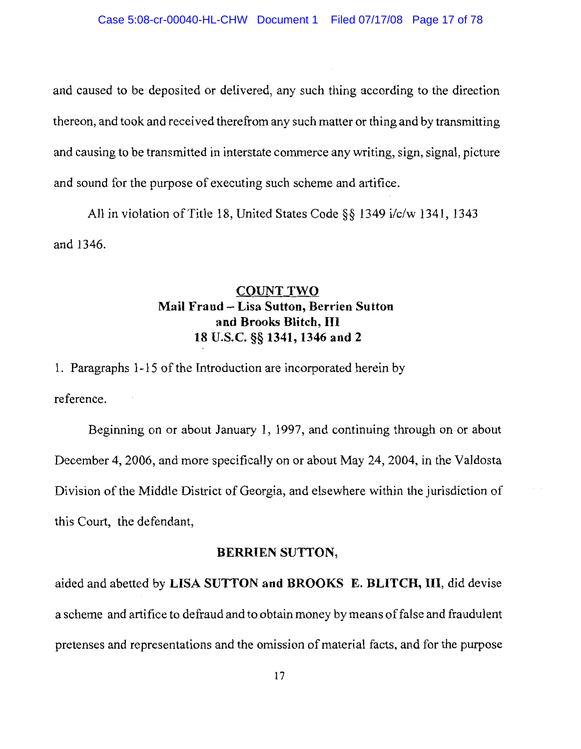and caused to be deposited or delivered, any such thing according to the direction thereon, and took and received therefrom any such matter or thing and by transmitting and causing to be transmitted in interstate commerce any writing, sign, signal, picture and sound for the purpose of executing such scheme and artifice.

All in violation of Title 18, United States Code §§ 1349 i/c/w 1341, 1343 and 1346.

**COUNT TWO**
**Mail Fraud – Lisa Sutton, Berrien Sutton and Brooks Blitch, III**
**18 U.S.C. §§ 1341, 1346 and 2**

1. Paragraphs 1-15 of the Introduction are incorporated herein by reference.

Beginning on or about January 1, 1997, and continuing through on or about December 4, 2006, and more specifically on or about May 24, 2004, in the Valdosta Division of the Middle District of Georgia, and elsewhere within the jurisdiction of this Court, the defendant,

**BERRIEN SUTTON,**

aided and abetted by **LISA SUTTON and BROOKS E. BLITCH, III**, did devise a scheme and artifice to defraud and to obtain money by means of false and fraudulent pretenses and representations and the omission of material facts, and for the purpose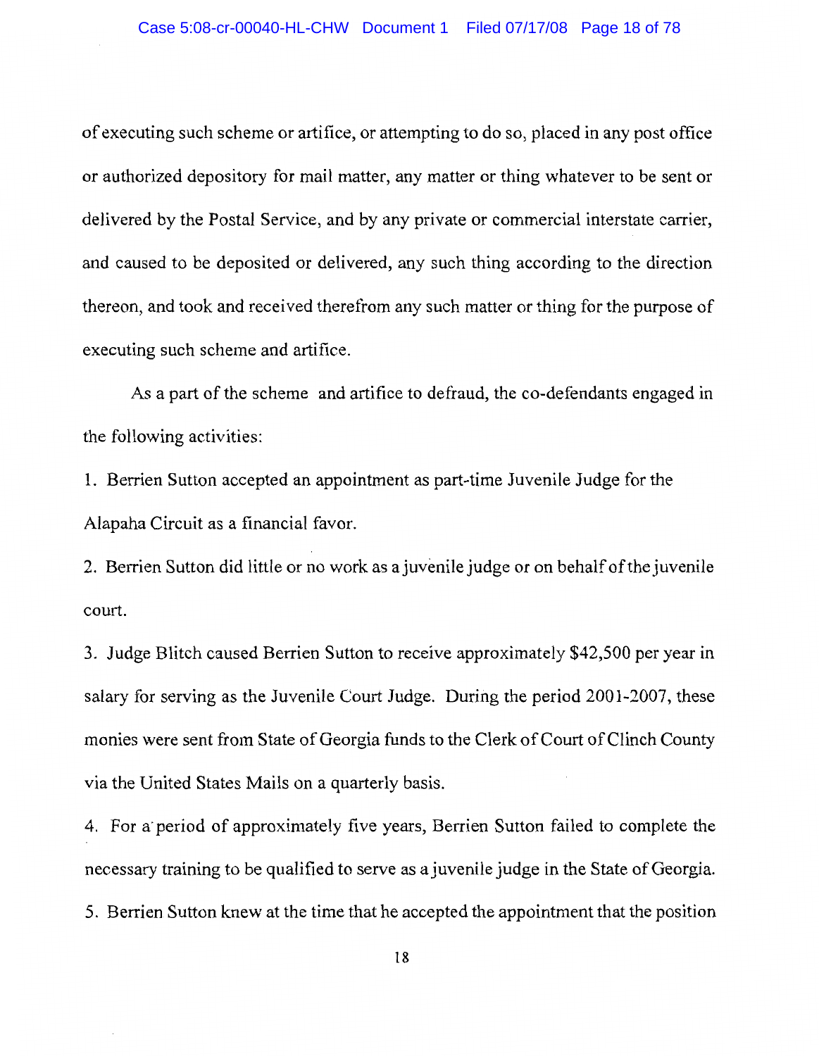of executing such scheme or artifice, or attempting to do so, placed in any post office or authorized depository for mail matter, any matter or thing whatever to be sent or delivered by the Postal Service, and by any private or commercial interstate carrier, and caused to be deposited or delivered, any such thing according to the direction thereon, and took and received therefrom any such matter or thing for the purpose of executing such scheme and artifice.

As a part of the scheme and artifice to defraud, the co-defendants engaged in the following activities:

1. Berrien Sutton accepted an appointment as part-time Juvenile Judge for the Alapaha Circuit as a financial favor.

2. Berrien Sutton did little or no work as a juvenile judge or on behalf of the juvenile court.

3. Judge Blitch caused Berrien Sutton to receive approximately $42,500 per year in salary for serving as the Juvenile Court Judge. During the period 2001-2007, these monies were sent from State of Georgia funds to the Clerk of Court of Clinch County via the United States Mails on a quarterly basis.

4. For a period of approximately five years, Berrien Sutton failed to complete the necessary training to be qualified to serve as a juvenile judge in the State of Georgia.

5. Berrien Sutton knew at the time that he accepted the appointment that the position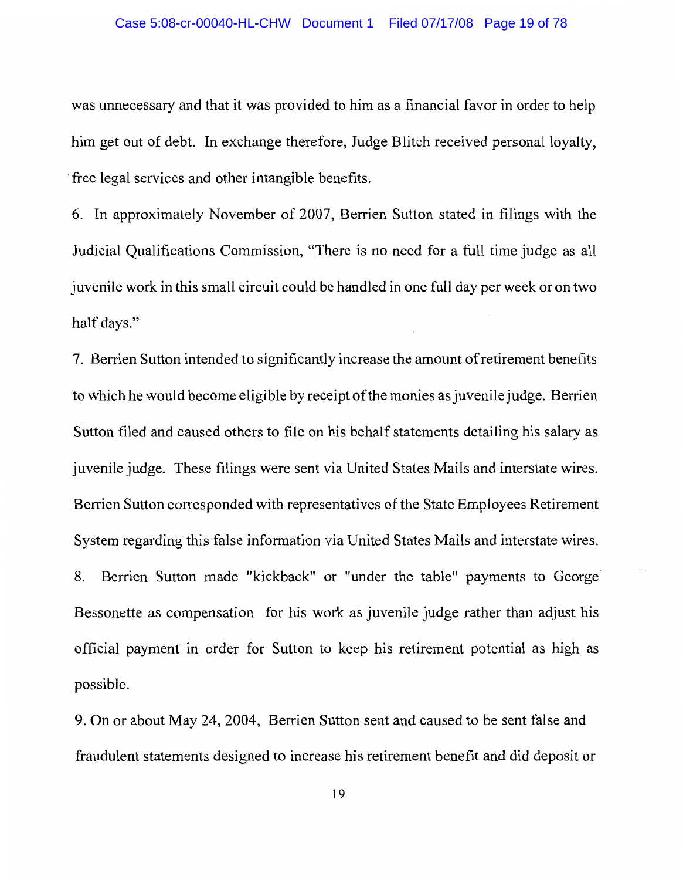was unnecessary and that it was provided to him as a financial favor in order to help him get out of debt. In exchange therefore, Judge Blitch received personal loyalty, free legal services and other intangible benefits.

6. In approximately November of 2007, Berrien Sutton stated in filings with the Judicial Qualifications Commission, "There is no need for a full time judge as all juvenile work in this small circuit could be handled in one full day per week or on two half days."

7. Berrien Sutton intended to significantly increase the amount of retirement benefits to which he would become eligible by receipt of the monies as juvenile judge. Berrien Sutton filed and caused others to file on his behalf statements detailing his salary as juvenile judge. These filings were sent via United States Mails and interstate wires. Berrien Sutton corresponded with representatives of the State Employees Retirement System regarding this false information via United States Mails and interstate wires.

8. Berrien Sutton made "kickback" or "under the table" payments to George Bessonette as compensation for his work as juvenile judge rather than adjust his official payment in order for Sutton to keep his retirement potential as high as possible.

9. On or about May 24, 2004, Berrien Sutton sent and caused to be sent false and fraudulent statements designed to increase his retirement benefit and did deposit or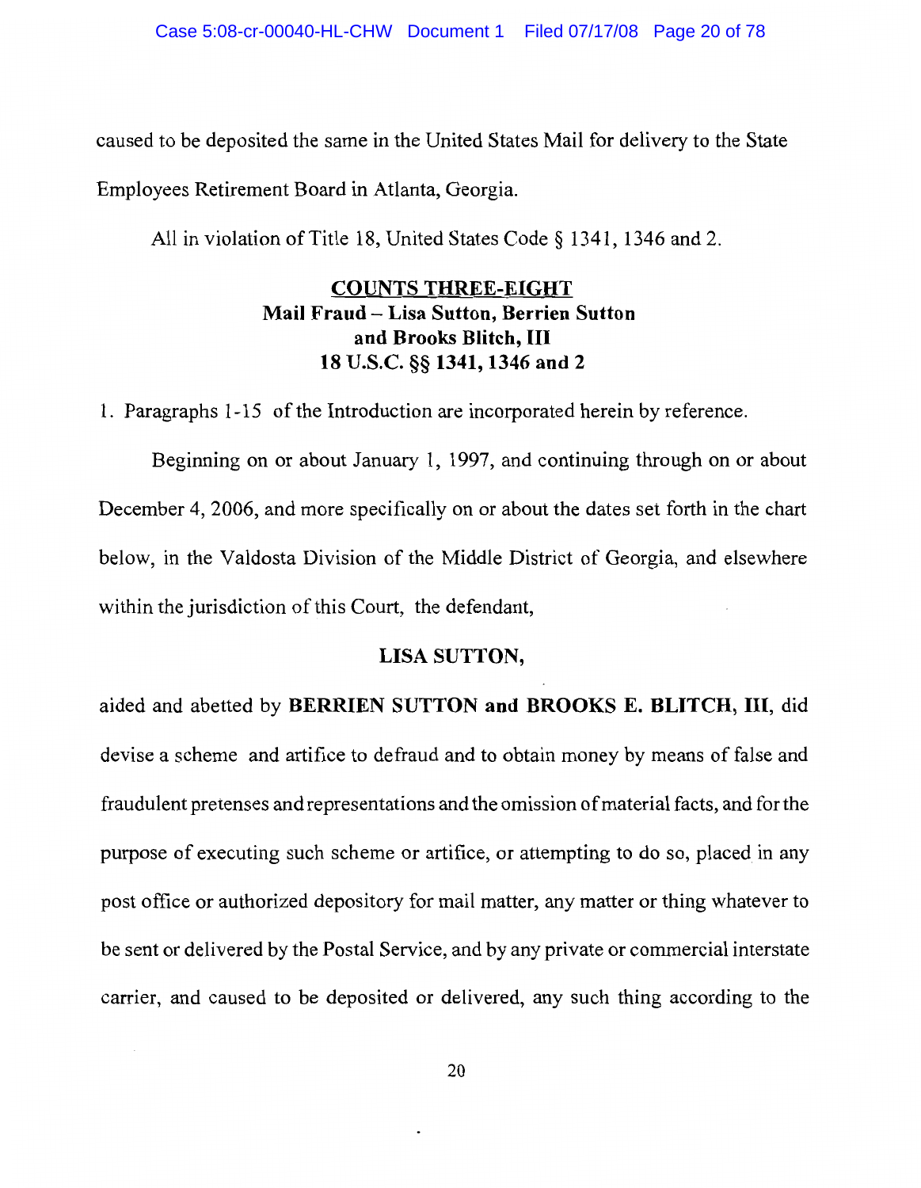caused to be deposited the same in the United States Mail for delivery to the State Employees Retirement Board in Atlanta, Georgia.

All in violation of Title 18, United States Code § 1341, 1346 and 2.

**COUNTS THREE-EIGHT**
**Mail Fraud – Lisa Sutton, Berrien Sutton and Brooks Blitch, III**
**18 U.S.C. §§ 1341, 1346 and 2**

1. Paragraphs 1-15 of the Introduction are incorporated herein by reference.

Beginning on or about January 1, 1997, and continuing through on or about December 4, 2006, and more specifically on or about the dates set forth in the chart below, in the Valdosta Division of the Middle District of Georgia, and elsewhere within the jurisdiction of this Court, the defendant,

**LISA SUTTON,**

aided and abetted by **BERRIEN SUTTON and BROOKS E. BLITCH, III**, did devise a scheme and artifice to defraud and to obtain money by means of false and fraudulent pretenses and representations and the omission of material facts, and for the purpose of executing such scheme or artifice, or attempting to do so, placed in any post office or authorized depository for mail matter, any matter or thing whatever to be sent or delivered by the Postal Service, and by any private or commercial interstate carrier, and caused to be deposited or delivered, any such thing according to the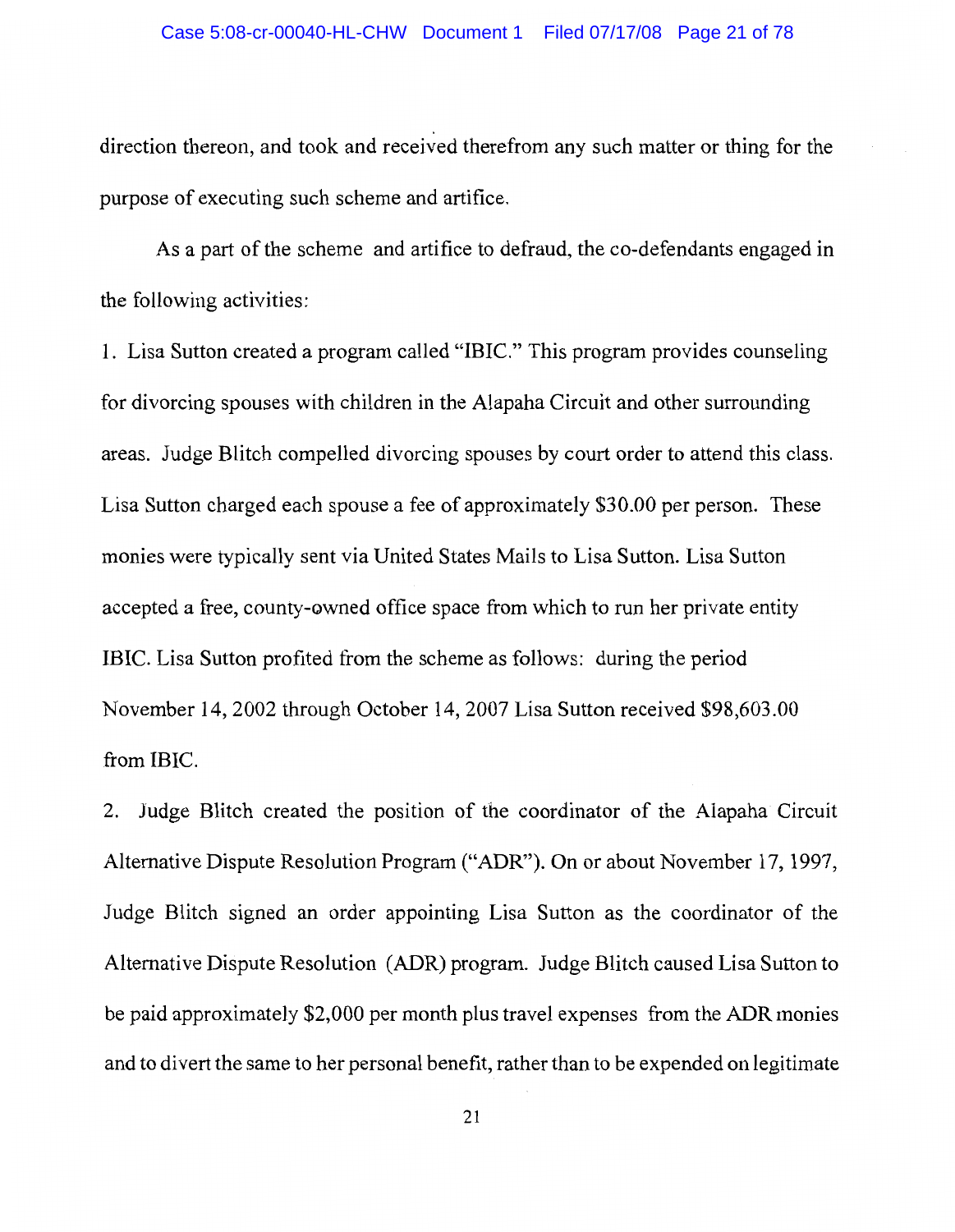direction thereon, and took and received therefrom any such matter or thing for the purpose of executing such scheme and artifice.

As a part of the scheme and artifice to defraud, the co-defendants engaged in the following activities:

1. Lisa Sutton created a program called "IBIC." This program provides counseling for divorcing spouses with children in the Alapaha Circuit and other surrounding areas. Judge Blitch compelled divorcing spouses by court order to attend this class. Lisa Sutton charged each spouse a fee of approximately $30.00 per person. These monies were typically sent via United States Mails to Lisa Sutton. Lisa Sutton accepted a free, county-owned office space from which to run her private entity IBIC. Lisa Sutton profited from the scheme as follows: during the period November 14, 2002 through October 14, 2007 Lisa Sutton received $98,603.00 from IBIC.

2. Judge Blitch created the position of the coordinator of the Alapaha Circuit Alternative Dispute Resolution Program ("ADR"). On or about November 17, 1997, Judge Blitch signed an order appointing Lisa Sutton as the coordinator of the Alternative Dispute Resolution (ADR) program. Judge Blitch caused Lisa Sutton to be paid approximately $2,000 per month plus travel expenses from the ADR monies and to divert the same to her personal benefit, rather than to be expended on legitimate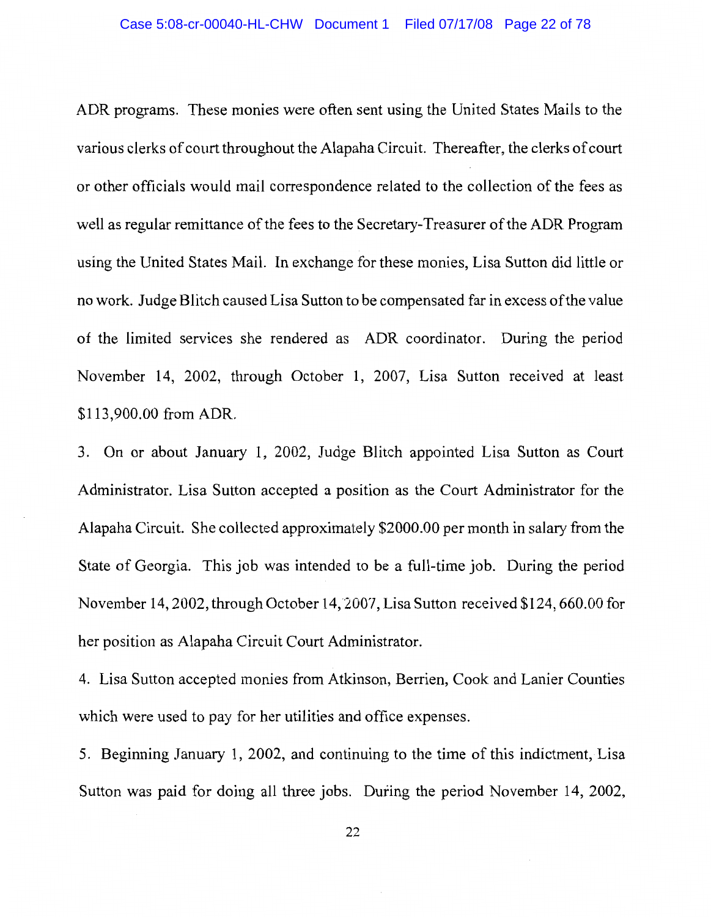ADR programs. These monies were often sent using the United States Mails to the various clerks of court throughout the Alapaha Circuit. Thereafter, the clerks of court or other officials would mail correspondence related to the collection of the fees as well as regular remittance of the fees to the Secretary-Treasurer of the ADR Program using the United States Mail. In exchange for these monies, Lisa Sutton did little or no work. Judge Blitch caused Lisa Sutton to be compensated far in excess of the value of the limited services she rendered as ADR coordinator. During the period November 14, 2002, through October 1, 2007, Lisa Sutton received at least $113,900.00 from ADR.

3. On or about January 1, 2002, Judge Blitch appointed Lisa Sutton as Court Administrator. Lisa Sutton accepted a position as the Court Administrator for the Alapaha Circuit. She collected approximately $2000.00 per month in salary from the State of Georgia. This job was intended to be a full-time job. During the period November 14, 2002, through October 14, 2007, Lisa Sutton received $124, 660.00 for her position as Alapaha Circuit Court Administrator.

4. Lisa Sutton accepted monies from Atkinson, Berrien, Cook and Lanier Counties which were used to pay for her utilities and office expenses.

5. Beginning January 1, 2002, and continuing to the time of this indictment, Lisa Sutton was paid for doing all three jobs. During the period November 14, 2002,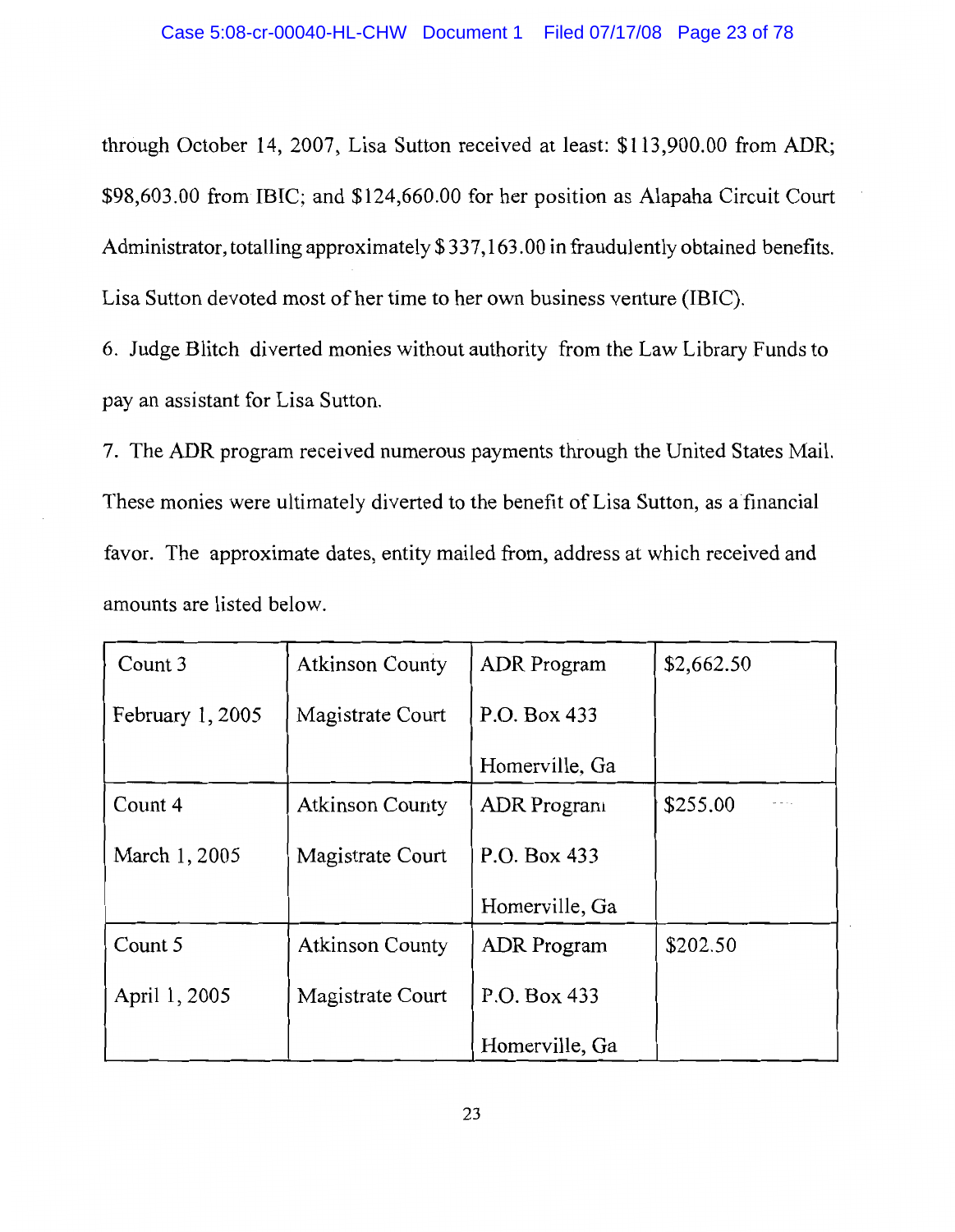through October 14, 2007, Lisa Sutton received at least: \$113,900.00 from ADR; \$98,603.00 from IBIC; and \$124,660.00 for her position as Alapaha Circuit Court Administrator, totalling approximately \$ 337,163.00 in fraudulently obtained benefits. Lisa Sutton devoted most of her time to her own business venture (IBIC).

6. Judge Blitch diverted monies without authority from the Law Library Funds to pay an assistant for Lisa Sutton.

7. The ADR program received numerous payments through the United States Mail. These monies were ultimately diverted to the benefit of Lisa Sutton, as a financial favor. The approximate dates, entity mailed from, address at which received and amounts are listed below.

| | | | |
|---|---|---|---|
| Count 3<br>February 1, 2005 | Atkinson County<br>Magistrate Court | ADR Program<br>P.O. Box 433<br>Homerville, Ga | \$2,662.50 |
| Count 4<br>March 1, 2005 | Atkinson County<br>Magistrate Court | ADR Program<br>P.O. Box 433<br>Homerville, Ga | \$255.00 |
| Count 5<br>April 1, 2005 | Atkinson County<br>Magistrate Court | ADR Program<br>P.O. Box 433<br>Homerville, Ga | \$202.50 |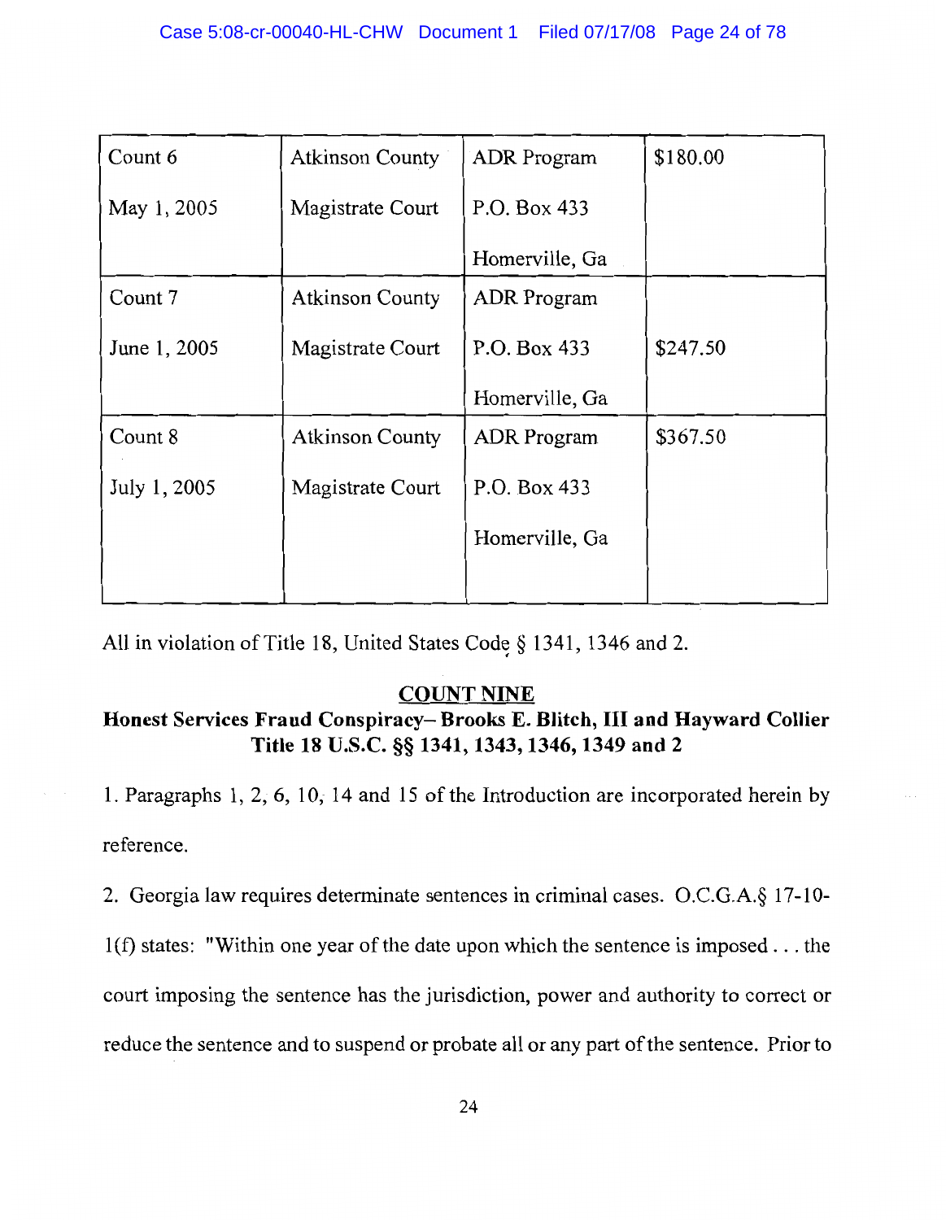| Count 6<br>May 1, 2005 | Atkinson County<br>Magistrate Court | ADR Program<br>P.O. Box 433<br>Homerville, Ga | $180.00 |
|---|---|---|---|
| Count 7<br>June 1, 2005 | Atkinson County<br>Magistrate Court | ADR Program<br>P.O. Box 433<br>Homerville, Ga | $247.50 |
| Count 8<br>July 1, 2005 | Atkinson County<br>Magistrate Court | ADR Program<br>P.O. Box 433<br>Homerville, Ga | $367.50 |

All in violation of Title 18, United States Code § 1341, 1346 and 2.

## COUNT NINE

**Honest Services Fraud Conspiracy– Brooks E. Blitch, III and Hayward Collier**
**Title 18 U.S.C. §§ 1341, 1343, 1346, 1349 and 2**

1. Paragraphs 1, 2, 6, 10, 14 and 15 of the Introduction are incorporated herein by reference.

2. Georgia law requires determinate sentences in criminal cases. O.C.G.A.§ 17-10-1(f) states: "Within one year of the date upon which the sentence is imposed . . . the court imposing the sentence has the jurisdiction, power and authority to correct or reduce the sentence and to suspend or probate all or any part of the sentence. Prior to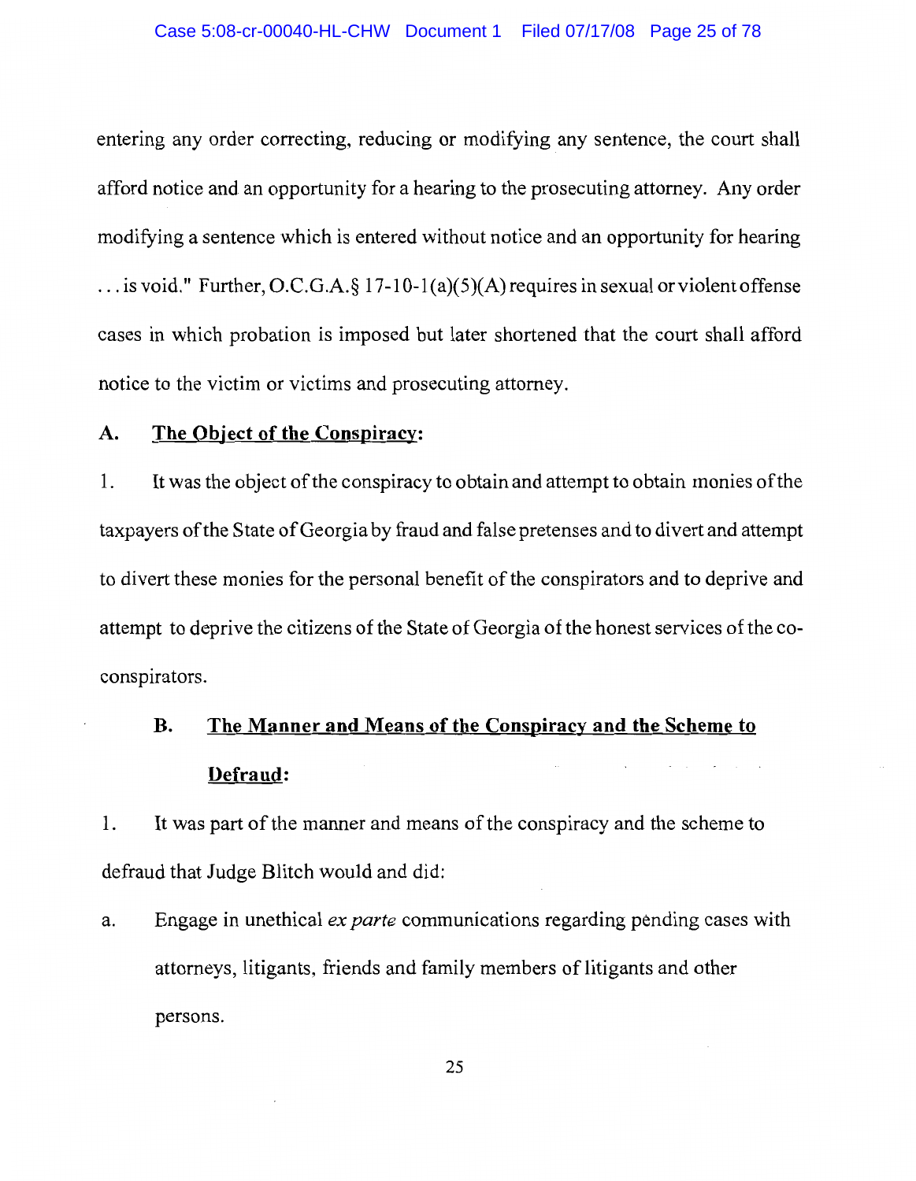entering any order correcting, reducing or modifying any sentence, the court shall afford notice and an opportunity for a hearing to the prosecuting attorney. Any order modifying a sentence which is entered without notice and an opportunity for hearing . . . is void." Further, O.C.G.A.§ 17-10-1(a)(5)(A) requires in sexual or violent offense cases in which probation is imposed but later shortened that the court shall afford notice to the victim or victims and prosecuting attorney.

**A. The Object of the Conspiracy:**

1. It was the object of the conspiracy to obtain and attempt to obtain monies of the taxpayers of the State of Georgia by fraud and false pretenses and to divert and attempt to divert these monies for the personal benefit of the conspirators and to deprive and attempt to deprive the citizens of the State of Georgia of the honest services of the co-conspirators.

**B. The Manner and Means of the Conspiracy and the Scheme to Defraud:**

1. It was part of the manner and means of the conspiracy and the scheme to defraud that Judge Blitch would and did:

a. Engage in unethical *ex parte* communications regarding pending cases with attorneys, litigants, friends and family members of litigants and other persons.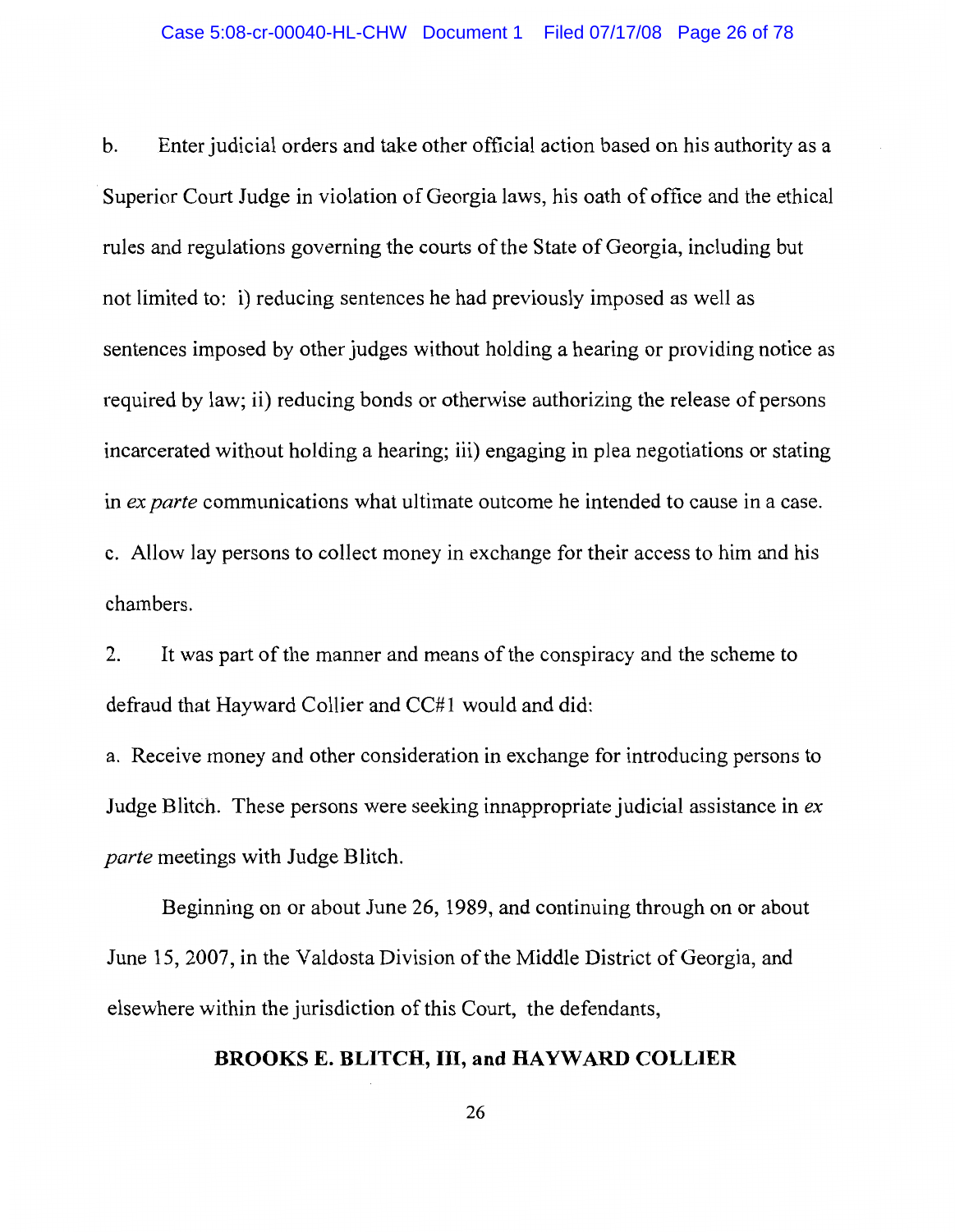b. Enter judicial orders and take other official action based on his authority as a Superior Court Judge in violation of Georgia laws, his oath of office and the ethical rules and regulations governing the courts of the State of Georgia, including but not limited to: i) reducing sentences he had previously imposed as well as sentences imposed by other judges without holding a hearing or providing notice as required by law; ii) reducing bonds or otherwise authorizing the release of persons incarcerated without holding a hearing; iii) engaging in plea negotiations or stating in *ex parte* communications what ultimate outcome he intended to cause in a case.

c. Allow lay persons to collect money in exchange for their access to him and his chambers.

2. It was part of the manner and means of the conspiracy and the scheme to defraud that Hayward Collier and CC#1 would and did:

a. Receive money and other consideration in exchange for introducing persons to Judge Blitch. These persons were seeking innappropriate judicial assistance in *ex parte* meetings with Judge Blitch.

Beginning on or about June 26, 1989, and continuing through on or about June 15, 2007, in the Valdosta Division of the Middle District of Georgia, and elsewhere within the jurisdiction of this Court, the defendants,

**BROOKS E. BLITCH, III, and HAYWARD COLLIER**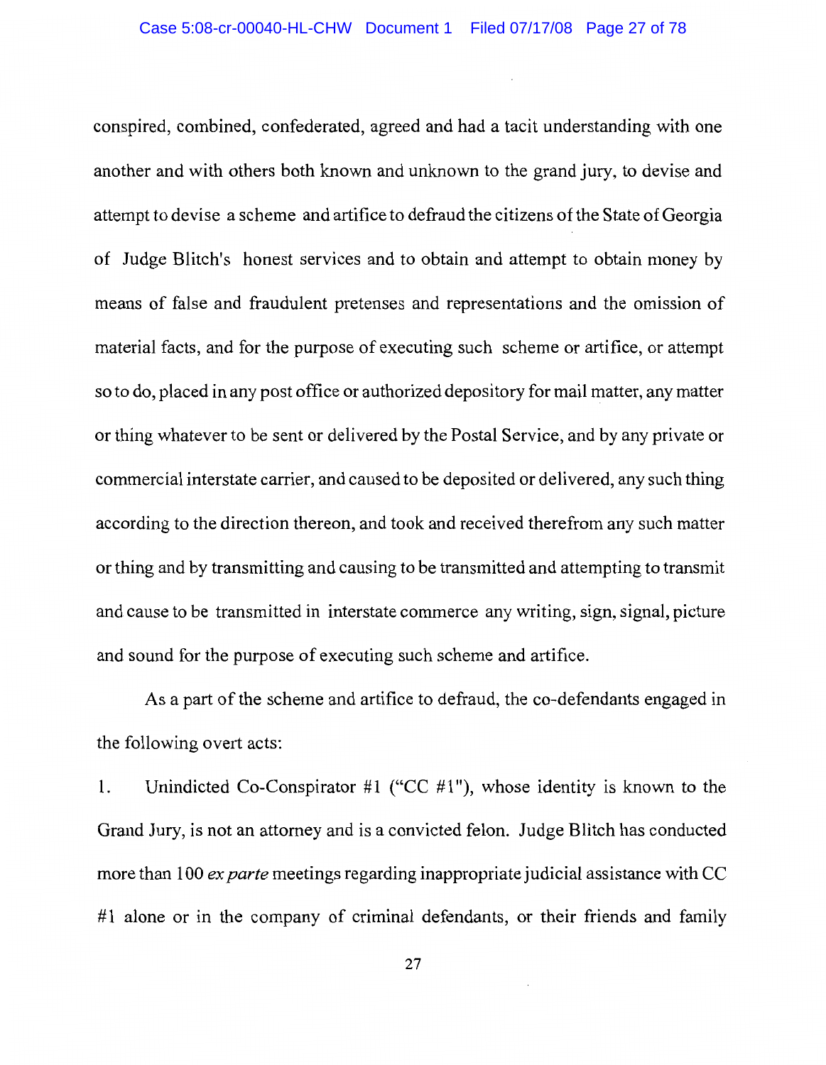conspired, combined, confederated, agreed and had a tacit understanding with one another and with others both known and unknown to the grand jury, to devise and attempt to devise a scheme and artifice to defraud the citizens of the State of Georgia of Judge Blitch's honest services and to obtain and attempt to obtain money by means of false and fraudulent pretenses and representations and the omission of material facts, and for the purpose of executing such scheme or artifice, or attempt so to do, placed in any post office or authorized depository for mail matter, any matter or thing whatever to be sent or delivered by the Postal Service, and by any private or commercial interstate carrier, and caused to be deposited or delivered, any such thing according to the direction thereon, and took and received therefrom any such matter or thing and by transmitting and causing to be transmitted and attempting to transmit and cause to be transmitted in interstate commerce any writing, sign, signal, picture and sound for the purpose of executing such scheme and artifice.

As a part of the scheme and artifice to defraud, the co-defendants engaged in the following overt acts:

1. Unindicted Co-Conspirator #1 ("CC #1"), whose identity is known to the Grand Jury, is not an attorney and is a convicted felon. Judge Blitch has conducted more than 100 *ex parte* meetings regarding inappropriate judicial assistance with CC #1 alone or in the company of criminal defendants, or their friends and family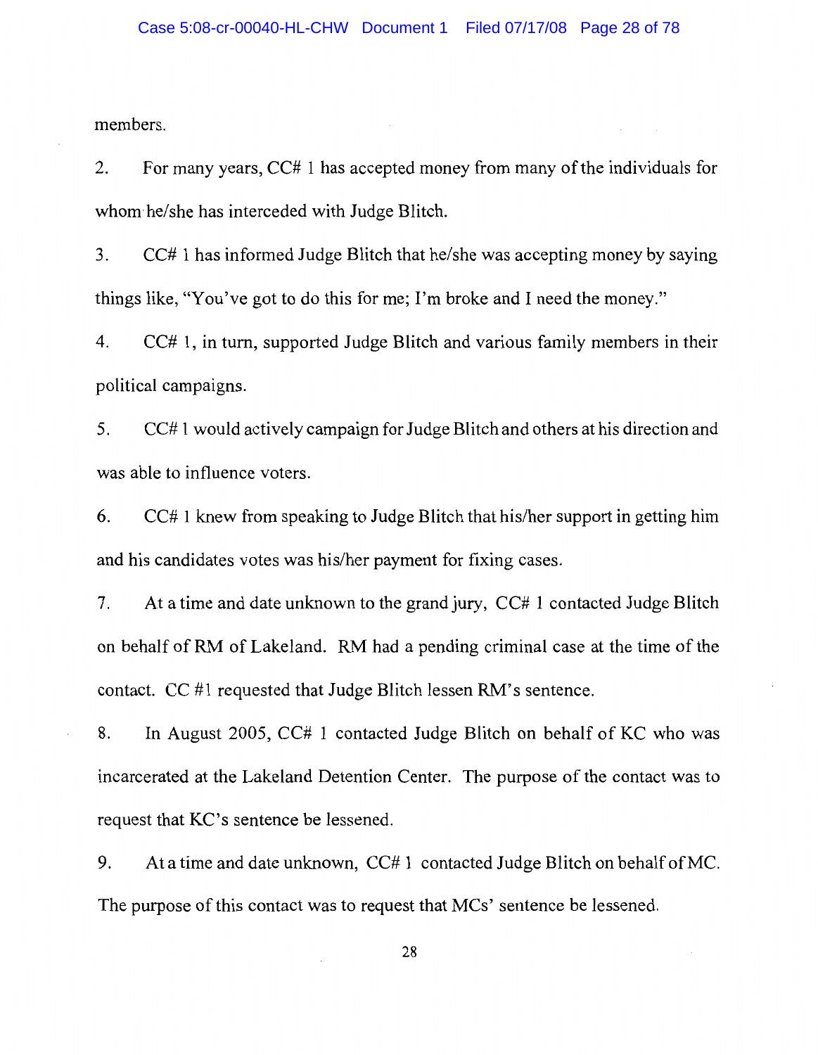members.

2. For many years, CC# 1 has accepted money from many of the individuals for whom he/she has interceded with Judge Blitch.

3. CC# 1 has informed Judge Blitch that he/she was accepting money by saying things like, "You've got to do this for me; I'm broke and I need the money."

4. CC# 1, in turn, supported Judge Blitch and various family members in their political campaigns.

5. CC# 1 would actively campaign for Judge Blitch and others at his direction and was able to influence voters.

6. CC# 1 knew from speaking to Judge Blitch that his/her support in getting him and his candidates votes was his/her payment for fixing cases.

7. At a time and date unknown to the grand jury, CC# 1 contacted Judge Blitch on behalf of RM of Lakeland. RM had a pending criminal case at the time of the contact. CC #1 requested that Judge Blitch lessen RM's sentence.

8. In August 2005, CC# 1 contacted Judge Blitch on behalf of KC who was incarcerated at the Lakeland Detention Center. The purpose of the contact was to request that KC's sentence be lessened.

9. At a time and date unknown, CC# 1 contacted Judge Blitch on behalf of MC. The purpose of this contact was to request that MCs' sentence be lessened.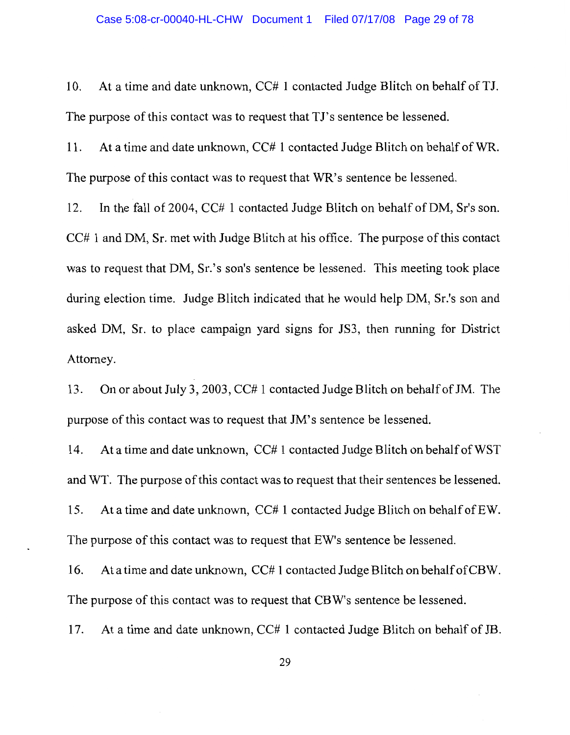10. At a time and date unknown, CC# 1 contacted Judge Blitch on behalf of TJ. The purpose of this contact was to request that TJ's sentence be lessened.

11. At a time and date unknown, CC# 1 contacted Judge Blitch on behalf of WR. The purpose of this contact was to request that WR's sentence be lessened.

12. In the fall of 2004, CC# 1 contacted Judge Blitch on behalf of DM, Sr's son. CC# 1 and DM, Sr. met with Judge Blitch at his office. The purpose of this contact was to request that DM, Sr.'s son's sentence be lessened. This meeting took place during election time. Judge Blitch indicated that he would help DM, Sr.'s son and asked DM, Sr. to place campaign yard signs for JS3, then running for District Attorney.

13. On or about July 3, 2003, CC# 1 contacted Judge Blitch on behalf of JM. The purpose of this contact was to request that JM's sentence be lessened.

14. At a time and date unknown, CC# 1 contacted Judge Blitch on behalf of WST and WT. The purpose of this contact was to request that their sentences be lessened.

15. At a time and date unknown, CC# 1 contacted Judge Blitch on behalf of EW. The purpose of this contact was to request that EW's sentence be lessened.

16. At a time and date unknown, CC# 1 contacted Judge Blitch on behalf of CBW. The purpose of this contact was to request that CBW's sentence be lessened.

17. At a time and date unknown, CC# 1 contacted Judge Blitch on behalf of JB.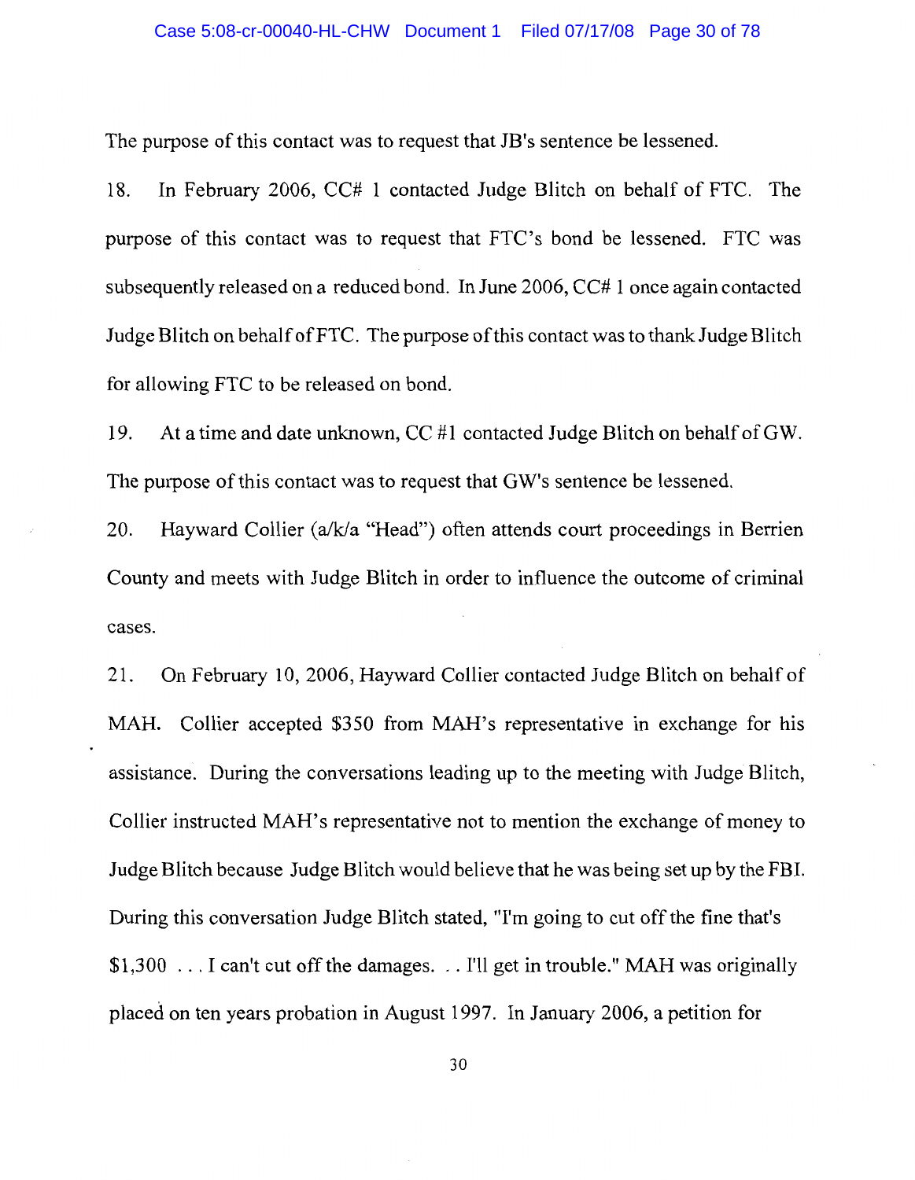The purpose of this contact was to request that JB's sentence be lessened.

18. In February 2006, CC# 1 contacted Judge Blitch on behalf of FTC. The purpose of this contact was to request that FTC's bond be lessened. FTC was subsequently released on a reduced bond. In June 2006, CC# 1 once again contacted Judge Blitch on behalf of FTC. The purpose of this contact was to thank Judge Blitch for allowing FTC to be released on bond.

19. At a time and date unknown, CC #1 contacted Judge Blitch on behalf of GW. The purpose of this contact was to request that GW's sentence be lessened.

20. Hayward Collier (a/k/a "Head") often attends court proceedings in Berrien County and meets with Judge Blitch in order to influence the outcome of criminal cases.

21. On February 10, 2006, Hayward Collier contacted Judge Blitch on behalf of MAH. Collier accepted $350 from MAH's representative in exchange for his assistance. During the conversations leading up to the meeting with Judge Blitch, Collier instructed MAH's representative not to mention the exchange of money to Judge Blitch because Judge Blitch would believe that he was being set up by the FBI. During this conversation Judge Blitch stated, "I'm going to cut off the fine that's $1,300 . . . I can't cut off the damages. . . I'll get in trouble." MAH was originally placed on ten years probation in August 1997. In January 2006, a petition for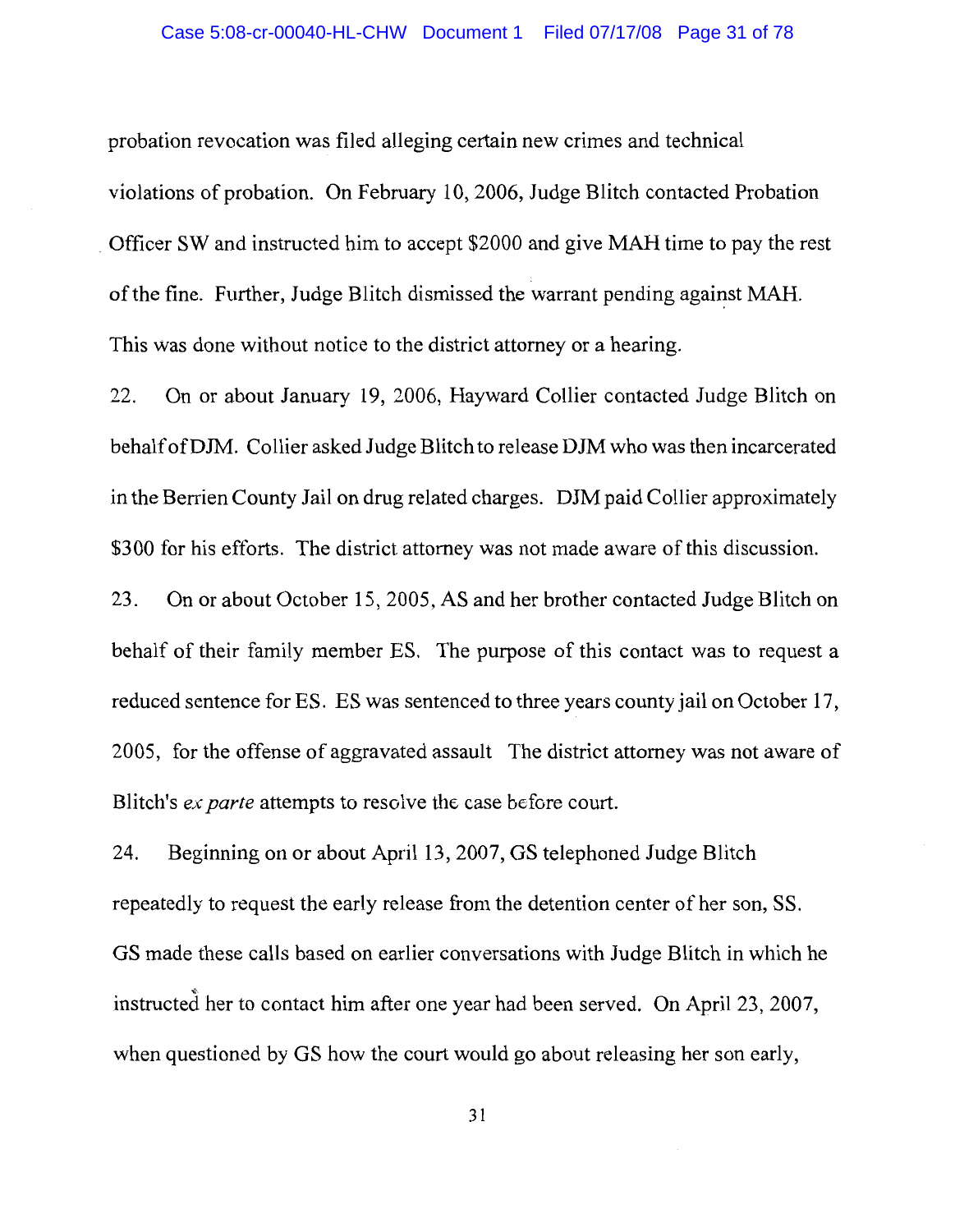probation revocation was filed alleging certain new crimes and technical violations of probation. On February 10, 2006, Judge Blitch contacted Probation Officer SW and instructed him to accept $2000 and give MAH time to pay the rest of the fine. Further, Judge Blitch dismissed the warrant pending against MAH. This was done without notice to the district attorney or a hearing.

22. On or about January 19, 2006, Hayward Collier contacted Judge Blitch on behalf of DJM. Collier asked Judge Blitch to release DJM who was then incarcerated in the Berrien County Jail on drug related charges. DJM paid Collier approximately $300 for his efforts. The district attorney was not made aware of this discussion.

23. On or about October 15, 2005, AS and her brother contacted Judge Blitch on behalf of their family member ES. The purpose of this contact was to request a reduced sentence for ES. ES was sentenced to three years county jail on October 17, 2005, for the offense of aggravated assault The district attorney was not aware of Blitch's *ex parte* attempts to resolve the case before court.

24. Beginning on or about April 13, 2007, GS telephoned Judge Blitch repeatedly to request the early release from the detention center of her son, SS. GS made these calls based on earlier conversations with Judge Blitch in which he instructed her to contact him after one year had been served. On April 23, 2007, when questioned by GS how the court would go about releasing her son early,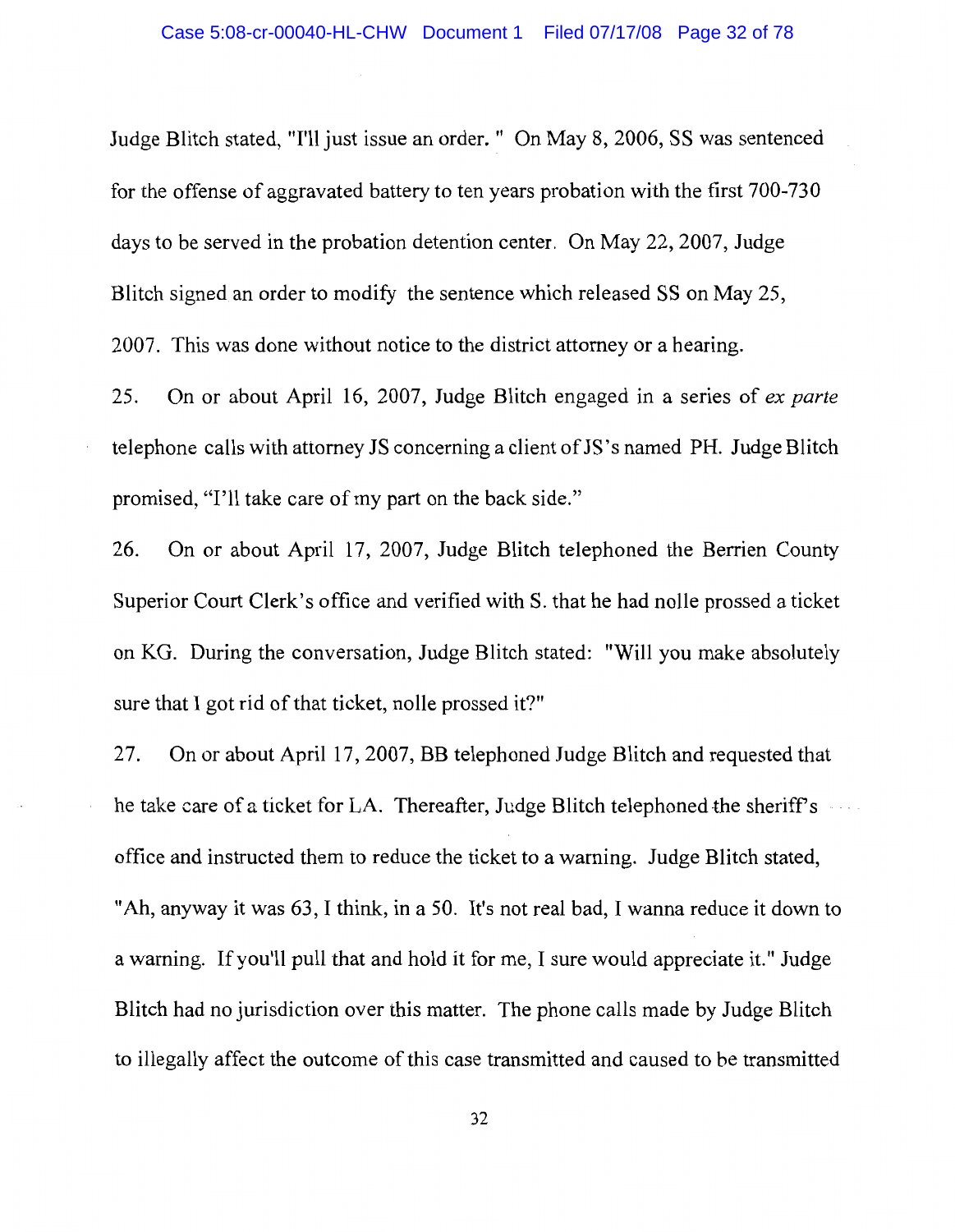Judge Blitch stated, "I'll just issue an order. " On May 8, 2006, SS was sentenced for the offense of aggravated battery to ten years probation with the first 700-730 days to be served in the probation detention center. On May 22, 2007, Judge Blitch signed an order to modify the sentence which released SS on May 25, 2007. This was done without notice to the district attorney or a hearing.

25. On or about April 16, 2007, Judge Blitch engaged in a series of *ex parte* telephone calls with attorney JS concerning a client of JS's named PH. Judge Blitch promised, "I'll take care of my part on the back side."

26. On or about April 17, 2007, Judge Blitch telephoned the Berrien County Superior Court Clerk's office and verified with S. that he had nolle prossed a ticket on KG. During the conversation, Judge Blitch stated: "Will you make absolutely sure that I got rid of that ticket, nolle prossed it?"

27. On or about April 17, 2007, BB telephoned Judge Blitch and requested that he take care of a ticket for LA. Thereafter, Judge Blitch telephoned the sheriff's office and instructed them to reduce the ticket to a warning. Judge Blitch stated, "Ah, anyway it was 63, I think, in a 50. It's not real bad, I wanna reduce it down to a warning. If you'll pull that and hold it for me, I sure would appreciate it." Judge Blitch had no jurisdiction over this matter. The phone calls made by Judge Blitch to illegally affect the outcome of this case transmitted and caused to be transmitted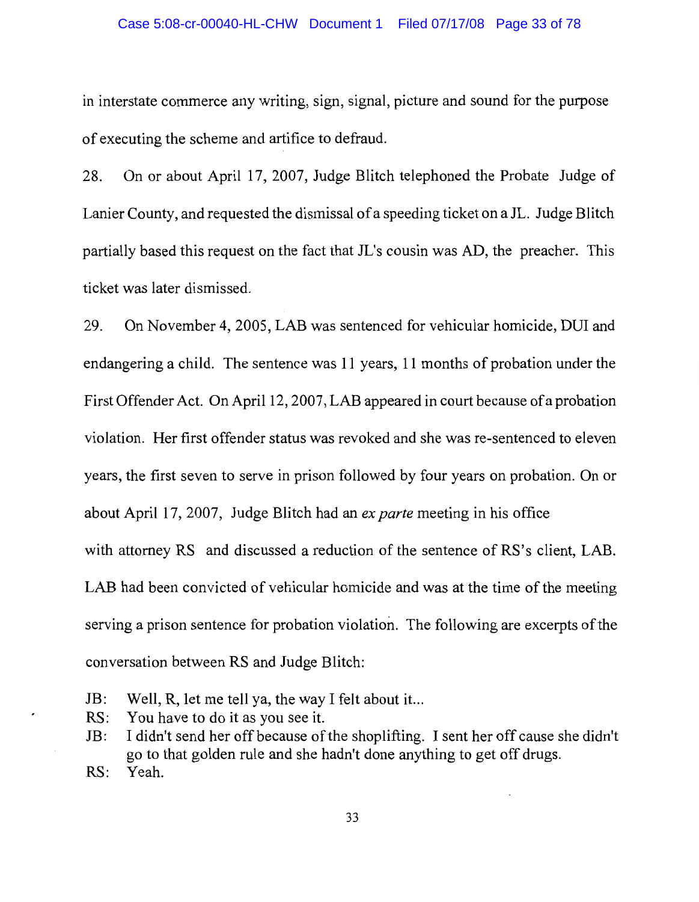in interstate commerce any writing, sign, signal, picture and sound for the purpose of executing the scheme and artifice to defraud.

28. On or about April 17, 2007, Judge Blitch telephoned the Probate Judge of Lanier County, and requested the dismissal of a speeding ticket on a JL. Judge Blitch partially based this request on the fact that JL's cousin was AD, the preacher. This ticket was later dismissed.

29. On November 4, 2005, LAB was sentenced for vehicular homicide, DUI and endangering a child. The sentence was 11 years, 11 months of probation under the First Offender Act. On April 12, 2007, LAB appeared in court because of a probation violation. Her first offender status was revoked and she was re-sentenced to eleven years, the first seven to serve in prison followed by four years on probation. On or about April 17, 2007, Judge Blitch had an *ex parte* meeting in his office with attorney RS and discussed a reduction of the sentence of RS's client, LAB. LAB had been convicted of vehicular homicide and was at the time of the meeting serving a prison sentence for probation violation. The following are excerpts of the conversation between RS and Judge Blitch:

JB: Well, R, let me tell ya, the way I felt about it...
RS: You have to do it as you see it.
JB: I didn't send her off because of the shoplifting. I sent her off cause she didn't go to that golden rule and she hadn't done anything to get off drugs.
RS: Yeah.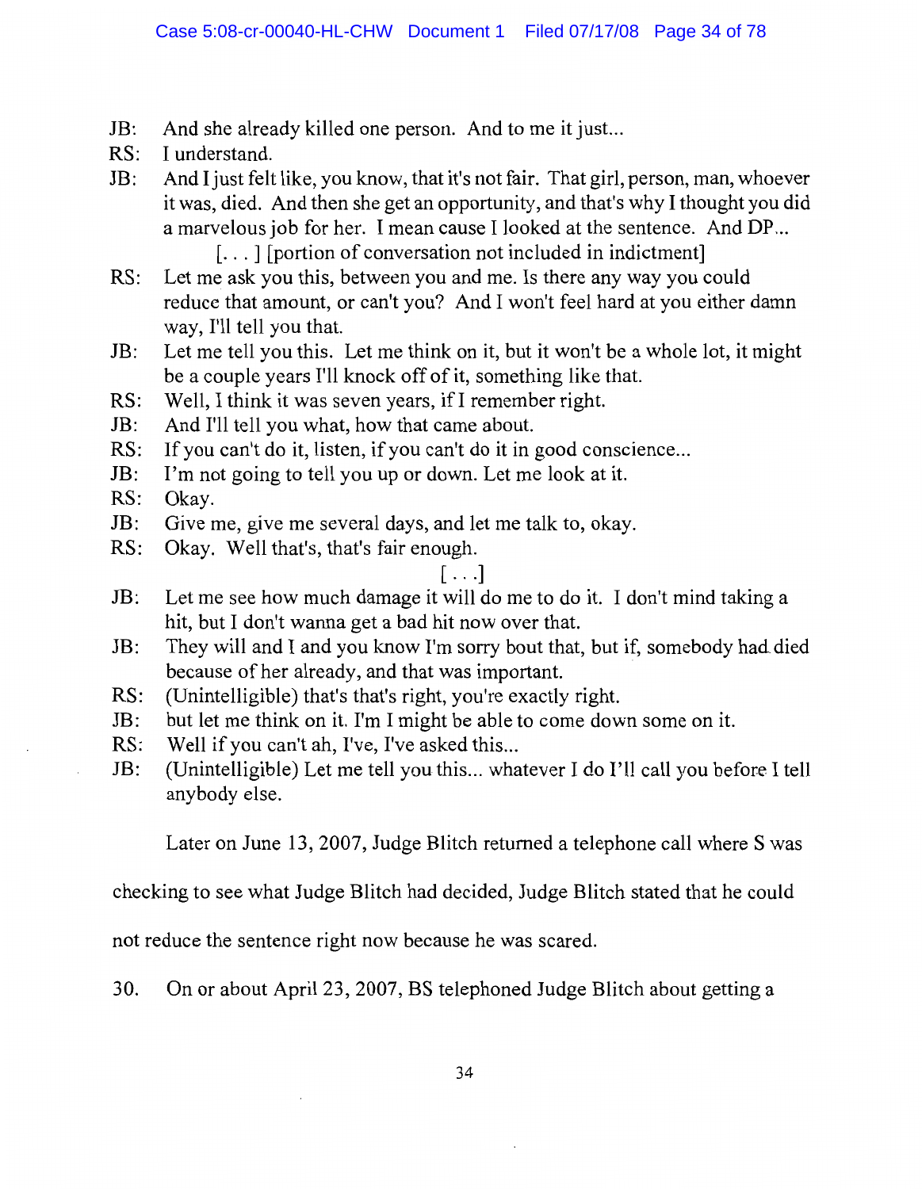JB: And she already killed one person. And to me it just...

RS: I understand.

JB: And I just felt like, you know, that it's not fair. That girl, person, man, whoever it was, died. And then she get an opportunity, and that's why I thought you did a marvelous job for her. I mean cause I looked at the sentence. And DP...

[. . . ] [portion of conversation not included in indictment]

RS: Let me ask you this, between you and me. Is there any way you could reduce that amount, or can't you? And I won't feel hard at you either damn way, I'll tell you that.

JB: Let me tell you this. Let me think on it, but it won't be a whole lot, it might be a couple years I'll knock off of it, something like that.

RS: Well, I think it was seven years, if I remember right.

JB: And I'll tell you what, how that came about.

RS: If you can't do it, listen, if you can't do it in good conscience...

JB: I'm not going to tell you up or down. Let me look at it.

RS: Okay.

JB: Give me, give me several days, and let me talk to, okay.

RS: Okay. Well that's, that's fair enough.

[. . .]

JB: Let me see how much damage it will do me to do it. I don't mind taking a hit, but I don't wanna get a bad hit now over that.

JB: They will and I and you know I'm sorry bout that, but if, somebody had died because of her already, and that was important.

RS: (Unintelligible) that's that's right, you're exactly right.

JB: but let me think on it. I'm I might be able to come down some on it.

RS: Well if you can't ah, I've, I've asked this...

JB: (Unintelligible) Let me tell you this... whatever I do I'll call you before I tell anybody else.

Later on June 13, 2007, Judge Blitch returned a telephone call where S was checking to see what Judge Blitch had decided, Judge Blitch stated that he could not reduce the sentence right now because he was scared.

30. On or about April 23, 2007, BS telephoned Judge Blitch about getting a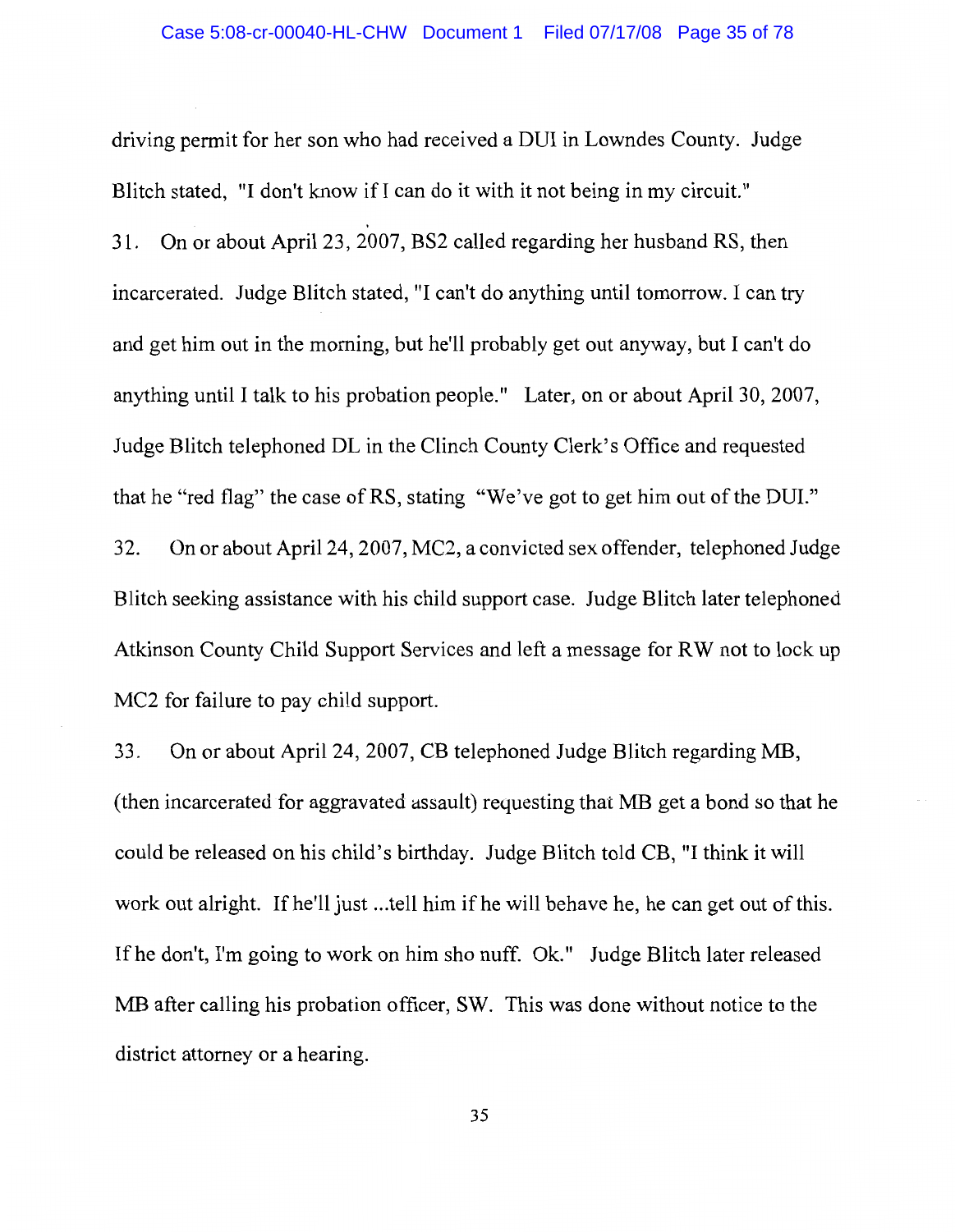driving permit for her son who had received a DUI in Lowndes County. Judge Blitch stated, "I don't know if I can do it with it not being in my circuit."

31. On or about April 23, 2007, BS2 called regarding her husband RS, then incarcerated. Judge Blitch stated, "I can't do anything until tomorrow. I can try and get him out in the morning, but he'll probably get out anyway, but I can't do anything until I talk to his probation people." Later, on or about April 30, 2007, Judge Blitch telephoned DL in the Clinch County Clerk's Office and requested that he "red flag" the case of RS, stating "We've got to get him out of the DUI."

32. On or about April 24, 2007, MC2, a convicted sex offender, telephoned Judge Blitch seeking assistance with his child support case. Judge Blitch later telephoned Atkinson County Child Support Services and left a message for RW not to lock up MC2 for failure to pay child support.

33. On or about April 24, 2007, CB telephoned Judge Blitch regarding MB, (then incarcerated for aggravated assault) requesting that MB get a bond so that he could be released on his child's birthday. Judge Blitch told CB, "I think it will work out alright. If he'll just ...tell him if he will behave he, he can get out of this. If he don't, I'm going to work on him sho nuff. Ok." Judge Blitch later released MB after calling his probation officer, SW. This was done without notice to the district attorney or a hearing.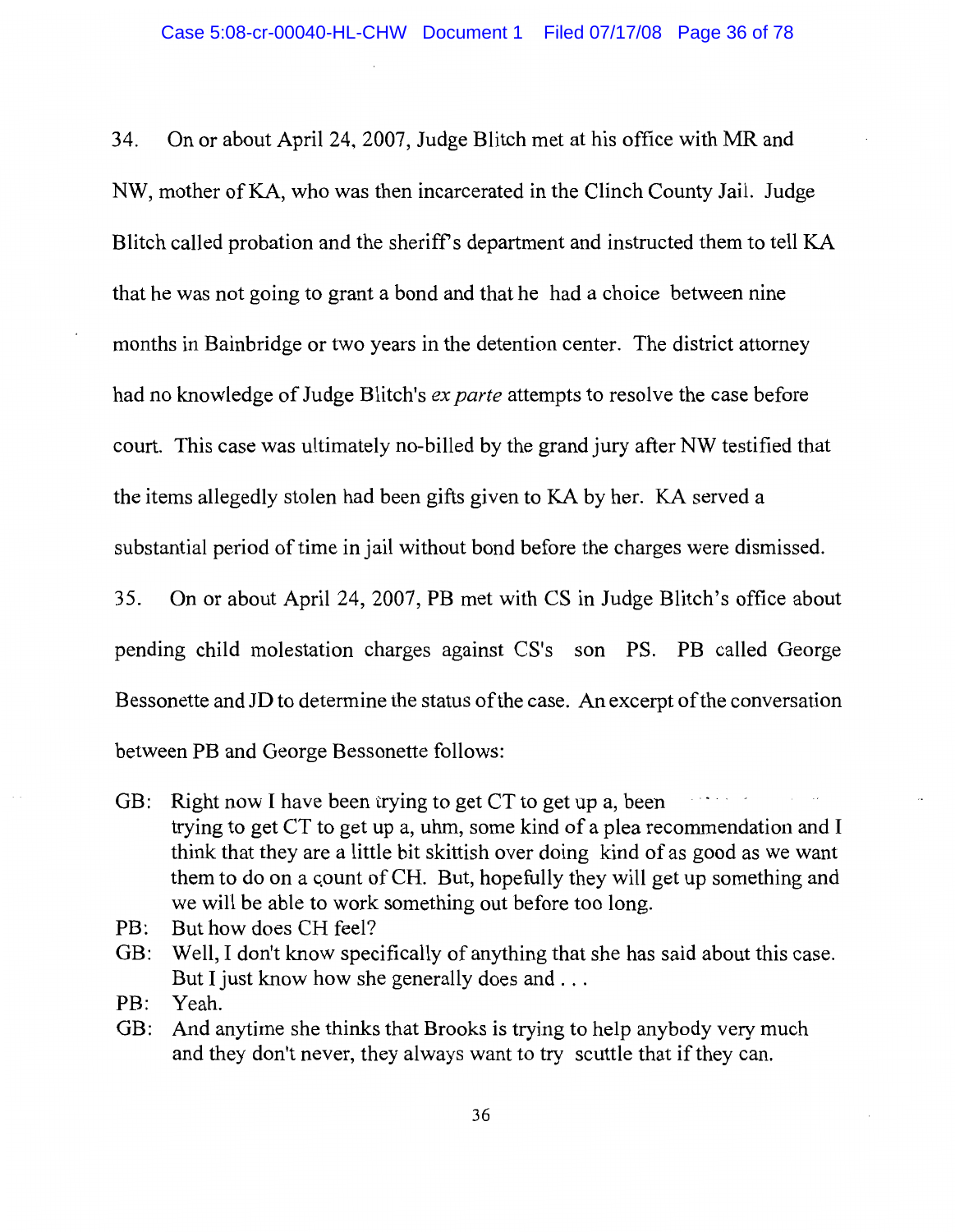34. On or about April 24, 2007, Judge Blitch met at his office with MR and NW, mother of KA, who was then incarcerated in the Clinch County Jail. Judge Blitch called probation and the sheriff's department and instructed them to tell KA that he was not going to grant a bond and that he had a choice between nine months in Bainbridge or two years in the detention center. The district attorney had no knowledge of Judge Blitch's *ex parte* attempts to resolve the case before court. This case was ultimately no-billed by the grand jury after NW testified that the items allegedly stolen had been gifts given to KA by her. KA served a substantial period of time in jail without bond before the charges were dismissed.

35. On or about April 24, 2007, PB met with CS in Judge Blitch's office about pending child molestation charges against CS's son PS. PB called George Bessonette and JD to determine the status of the case. An excerpt of the conversation between PB and George Bessonette follows:

GB: Right now I have been trying to get CT to get up a, been trying to get CT to get up a, uhm, some kind of a plea recommendation and I think that they are a little bit skittish over doing kind of as good as we want them to do on a count of CH. But, hopefully they will get up something and we will be able to work something out before too long.

PB: But how does CH feel?

GB: Well, I don't know specifically of anything that she has said about this case. But I just know how she generally does and . . .

PB: Yeah.

GB: And anytime she thinks that Brooks is trying to help anybody very much and they don't never, they always want to try scuttle that if they can.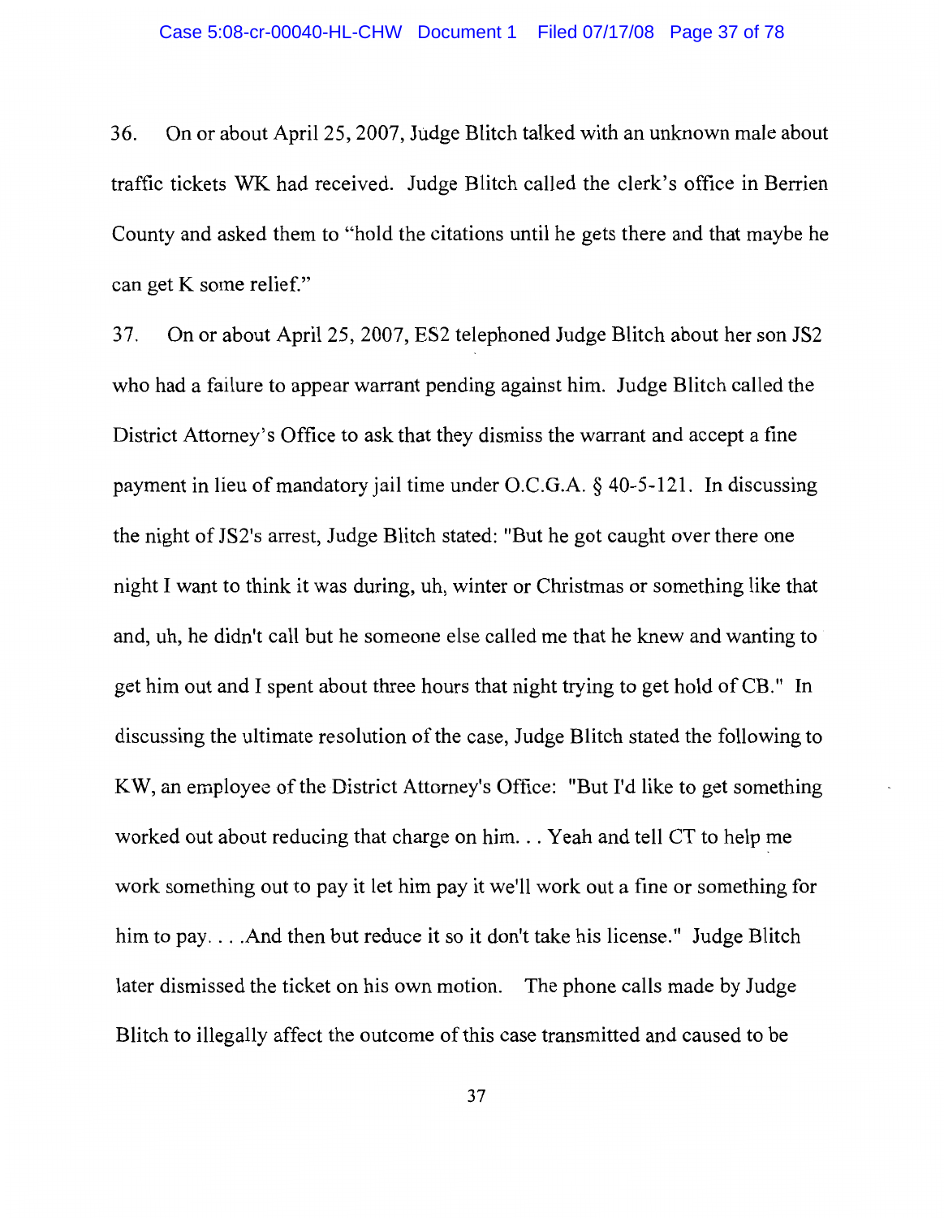36. On or about April 25, 2007, Judge Blitch talked with an unknown male about traffic tickets WK had received. Judge Blitch called the clerk's office in Berrien County and asked them to "hold the citations until he gets there and that maybe he can get K some relief."

37. On or about April 25, 2007, ES2 telephoned Judge Blitch about her son JS2 who had a failure to appear warrant pending against him. Judge Blitch called the District Attorney's Office to ask that they dismiss the warrant and accept a fine payment in lieu of mandatory jail time under O.C.G.A. § 40-5-121. In discussing the night of JS2's arrest, Judge Blitch stated: "But he got caught over there one night I want to think it was during, uh, winter or Christmas or something like that and, uh, he didn't call but he someone else called me that he knew and wanting to get him out and I spent about three hours that night trying to get hold of CB." In discussing the ultimate resolution of the case, Judge Blitch stated the following to KW, an employee of the District Attorney's Office: "But I'd like to get something worked out about reducing that charge on him. . . Yeah and tell CT to help me work something out to pay it let him pay it we'll work out a fine or something for him to pay. . . .And then but reduce it so it don't take his license." Judge Blitch later dismissed the ticket on his own motion. The phone calls made by Judge Blitch to illegally affect the outcome of this case transmitted and caused to be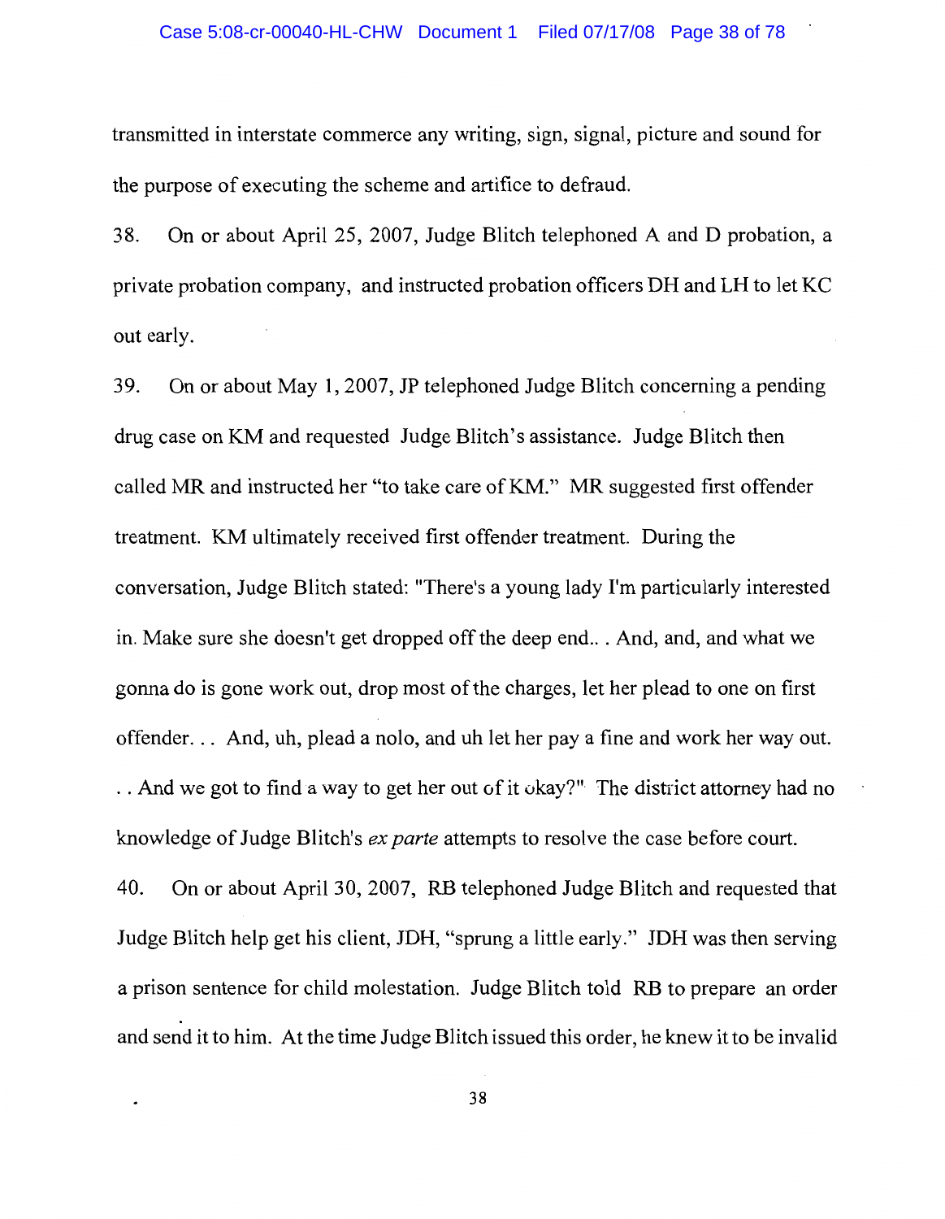transmitted in interstate commerce any writing, sign, signal, picture and sound for the purpose of executing the scheme and artifice to defraud.

38. On or about April 25, 2007, Judge Blitch telephoned A and D probation, a private probation company, and instructed probation officers DH and LH to let KC out early.

39. On or about May 1, 2007, JP telephoned Judge Blitch concerning a pending drug case on KM and requested Judge Blitch's assistance. Judge Blitch then called MR and instructed her "to take care of KM." MR suggested first offender treatment. KM ultimately received first offender treatment. During the conversation, Judge Blitch stated: "There's a young lady I'm particularly interested in. Make sure she doesn't get dropped off the deep end.. . And, and, and what we gonna do is gone work out, drop most of the charges, let her plead to one on first offender. . . And, uh, plead a nolo, and uh let her pay a fine and work her way out. . . And we got to find a way to get her out of it okay?" The district attorney had no knowledge of Judge Blitch's *ex parte* attempts to resolve the case before court.

40. On or about April 30, 2007, RB telephoned Judge Blitch and requested that Judge Blitch help get his client, JDH, "sprung a little early." JDH was then serving a prison sentence for child molestation. Judge Blitch told RB to prepare an order and send it to him. At the time Judge Blitch issued this order, he knew it to be invalid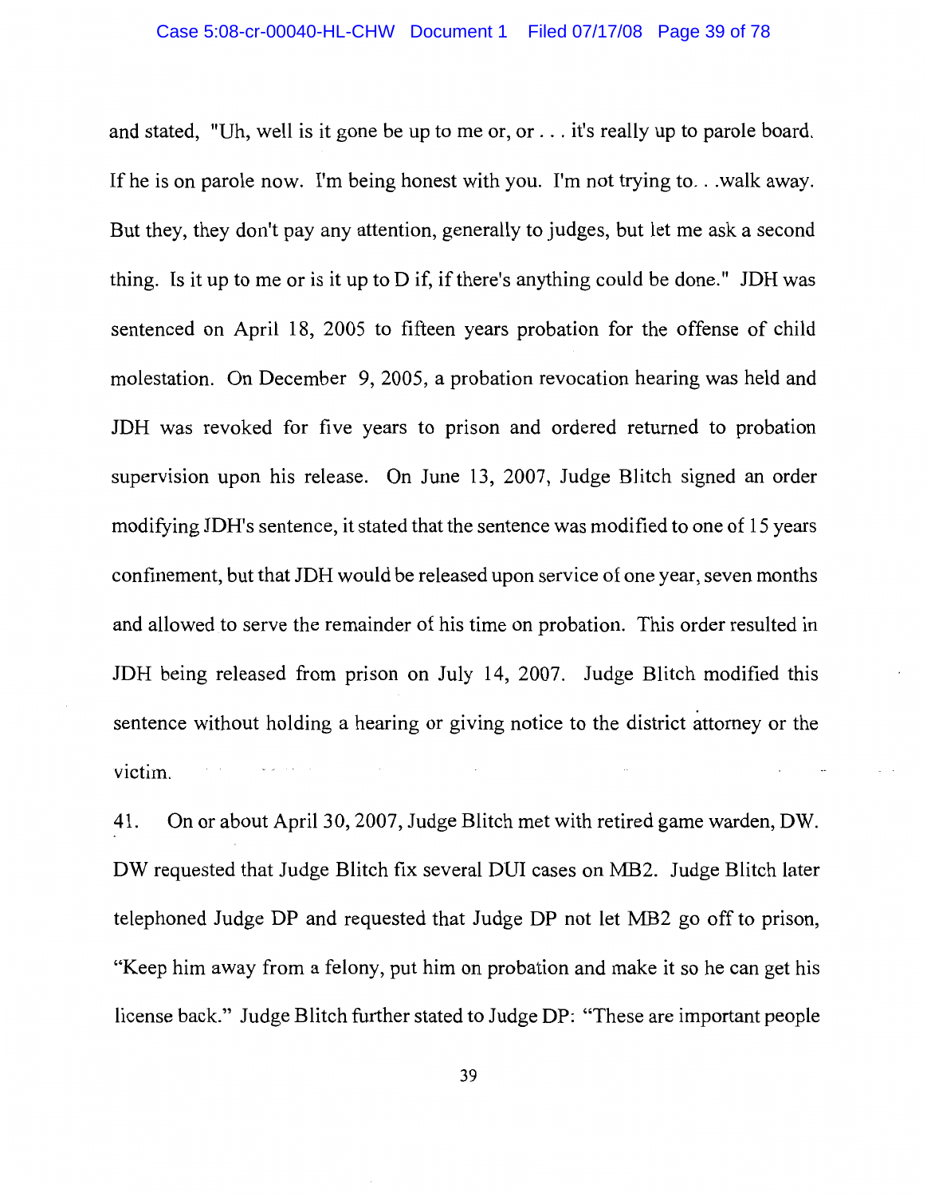and stated, "Uh, well is it gone be up to me or, or . . . it's really up to parole board. If he is on parole now. I'm being honest with you. I'm not trying to. . .walk away. But they, they don't pay any attention, generally to judges, but let me ask a second thing. Is it up to me or is it up to D if, if there's anything could be done." JDH was sentenced on April 18, 2005 to fifteen years probation for the offense of child molestation. On December 9, 2005, a probation revocation hearing was held and JDH was revoked for five years to prison and ordered returned to probation supervision upon his release. On June 13, 2007, Judge Blitch signed an order modifying JDH's sentence, it stated that the sentence was modified to one of 15 years confinement, but that JDH would be released upon service of one year, seven months and allowed to serve the remainder of his time on probation. This order resulted in JDH being released from prison on July 14, 2007. Judge Blitch modified this sentence without holding a hearing or giving notice to the district attorney or the victim.

41. On or about April 30, 2007, Judge Blitch met with retired game warden, DW. DW requested that Judge Blitch fix several DUI cases on MB2. Judge Blitch later telephoned Judge DP and requested that Judge DP not let MB2 go off to prison, "Keep him away from a felony, put him on probation and make it so he can get his license back." Judge Blitch further stated to Judge DP: "These are important people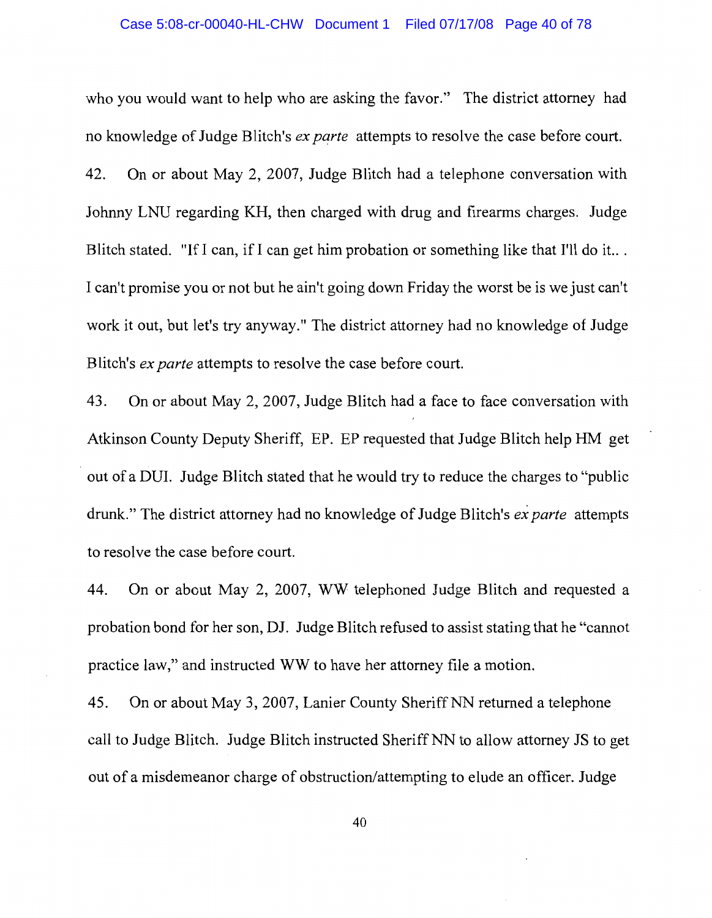who you would want to help who are asking the favor." The district attorney had no knowledge of Judge Blitch's *ex parte* attempts to resolve the case before court.

42. On or about May 2, 2007, Judge Blitch had a telephone conversation with Johnny LNU regarding KH, then charged with drug and firearms charges. Judge Blitch stated. "If I can, if I can get him probation or something like that I'll do it.. . I can't promise you or not but he ain't going down Friday the worst be is we just can't work it out, but let's try anyway." The district attorney had no knowledge of Judge Blitch's *ex parte* attempts to resolve the case before court.

43. On or about May 2, 2007, Judge Blitch had a face to face conversation with Atkinson County Deputy Sheriff, EP. EP requested that Judge Blitch help HM get out of a DUI. Judge Blitch stated that he would try to reduce the charges to "public drunk." The district attorney had no knowledge of Judge Blitch's *ex parte* attempts to resolve the case before court.

44. On or about May 2, 2007, WW telephoned Judge Blitch and requested a probation bond for her son, DJ. Judge Blitch refused to assist stating that he "cannot practice law," and instructed WW to have her attorney file a motion.

45. On or about May 3, 2007, Lanier County Sheriff NN returned a telephone call to Judge Blitch. Judge Blitch instructed Sheriff NN to allow attorney JS to get out of a misdemeanor charge of obstruction/attempting to elude an officer. Judge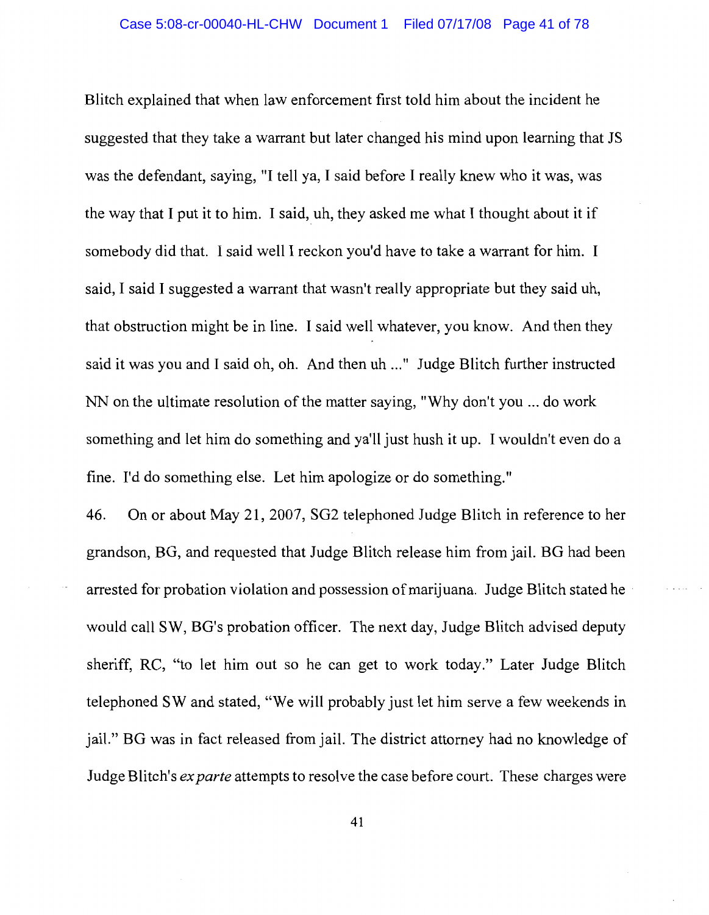Blitch explained that when law enforcement first told him about the incident he suggested that they take a warrant but later changed his mind upon learning that JS was the defendant, saying, "I tell ya, I said before I really knew who it was, was the way that I put it to him. I said, uh, they asked me what I thought about it if somebody did that. I said well I reckon you'd have to take a warrant for him. I said, I said I suggested a warrant that wasn't really appropriate but they said uh, that obstruction might be in line. I said well whatever, you know. And then they said it was you and I said oh, oh. And then uh ..." Judge Blitch further instructed NN on the ultimate resolution of the matter saying, "Why don't you ... do work something and let him do something and ya'll just hush it up. I wouldn't even do a fine. I'd do something else. Let him apologize or do something."

46. On or about May 21, 2007, SG2 telephoned Judge Blitch in reference to her grandson, BG, and requested that Judge Blitch release him from jail. BG had been arrested for probation violation and possession of marijuana. Judge Blitch stated he would call SW, BG's probation officer. The next day, Judge Blitch advised deputy sheriff, RC, "to let him out so he can get to work today." Later Judge Blitch telephoned SW and stated, "We will probably just let him serve a few weekends in jail." BG was in fact released from jail. The district attorney had no knowledge of Judge Blitch's *ex parte* attempts to resolve the case before court. These charges were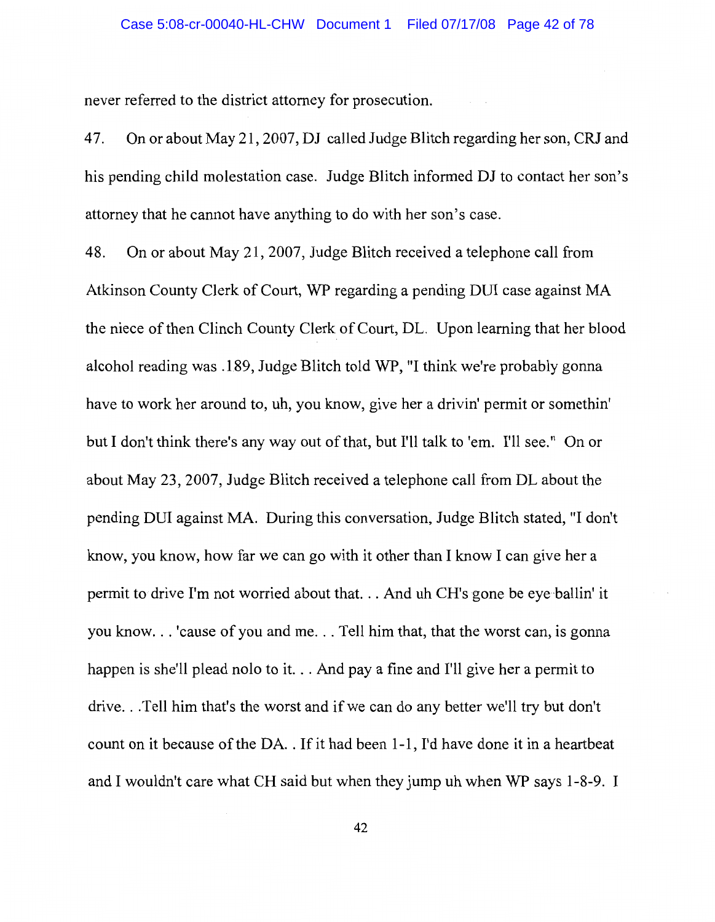never referred to the district attorney for prosecution.

47. On or about May 21, 2007, DJ called Judge Blitch regarding her son, CRJ and his pending child molestation case. Judge Blitch informed DJ to contact her son's attorney that he cannot have anything to do with her son's case.

48. On or about May 21, 2007, Judge Blitch received a telephone call from Atkinson County Clerk of Court, WP regarding a pending DUI case against MA the niece of then Clinch County Clerk of Court, DL. Upon learning that her blood alcohol reading was .189, Judge Blitch told WP, "I think we're probably gonna have to work her around to, uh, you know, give her a drivin' permit or somethin' but I don't think there's any way out of that, but I'll talk to 'em. I'll see." On or about May 23, 2007, Judge Blitch received a telephone call from DL about the pending DUI against MA. During this conversation, Judge Blitch stated, "I don't know, you know, how far we can go with it other than I know I can give her a permit to drive I'm not worried about that. . . And uh CH's gone be eye ballin' it you know. . . 'cause of you and me. . . Tell him that, that the worst can, is gonna happen is she'll plead nolo to it. . . And pay a fine and I'll give her a permit to drive. . .Tell him that's the worst and if we can do any better we'll try but don't count on it because of the DA. . If it had been 1-1, I'd have done it in a heartbeat and I wouldn't care what CH said but when they jump uh when WP says 1-8-9. I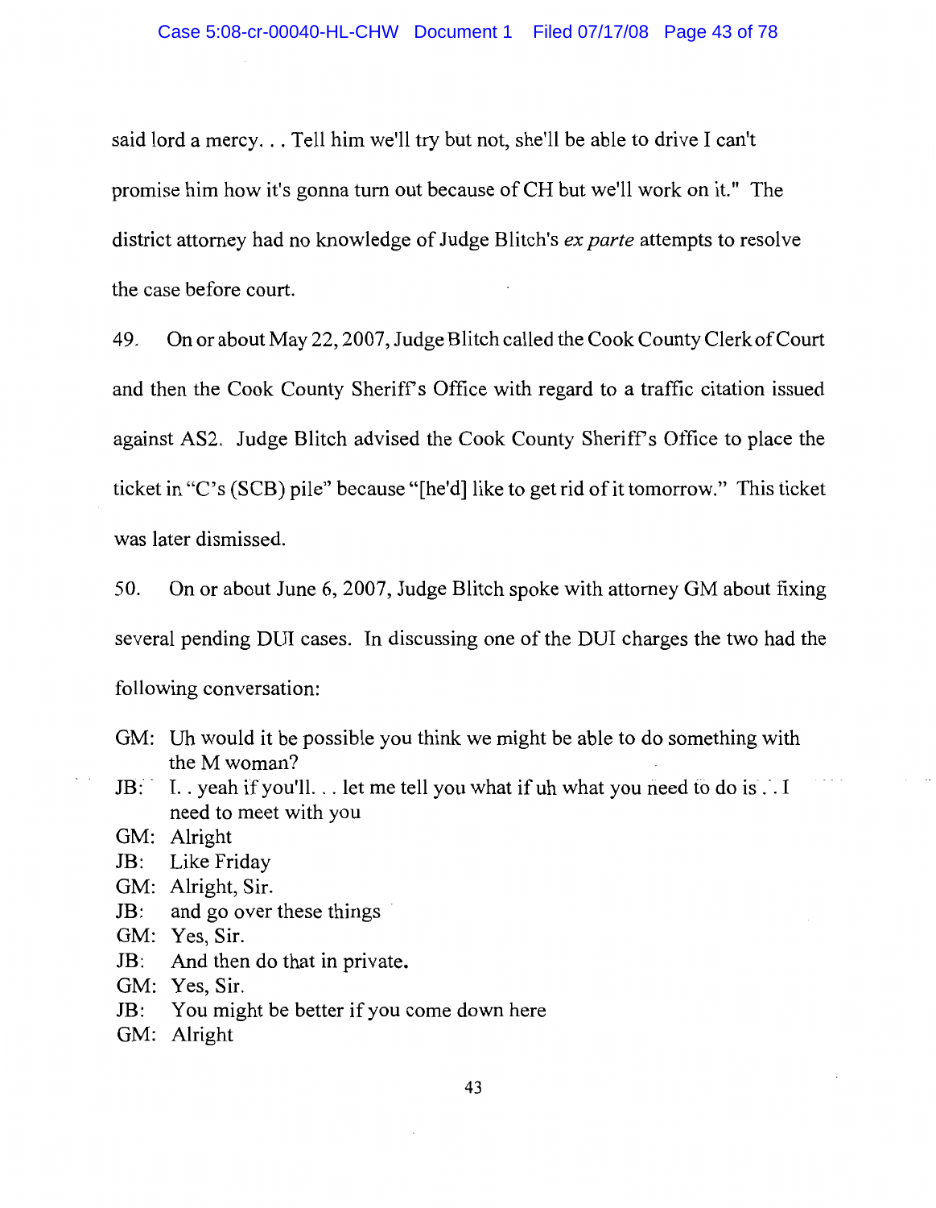said lord a mercy. . . Tell him we'll try but not, she'll be able to drive I can't promise him how it's gonna turn out because of CH but we'll work on it." The district attorney had no knowledge of Judge Blitch's *ex parte* attempts to resolve the case before court.

49. On or about May 22, 2007, Judge Blitch called the Cook County Clerk of Court and then the Cook County Sheriff's Office with regard to a traffic citation issued against AS2. Judge Blitch advised the Cook County Sheriff's Office to place the ticket in "C's (SCB) pile" because "[he'd] like to get rid of it tomorrow." This ticket was later dismissed.

50. On or about June 6, 2007, Judge Blitch spoke with attorney GM about fixing several pending DUI cases. In discussing one of the DUI charges the two had the following conversation:

GM: Uh would it be possible you think we might be able to do something with the M woman?
JB: I. . yeah if you'll. . . let me tell you what if uh what you need to do is . . I need to meet with you
GM: Alright
JB: Like Friday
GM: Alright, Sir.
JB: and go over these things
GM: Yes, Sir.
JB: And then do that in private.
GM: Yes, Sir.
JB: You might be better if you come down here
GM: Alright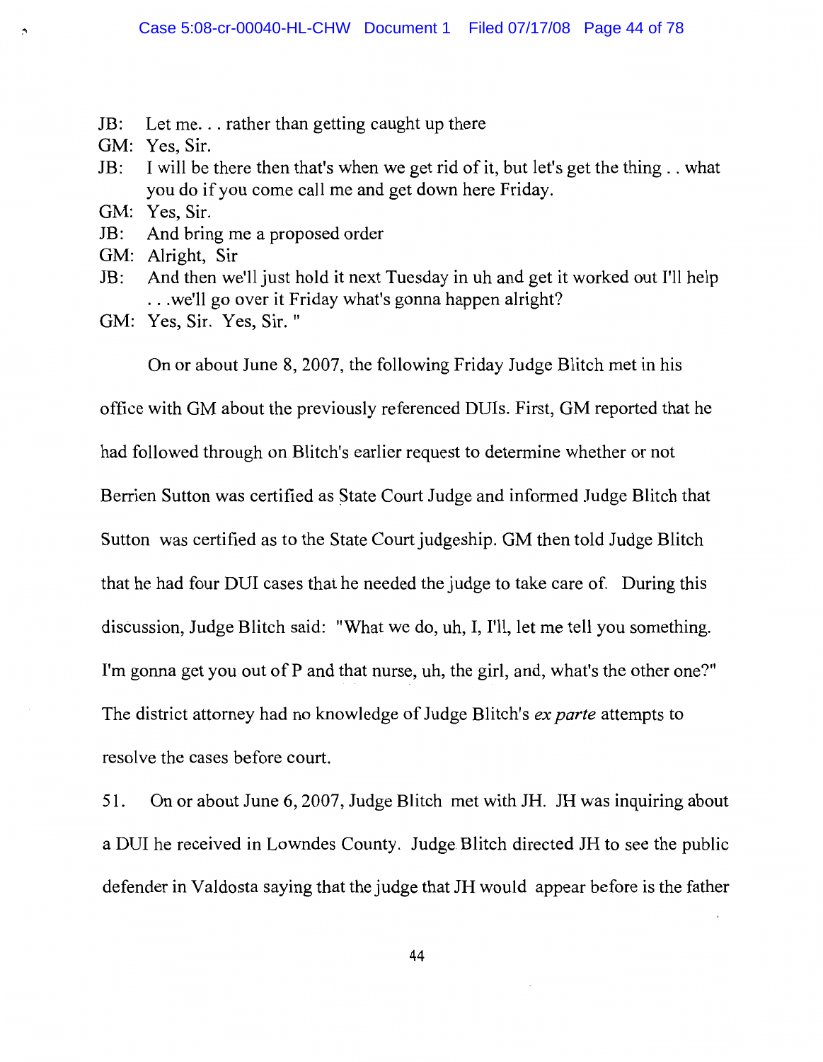JB: Let me. . . rather than getting caught up there

GM: Yes, Sir.

JB: I will be there then that's when we get rid of it, but let's get the thing . . what you do if you come call me and get down here Friday.

GM: Yes, Sir.

JB: And bring me a proposed order

GM: Alright, Sir

JB: And then we'll just hold it next Tuesday in uh and get it worked out I'll help . . .we'll go over it Friday what's gonna happen alright?

GM: Yes, Sir. Yes, Sir. "

On or about June 8, 2007, the following Friday Judge Blitch met in his office with GM about the previously referenced DUIs. First, GM reported that he had followed through on Blitch's earlier request to determine whether or not Berrien Sutton was certified as State Court Judge and informed Judge Blitch that Sutton was certified as to the State Court judgeship. GM then told Judge Blitch that he had four DUI cases that he needed the judge to take care of. During this discussion, Judge Blitch said: "What we do, uh, I, I'll, let me tell you something. I'm gonna get you out of P and that nurse, uh, the girl, and, what's the other one?" The district attorney had no knowledge of Judge Blitch's *ex parte* attempts to resolve the cases before court.

51. On or about June 6, 2007, Judge Blitch met with JH. JH was inquiring about a DUI he received in Lowndes County. Judge Blitch directed JH to see the public defender in Valdosta saying that the judge that JH would appear before is the father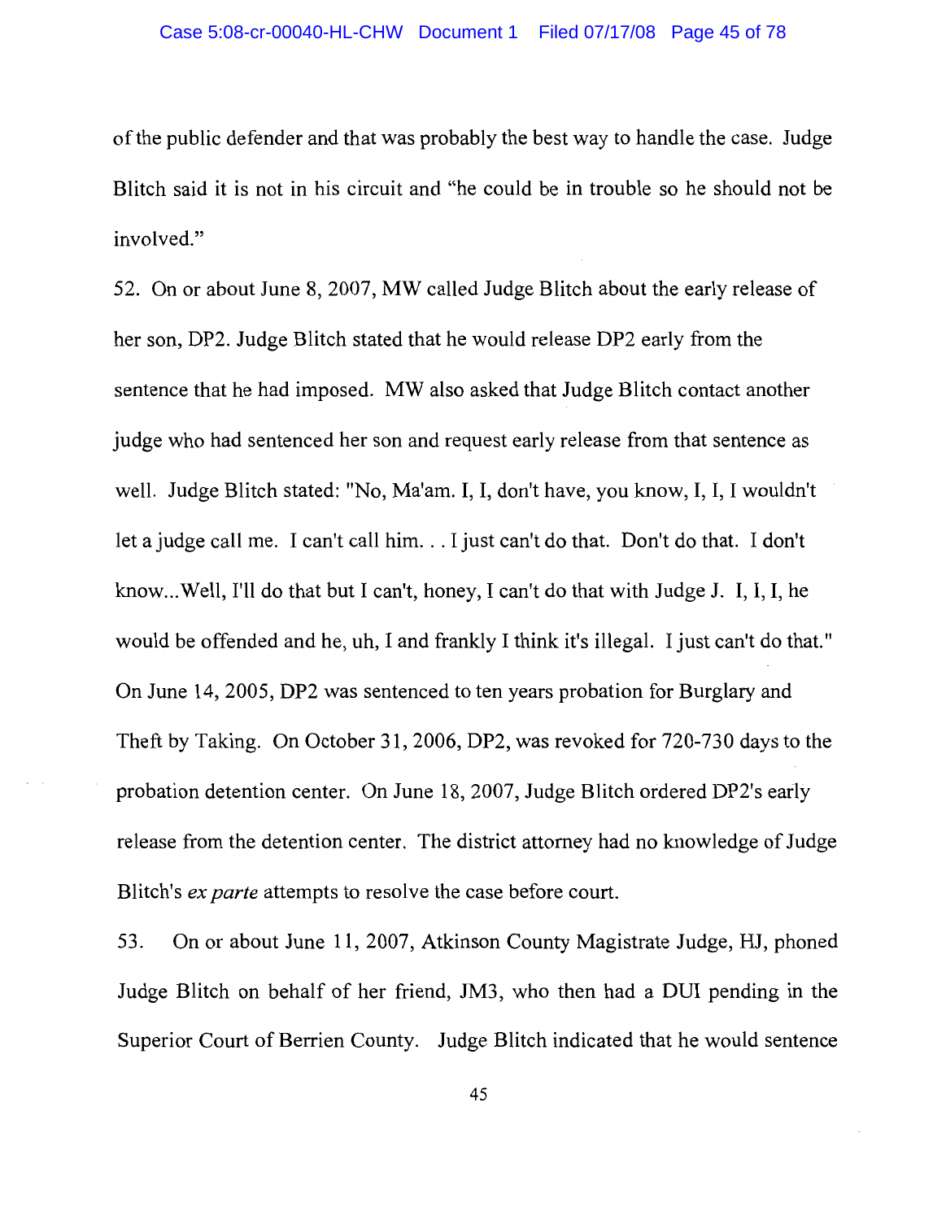of the public defender and that was probably the best way to handle the case. Judge Blitch said it is not in his circuit and "he could be in trouble so he should not be involved."

52. On or about June 8, 2007, MW called Judge Blitch about the early release of her son, DP2. Judge Blitch stated that he would release DP2 early from the sentence that he had imposed. MW also asked that Judge Blitch contact another judge who had sentenced her son and request early release from that sentence as well. Judge Blitch stated: "No, Ma'am. I, I, don't have, you know, I, I, I wouldn't let a judge call me. I can't call him. . . I just can't do that. Don't do that. I don't know...Well, I'll do that but I can't, honey, I can't do that with Judge J. I, I, I, he would be offended and he, uh, I and frankly I think it's illegal. I just can't do that." On June 14, 2005, DP2 was sentenced to ten years probation for Burglary and Theft by Taking. On October 31, 2006, DP2, was revoked for 720-730 days to the probation detention center. On June 18, 2007, Judge Blitch ordered DP2's early release from the detention center. The district attorney had no knowledge of Judge Blitch's *ex parte* attempts to resolve the case before court.

53. On or about June 11, 2007, Atkinson County Magistrate Judge, HJ, phoned Judge Blitch on behalf of her friend, JM3, who then had a DUI pending in the Superior Court of Berrien County. Judge Blitch indicated that he would sentence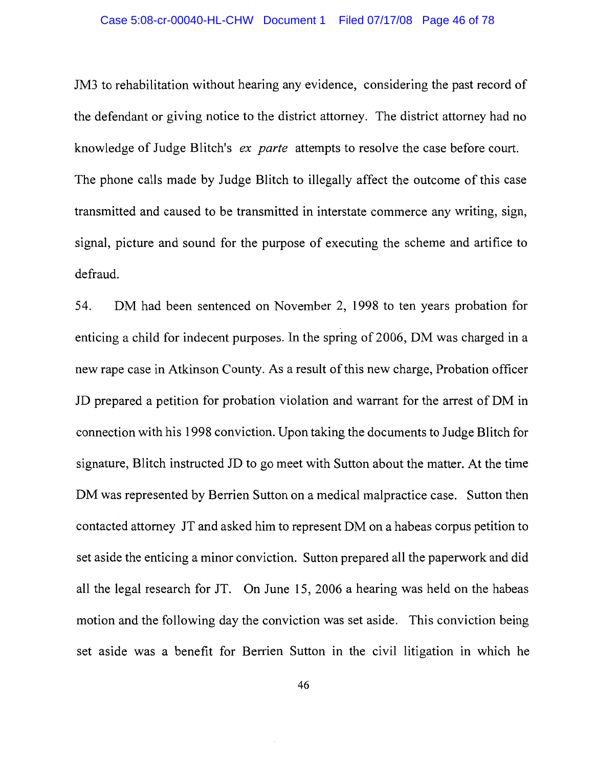JM3 to rehabilitation without hearing any evidence, considering the past record of the defendant or giving notice to the district attorney. The district attorney had no knowledge of Judge Blitch's *ex parte* attempts to resolve the case before court. The phone calls made by Judge Blitch to illegally affect the outcome of this case transmitted and caused to be transmitted in interstate commerce any writing, sign, signal, picture and sound for the purpose of executing the scheme and artifice to defraud.

54. DM had been sentenced on November 2, 1998 to ten years probation for enticing a child for indecent purposes. In the spring of 2006, DM was charged in a new rape case in Atkinson County. As a result of this new charge, Probation officer JD prepared a petition for probation violation and warrant for the arrest of DM in connection with his 1998 conviction. Upon taking the documents to Judge Blitch for signature, Blitch instructed JD to go meet with Sutton about the matter. At the time DM was represented by Berrien Sutton on a medical malpractice case. Sutton then contacted attorney JT and asked him to represent DM on a habeas corpus petition to set aside the enticing a minor conviction. Sutton prepared all the paperwork and did all the legal research for JT. On June 15, 2006 a hearing was held on the habeas motion and the following day the conviction was set aside. This conviction being set aside was a benefit for Berrien Sutton in the civil litigation in which he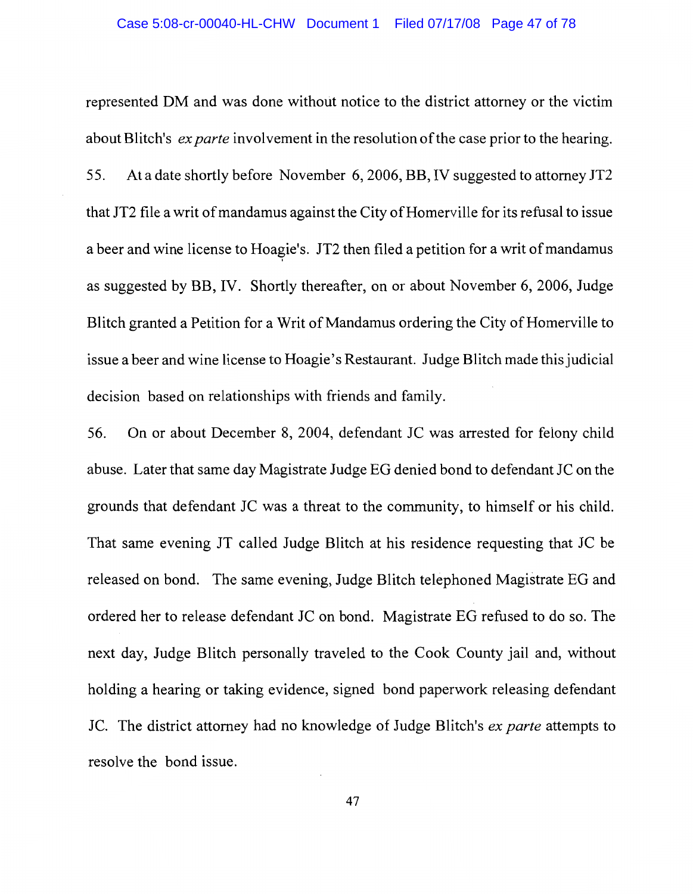represented DM and was done without notice to the district attorney or the victim about Blitch's *ex parte* involvement in the resolution of the case prior to the hearing.

55. At a date shortly before November 6, 2006, BB, IV suggested to attorney JT2 that JT2 file a writ of mandamus against the City of Homerville for its refusal to issue a beer and wine license to Hoagie's. JT2 then filed a petition for a writ of mandamus as suggested by BB, IV. Shortly thereafter, on or about November 6, 2006, Judge Blitch granted a Petition for a Writ of Mandamus ordering the City of Homerville to issue a beer and wine license to Hoagie's Restaurant. Judge Blitch made this judicial decision based on relationships with friends and family.

56. On or about December 8, 2004, defendant JC was arrested for felony child abuse. Later that same day Magistrate Judge EG denied bond to defendant JC on the grounds that defendant JC was a threat to the community, to himself or his child. That same evening JT called Judge Blitch at his residence requesting that JC be released on bond. The same evening, Judge Blitch telephoned Magistrate EG and ordered her to release defendant JC on bond. Magistrate EG refused to do so. The next day, Judge Blitch personally traveled to the Cook County jail and, without holding a hearing or taking evidence, signed bond paperwork releasing defendant JC. The district attorney had no knowledge of Judge Blitch's *ex parte* attempts to resolve the bond issue.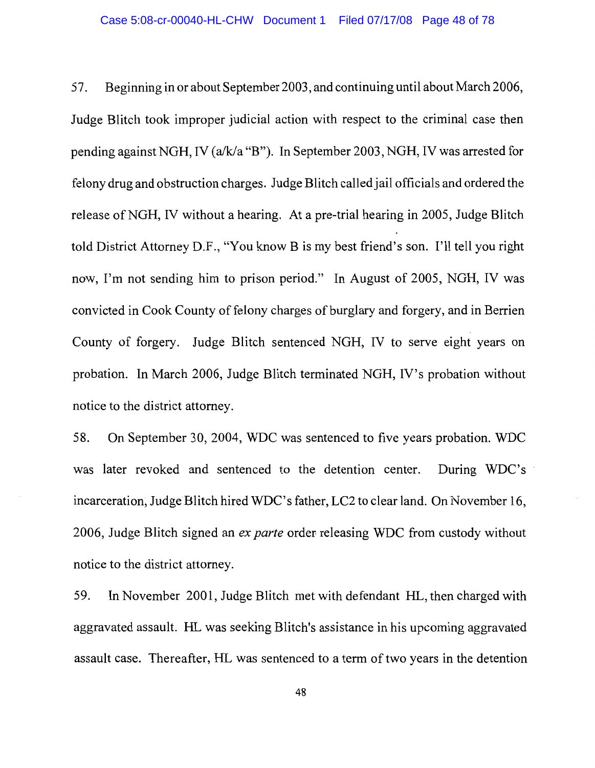57. Beginning in or about September 2003, and continuing until about March 2006, Judge Blitch took improper judicial action with respect to the criminal case then pending against NGH, IV (a/k/a "B"). In September 2003, NGH, IV was arrested for felony drug and obstruction charges. Judge Blitch called jail officials and ordered the release of NGH, IV without a hearing. At a pre-trial hearing in 2005, Judge Blitch told District Attorney D.F., "You know B is my best friend's son. I'll tell you right now, I'm not sending him to prison period." In August of 2005, NGH, IV was convicted in Cook County of felony charges of burglary and forgery, and in Berrien County of forgery. Judge Blitch sentenced NGH, IV to serve eight years on probation. In March 2006, Judge Blitch terminated NGH, IV's probation without notice to the district attorney.

58. On September 30, 2004, WDC was sentenced to five years probation. WDC was later revoked and sentenced to the detention center. During WDC's incarceration, Judge Blitch hired WDC's father, LC2 to clear land. On November 16, 2006, Judge Blitch signed an *ex parte* order releasing WDC from custody without notice to the district attorney.

59. In November 2001, Judge Blitch met with defendant HL, then charged with aggravated assault. HL was seeking Blitch's assistance in his upcoming aggravated assault case. Thereafter, HL was sentenced to a term of two years in the detention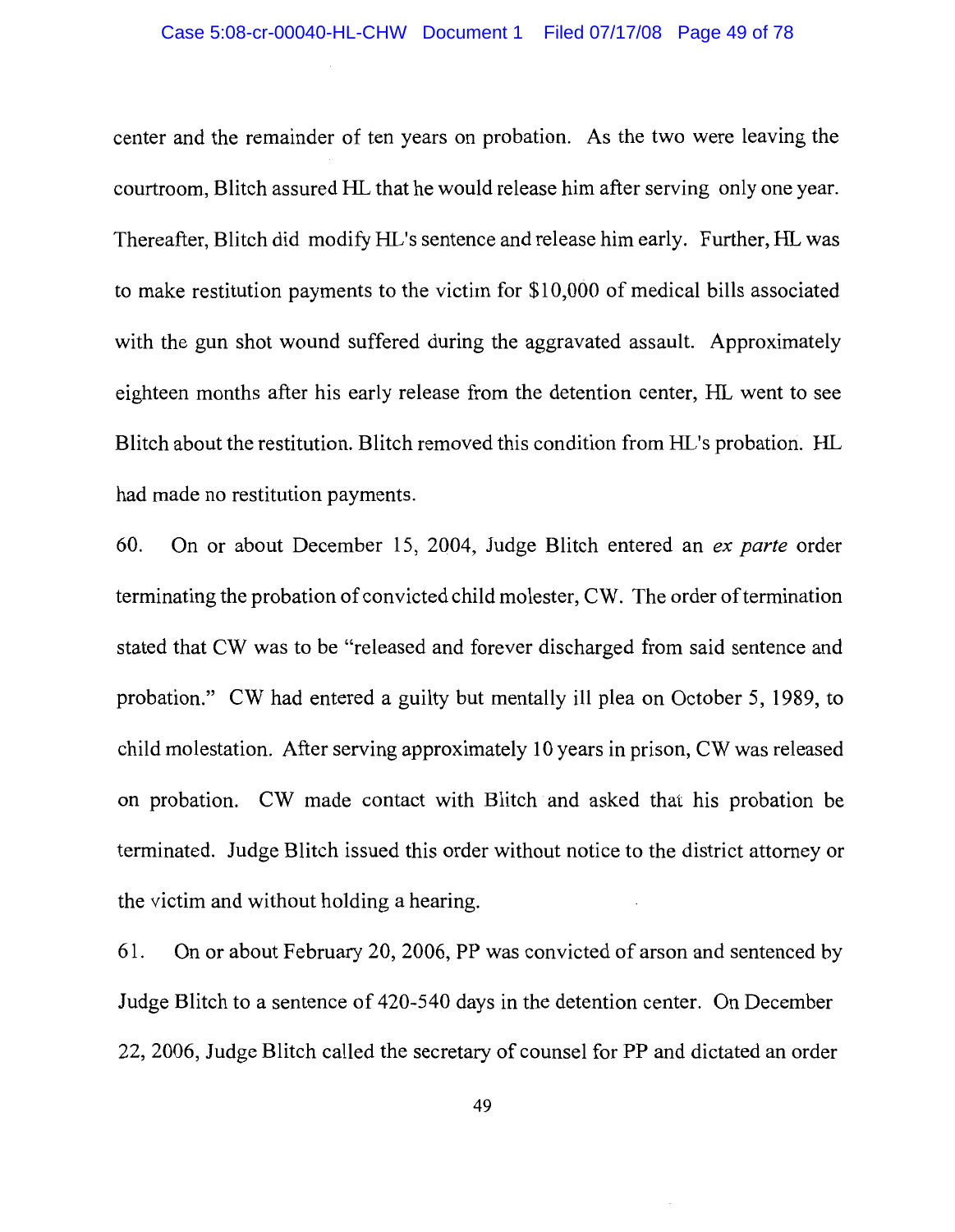center and the remainder of ten years on probation. As the two were leaving the courtroom, Blitch assured HL that he would release him after serving only one year. Thereafter, Blitch did modify HL's sentence and release him early. Further, HL was to make restitution payments to the victim for $10,000 of medical bills associated with the gun shot wound suffered during the aggravated assault. Approximately eighteen months after his early release from the detention center, HL went to see Blitch about the restitution. Blitch removed this condition from HL's probation. HL had made no restitution payments.

60. On or about December 15, 2004, Judge Blitch entered an *ex parte* order terminating the probation of convicted child molester, CW. The order of termination stated that CW was to be "released and forever discharged from said sentence and probation." CW had entered a guilty but mentally ill plea on October 5, 1989, to child molestation. After serving approximately 10 years in prison, CW was released on probation. CW made contact with Blitch and asked that his probation be terminated. Judge Blitch issued this order without notice to the district attorney or the victim and without holding a hearing.

61. On or about February 20, 2006, PP was convicted of arson and sentenced by Judge Blitch to a sentence of 420-540 days in the detention center. On December 22, 2006, Judge Blitch called the secretary of counsel for PP and dictated an order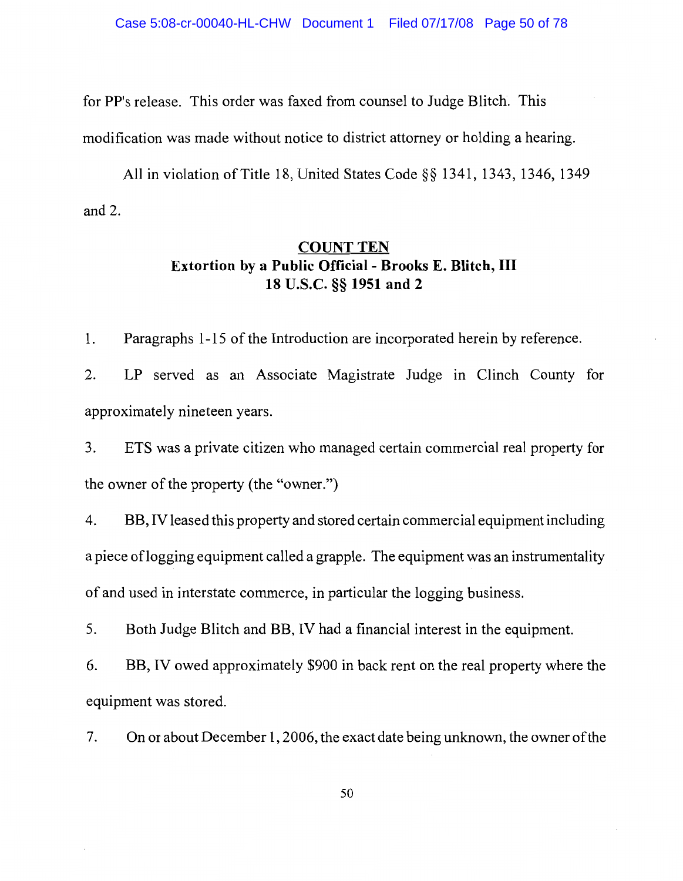for PP's release. This order was faxed from counsel to Judge Blitch. This modification was made without notice to district attorney or holding a hearing.

All in violation of Title 18, United States Code §§ 1341, 1343, 1346, 1349 and 2.

## COUNT TEN

**Extortion by a Public Official - Brooks E. Blitch, III**
**18 U.S.C. §§ 1951 and 2**

1. Paragraphs 1-15 of the Introduction are incorporated herein by reference.

2. LP served as an Associate Magistrate Judge in Clinch County for approximately nineteen years.

3. ETS was a private citizen who managed certain commercial real property for the owner of the property (the "owner.")

4. BB, IV leased this property and stored certain commercial equipment including a piece of logging equipment called a grapple. The equipment was an instrumentality of and used in interstate commerce, in particular the logging business.

5. Both Judge Blitch and BB, IV had a financial interest in the equipment.

6. BB, IV owed approximately $900 in back rent on the real property where the equipment was stored.

7. On or about December 1, 2006, the exact date being unknown, the owner of the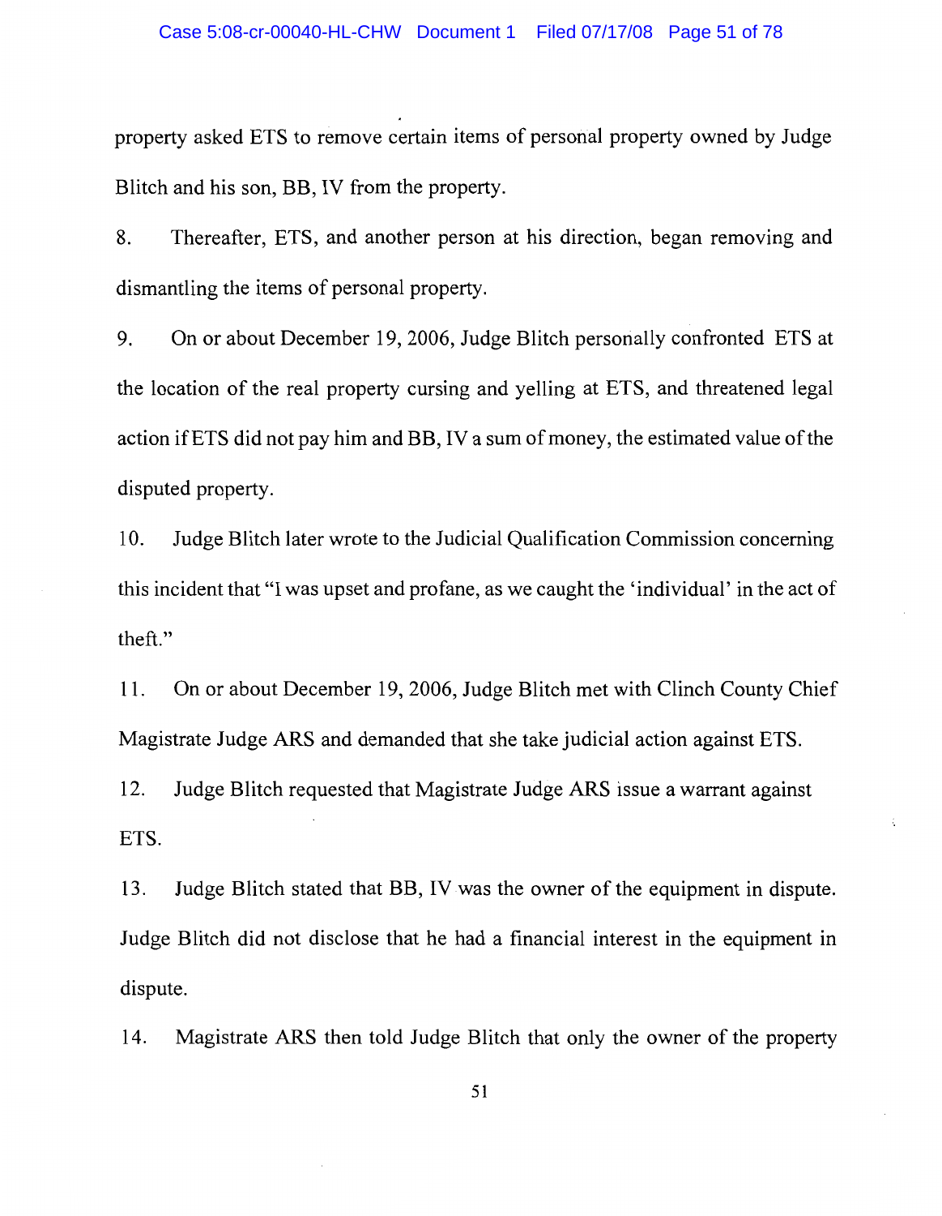property asked ETS to remove certain items of personal property owned by Judge Blitch and his son, BB, IV from the property.

8. Thereafter, ETS, and another person at his direction, began removing and dismantling the items of personal property.

9. On or about December 19, 2006, Judge Blitch personally confronted ETS at the location of the real property cursing and yelling at ETS, and threatened legal action if ETS did not pay him and BB, IV a sum of money, the estimated value of the disputed property.

10. Judge Blitch later wrote to the Judicial Qualification Commission concerning this incident that "I was upset and profane, as we caught the 'individual' in the act of theft."

11. On or about December 19, 2006, Judge Blitch met with Clinch County Chief Magistrate Judge ARS and demanded that she take judicial action against ETS.

12. Judge Blitch requested that Magistrate Judge ARS issue a warrant against ETS.

13. Judge Blitch stated that BB, IV was the owner of the equipment in dispute. Judge Blitch did not disclose that he had a financial interest in the equipment in dispute.

14. Magistrate ARS then told Judge Blitch that only the owner of the property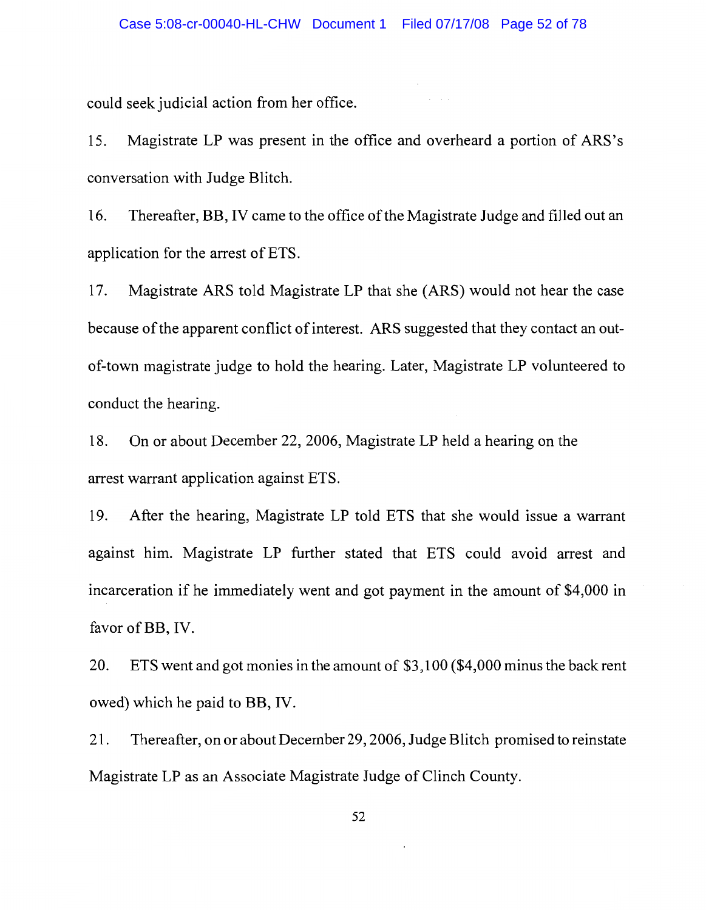could seek judicial action from her office.

15. Magistrate LP was present in the office and overheard a portion of ARS's conversation with Judge Blitch.

16. Thereafter, BB, IV came to the office of the Magistrate Judge and filled out an application for the arrest of ETS.

17. Magistrate ARS told Magistrate LP that she (ARS) would not hear the case because of the apparent conflict of interest. ARS suggested that they contact an out-of-town magistrate judge to hold the hearing. Later, Magistrate LP volunteered to conduct the hearing.

18. On or about December 22, 2006, Magistrate LP held a hearing on the arrest warrant application against ETS.

19. After the hearing, Magistrate LP told ETS that she would issue a warrant against him. Magistrate LP further stated that ETS could avoid arrest and incarceration if he immediately went and got payment in the amount of $4,000 in favor of BB, IV.

20. ETS went and got monies in the amount of $3,100 ($4,000 minus the back rent owed) which he paid to BB, IV.

21. Thereafter, on or about December 29, 2006, Judge Blitch promised to reinstate Magistrate LP as an Associate Magistrate Judge of Clinch County.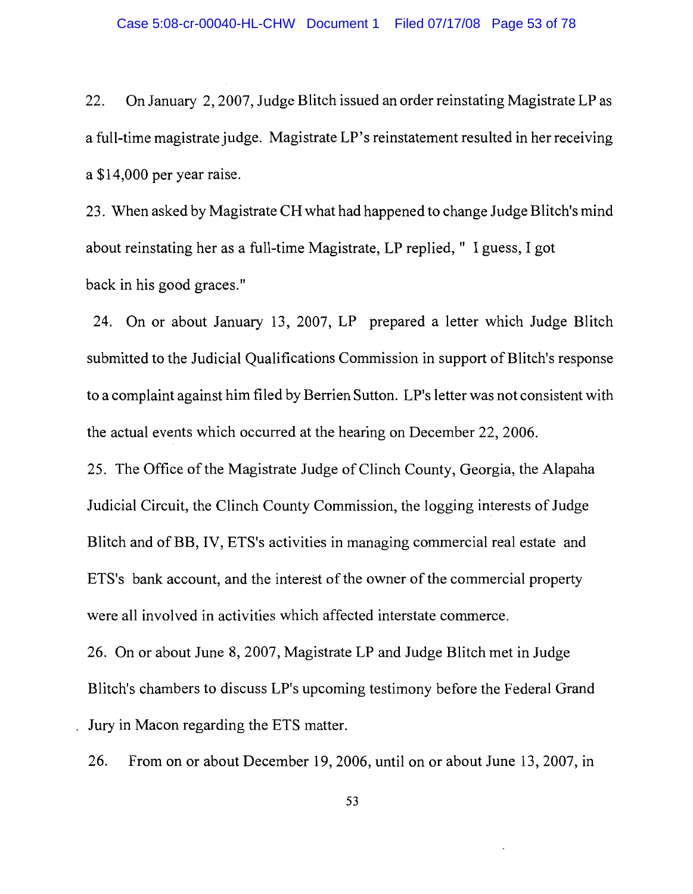22. On January 2, 2007, Judge Blitch issued an order reinstating Magistrate LP as a full-time magistrate judge. Magistrate LP's reinstatement resulted in her receiving a $14,000 per year raise.

23. When asked by Magistrate CH what had happened to change Judge Blitch's mind about reinstating her as a full-time Magistrate, LP replied, " I guess, I got back in his good graces."

24. On or about January 13, 2007, LP prepared a letter which Judge Blitch submitted to the Judicial Qualifications Commission in support of Blitch's response to a complaint against him filed by Berrien Sutton. LP's letter was not consistent with the actual events which occurred at the hearing on December 22, 2006.

25. The Office of the Magistrate Judge of Clinch County, Georgia, the Alapaha Judicial Circuit, the Clinch County Commission, the logging interests of Judge Blitch and of BB, IV, ETS's activities in managing commercial real estate and ETS's bank account, and the interest of the owner of the commercial property were all involved in activities which affected interstate commerce.

26. On or about June 8, 2007, Magistrate LP and Judge Blitch met in Judge Blitch's chambers to discuss LP's upcoming testimony before the Federal Grand Jury in Macon regarding the ETS matter.

26. From on or about December 19, 2006, until on or about June 13, 2007, in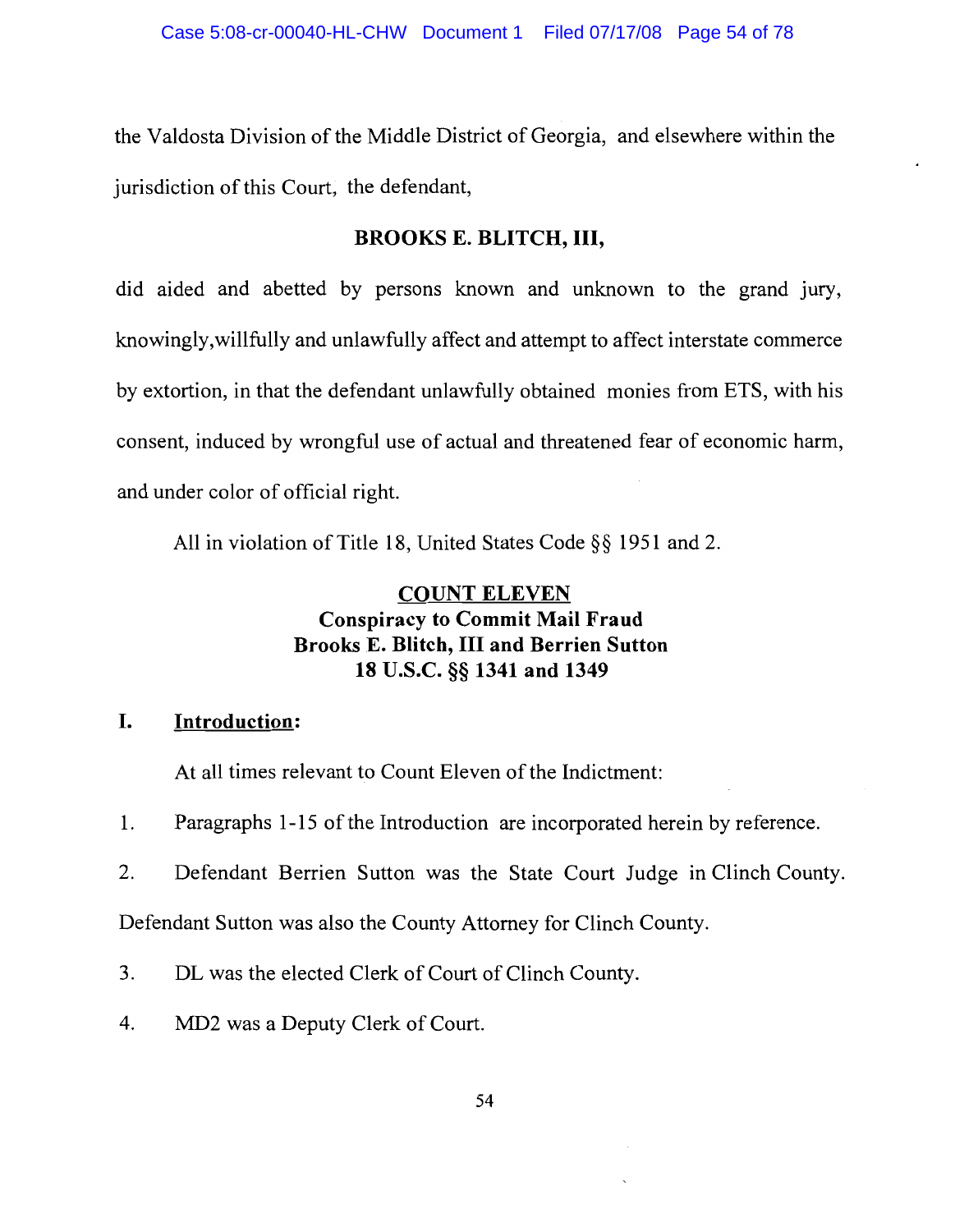the Valdosta Division of the Middle District of Georgia, and elsewhere within the jurisdiction of this Court, the defendant,

**BROOKS E. BLITCH, III,**

did aided and abetted by persons known and unknown to the grand jury, knowingly,willfully and unlawfully affect and attempt to affect interstate commerce by extortion, in that the defendant unlawfully obtained monies from ETS, with his consent, induced by wrongful use of actual and threatened fear of economic harm, and under color of official right.

All in violation of Title 18, United States Code §§ 1951 and 2.

**<u>COUNT ELEVEN</u>**
**Conspiracy to Commit Mail Fraud**
**Brooks E. Blitch, III and Berrien Sutton**
**18 U.S.C. §§ 1341 and 1349**

## I. <u>Introduction</u>:

At all times relevant to Count Eleven of the Indictment:

1. Paragraphs 1-15 of the Introduction are incorporated herein by reference.

2. Defendant Berrien Sutton was the State Court Judge in Clinch County. Defendant Sutton was also the County Attorney for Clinch County.

3. DL was the elected Clerk of Court of Clinch County.

4. MD2 was a Deputy Clerk of Court.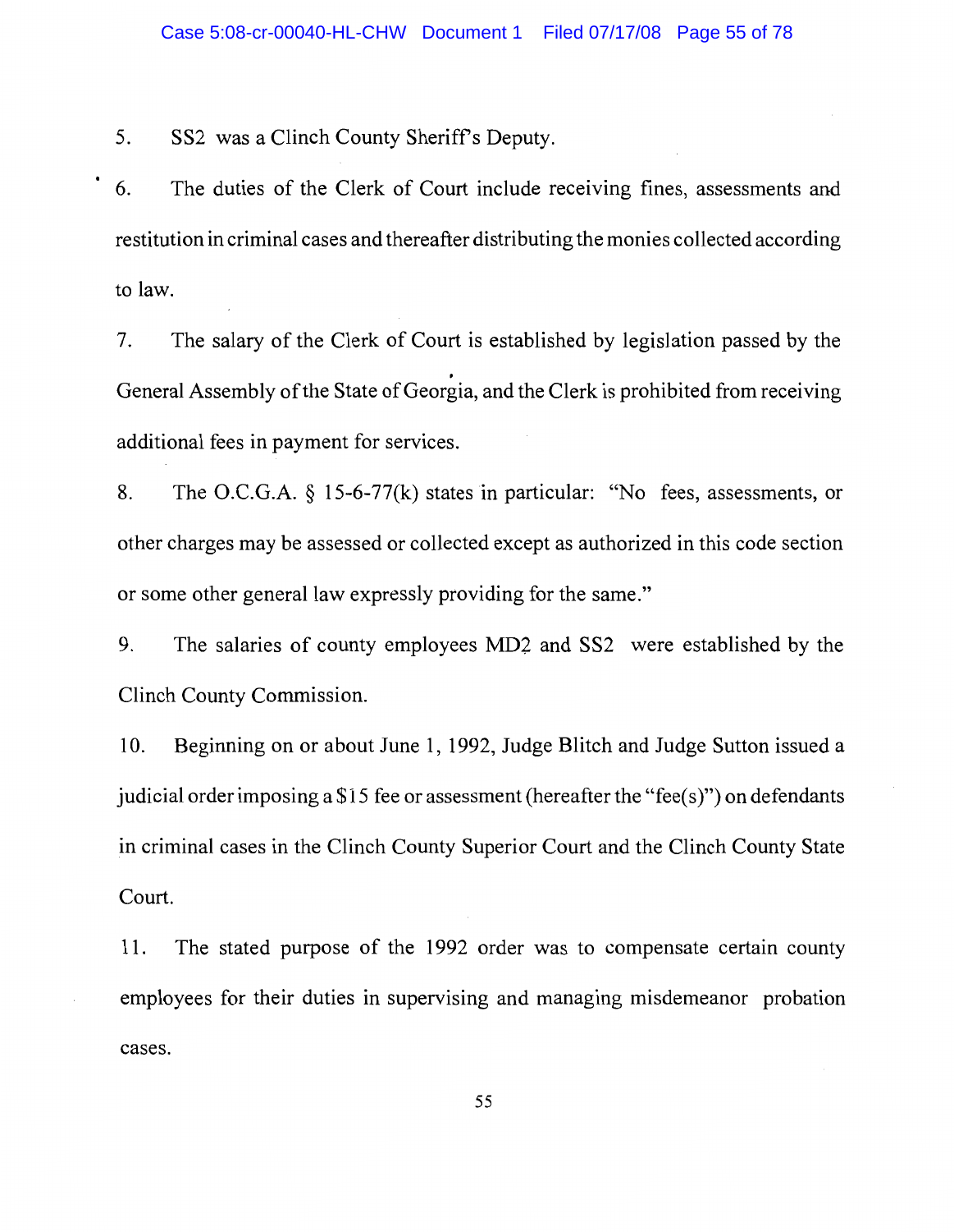5. SS2 was a Clinch County Sheriff's Deputy.

6. The duties of the Clerk of Court include receiving fines, assessments and restitution in criminal cases and thereafter distributing the monies collected according to law.

7. The salary of the Clerk of Court is established by legislation passed by the General Assembly of the State of Georgia, and the Clerk is prohibited from receiving additional fees in payment for services.

8. The O.C.G.A. § 15-6-77(k) states in particular: "No fees, assessments, or other charges may be assessed or collected except as authorized in this code section or some other general law expressly providing for the same."

9. The salaries of county employees MD2 and SS2 were established by the Clinch County Commission.

10. Beginning on or about June 1, 1992, Judge Blitch and Judge Sutton issued a judicial order imposing a $15 fee or assessment (hereafter the "fee(s)") on defendants in criminal cases in the Clinch County Superior Court and the Clinch County State Court.

11. The stated purpose of the 1992 order was to compensate certain county employees for their duties in supervising and managing misdemeanor probation cases.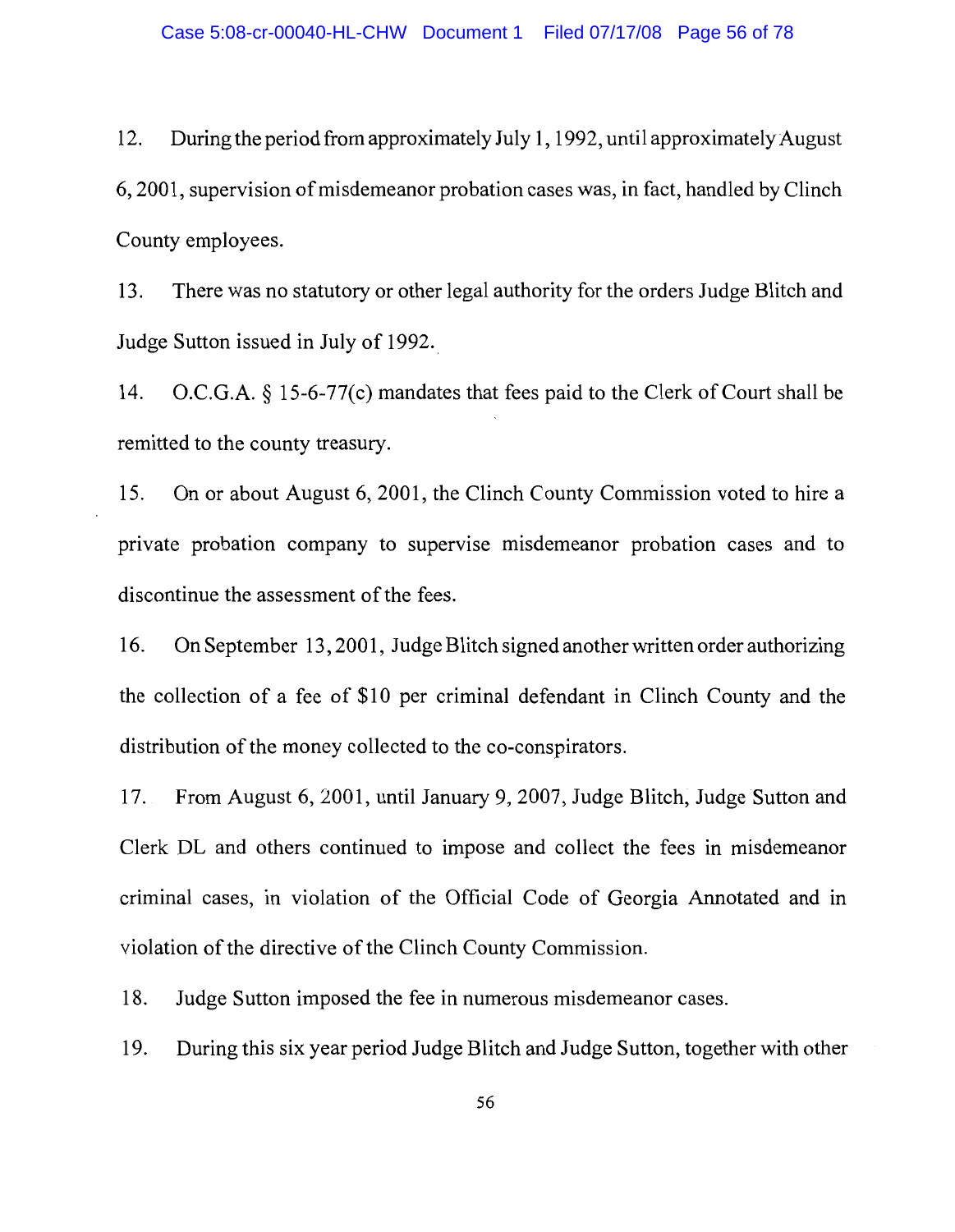12. During the period from approximately July 1, 1992, until approximately August 6, 2001, supervision of misdemeanor probation cases was, in fact, handled by Clinch County employees.

13. There was no statutory or other legal authority for the orders Judge Blitch and Judge Sutton issued in July of 1992.

14. O.C.G.A. § 15-6-77(c) mandates that fees paid to the Clerk of Court shall be remitted to the county treasury.

15. On or about August 6, 2001, the Clinch County Commission voted to hire a private probation company to supervise misdemeanor probation cases and to discontinue the assessment of the fees.

16. On September 13, 2001, Judge Blitch signed another written order authorizing the collection of a fee of $10 per criminal defendant in Clinch County and the distribution of the money collected to the co-conspirators.

17. From August 6, 2001, until January 9, 2007, Judge Blitch, Judge Sutton and Clerk DL and others continued to impose and collect the fees in misdemeanor criminal cases, in violation of the Official Code of Georgia Annotated and in violation of the directive of the Clinch County Commission.

18. Judge Sutton imposed the fee in numerous misdemeanor cases.

19. During this six year period Judge Blitch and Judge Sutton, together with other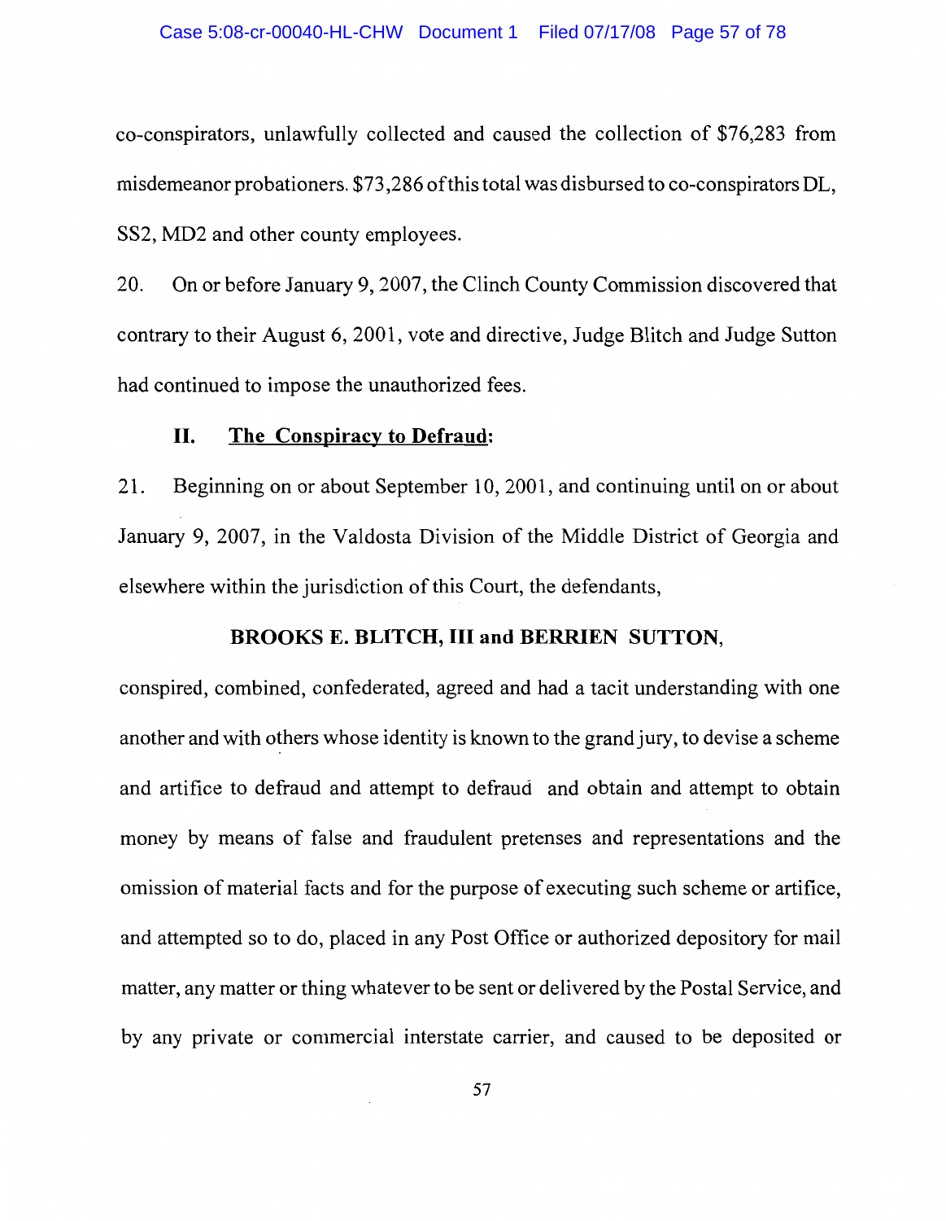co-conspirators, unlawfully collected and caused the collection of $76,283 from misdemeanor probationers. $73,286 of this total was disbursed to co-conspirators DL, SS2, MD2 and other county employees.

20. On or before January 9, 2007, the Clinch County Commission discovered that contrary to their August 6, 2001, vote and directive, Judge Blitch and Judge Sutton had continued to impose the unauthorized fees.

## II. The Conspiracy to Defraud:

21. Beginning on or about September 10, 2001, and continuing until on or about January 9, 2007, in the Valdosta Division of the Middle District of Georgia and elsewhere within the jurisdiction of this Court, the defendants,

**BROOKS E. BLITCH, III and BERRIEN SUTTON,**

conspired, combined, confederated, agreed and had a tacit understanding with one another and with others whose identity is known to the grand jury, to devise a scheme and artifice to defraud and attempt to defraud and obtain and attempt to obtain money by means of false and fraudulent pretenses and representations and the omission of material facts and for the purpose of executing such scheme or artifice, and attempted so to do, placed in any Post Office or authorized depository for mail matter, any matter or thing whatever to be sent or delivered by the Postal Service, and by any private or commercial interstate carrier, and caused to be deposited or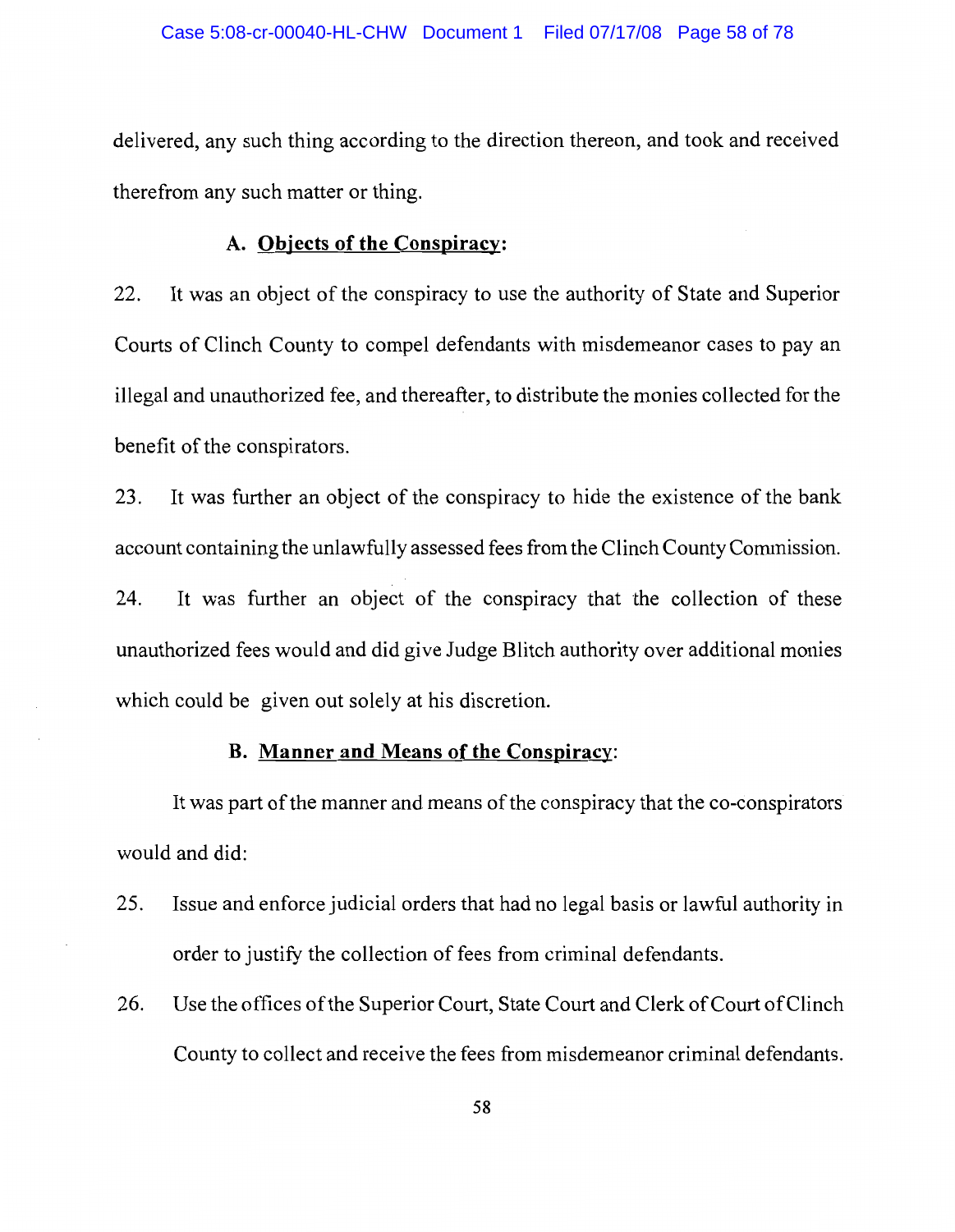delivered, any such thing according to the direction thereon, and took and received therefrom any such matter or thing.

### A. <u>Objects of the Conspiracy</u>:

22. It was an object of the conspiracy to use the authority of State and Superior Courts of Clinch County to compel defendants with misdemeanor cases to pay an illegal and unauthorized fee, and thereafter, to distribute the monies collected for the benefit of the conspirators.

23. It was further an object of the conspiracy to hide the existence of the bank account containing the unlawfully assessed fees from the Clinch County Commission.

24. It was further an object of the conspiracy that the collection of these unauthorized fees would and did give Judge Blitch authority over additional monies which could be given out solely at his discretion.

### B. <u>Manner and Means of the Conspiracy</u>:

It was part of the manner and means of the conspiracy that the co-conspirators would and did:

25. Issue and enforce judicial orders that had no legal basis or lawful authority in order to justify the collection of fees from criminal defendants.

26. Use the offices of the Superior Court, State Court and Clerk of Court of Clinch County to collect and receive the fees from misdemeanor criminal defendants.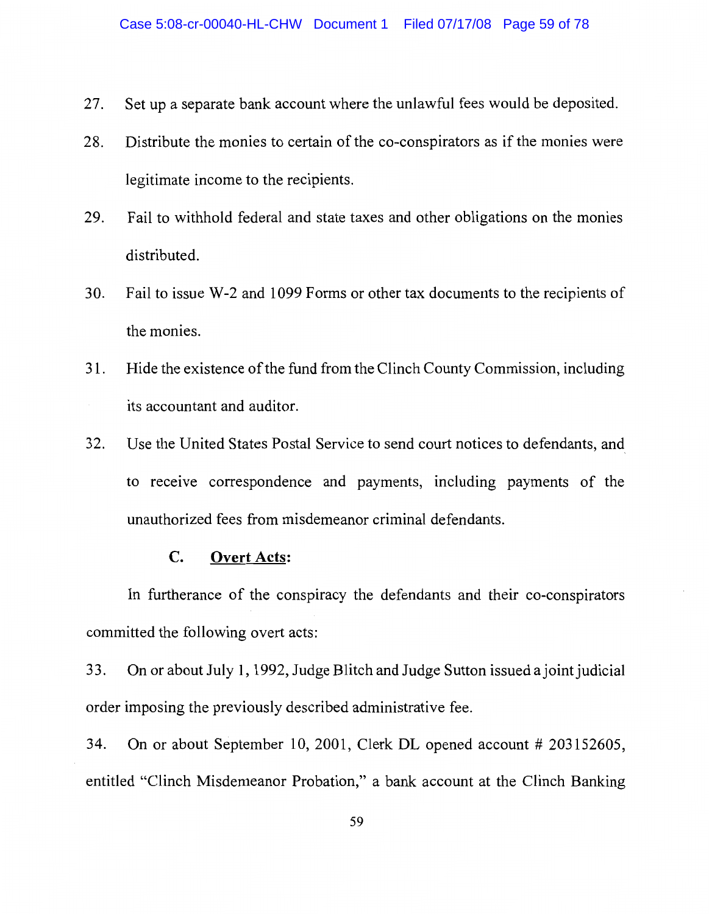27. Set up a separate bank account where the unlawful fees would be deposited.

28. Distribute the monies to certain of the co-conspirators as if the monies were legitimate income to the recipients.

29. Fail to withhold federal and state taxes and other obligations on the monies distributed.

30. Fail to issue W-2 and 1099 Forms or other tax documents to the recipients of the monies.

31. Hide the existence of the fund from the Clinch County Commission, including its accountant and auditor.

32. Use the United States Postal Service to send court notices to defendants, and to receive correspondence and payments, including payments of the unauthorized fees from misdemeanor criminal defendants.

### C. Overt Acts:

In furtherance of the conspiracy the defendants and their co-conspirators committed the following overt acts:

33. On or about July 1, 1992, Judge Blitch and Judge Sutton issued a joint judicial order imposing the previously described administrative fee.

34. On or about September 10, 2001, Clerk DL opened account # 203152605, entitled "Clinch Misdemeanor Probation," a bank account at the Clinch Banking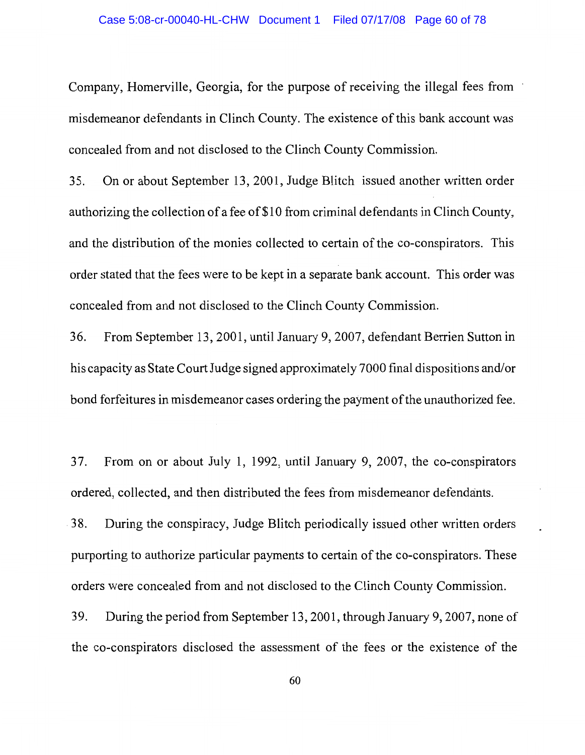Company, Homerville, Georgia, for the purpose of receiving the illegal fees from misdemeanor defendants in Clinch County. The existence of this bank account was concealed from and not disclosed to the Clinch County Commission.

35. On or about September 13, 2001, Judge Blitch issued another written order authorizing the collection of a fee of $10 from criminal defendants in Clinch County, and the distribution of the monies collected to certain of the co-conspirators. This order stated that the fees were to be kept in a separate bank account. This order was concealed from and not disclosed to the Clinch County Commission.

36. From September 13, 2001, until January 9, 2007, defendant Berrien Sutton in his capacity as State Court Judge signed approximately 7000 final dispositions and/or bond forfeitures in misdemeanor cases ordering the payment of the unauthorized fee.

37. From on or about July 1, 1992, until January 9, 2007, the co-conspirators ordered, collected, and then distributed the fees from misdemeanor defendants.

38. During the conspiracy, Judge Blitch periodically issued other written orders purporting to authorize particular payments to certain of the co-conspirators. These orders were concealed from and not disclosed to the Clinch County Commission.

39. During the period from September 13, 2001, through January 9, 2007, none of the co-conspirators disclosed the assessment of the fees or the existence of the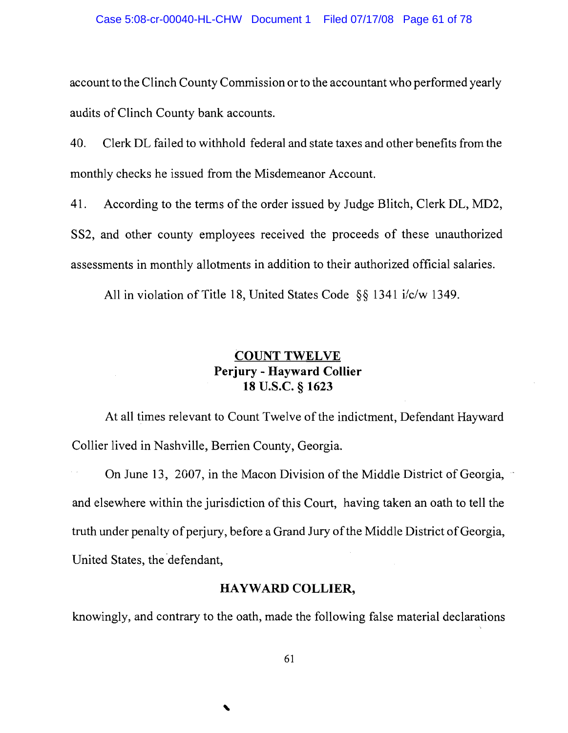account to the Clinch County Commission or to the accountant who performed yearly audits of Clinch County bank accounts.

40. Clerk DL failed to withhold federal and state taxes and other benefits from the monthly checks he issued from the Misdemeanor Account.

41. According to the terms of the order issued by Judge Blitch, Clerk DL, MD2, SS2, and other county employees received the proceeds of these unauthorized assessments in monthly allotments in addition to their authorized official salaries.

All in violation of Title 18, United States Code §§ 1341 i/c/w 1349.

## COUNT TWELVE
## Perjury - Hayward Collier
## 18 U.S.C. § 1623

At all times relevant to Count Twelve of the indictment, Defendant Hayward Collier lived in Nashville, Berrien County, Georgia.

On June 13, 2007, in the Macon Division of the Middle District of Georgia, and elsewhere within the jurisdiction of this Court, having taken an oath to tell the truth under penalty of perjury, before a Grand Jury of the Middle District of Georgia, United States, the defendant,

**HAYWARD COLLIER,**

knowingly, and contrary to the oath, made the following false material declarations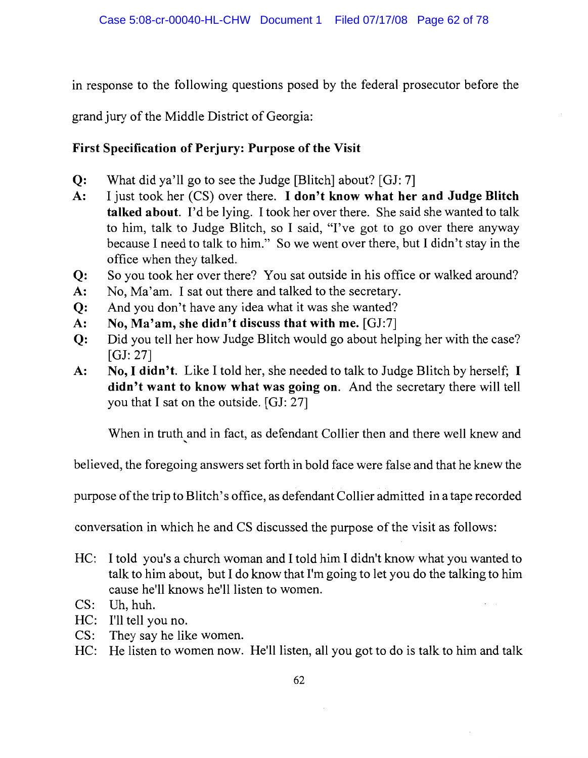in response to the following questions posed by the federal prosecutor before the grand jury of the Middle District of Georgia:

**First Specification of Perjury: Purpose of the Visit**

**Q:** What did ya'll go to see the Judge [Blitch] about? [GJ: 7]

**A:** I just took her (CS) over there. **I don't know what her and Judge Blitch talked about**. I'd be lying. I took her over there. She said she wanted to talk to him, talk to Judge Blitch, so I said, "I've got to go over there anyway because I need to talk to him." So we went over there, but I didn't stay in the office when they talked.

**Q:** So you took her over there? You sat outside in his office or walked around?

**A:** No, Ma'am. I sat out there and talked to the secretary.

**Q:** And you don't have any idea what it was she wanted?

**A:** **No, Ma'am, she didn't discuss that with me.** [GJ:7]

**Q:** Did you tell her how Judge Blitch would go about helping her with the case? [GJ: 27]

**A:** **No, I didn't**. Like I told her, she needed to talk to Judge Blitch by herself; **I didn't want to know what was going on**. And the secretary there will tell you that I sat on the outside. [GJ: 27]

When in truth and in fact, as defendant Collier then and there well knew and believed, the foregoing answers set forth in bold face were false and that he knew the purpose of the trip to Blitch's office, as defendant Collier admitted in a tape recorded conversation in which he and CS discussed the purpose of the visit as follows:

HC: I told you's a church woman and I told him I didn't know what you wanted to talk to him about, but I do know that I'm going to let you do the talking to him cause he'll knows he'll listen to women.

CS: Uh, huh.

HC: I'll tell you no.

CS: They say he like women.

HC: He listen to women now. He'll listen, all you got to do is talk to him and talk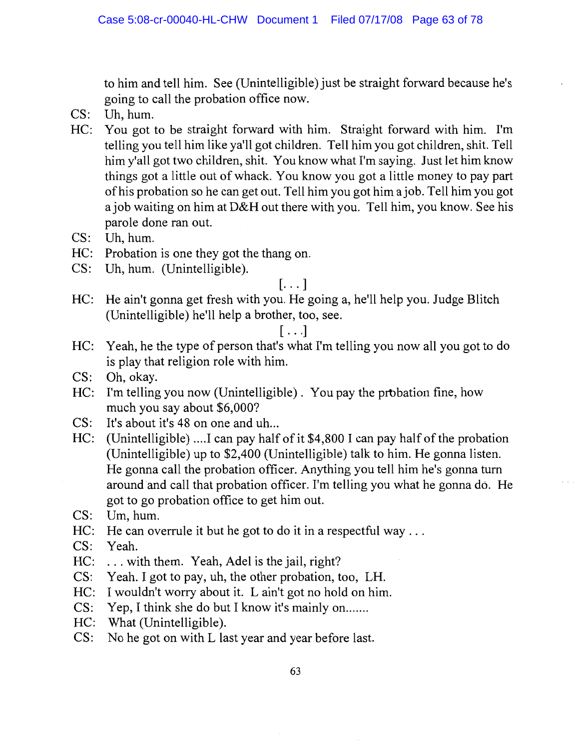to him and tell him. See (Unintelligible) just be straight forward because he's going to call the probation office now.

CS: Uh, hum.

HC: You got to be straight forward with him. Straight forward with him. I'm telling you tell him like ya'll got children. Tell him you got children, shit. Tell him y'all got two children, shit. You know what I'm saying. Just let him know things got a little out of whack. You know you got a little money to pay part of his probation so he can get out. Tell him you got him a job. Tell him you got a job waiting on him at D&H out there with you. Tell him, you know. See his parole done ran out.

CS: Uh, hum.

HC: Probation is one they got the thang on.

CS: Uh, hum. (Unintelligible).

[. . . ]

HC: He ain't gonna get fresh with you. He going a, he'll help you. Judge Blitch (Unintelligible) he'll help a brother, too, see.

[. . .]

HC: Yeah, he the type of person that's what I'm telling you now all you got to do is play that religion role with him.

CS: Oh, okay.

HC: I'm telling you now (Unintelligible) . You pay the probation fine, how much you say about $6,000?

CS: It's about it's 48 on one and uh...

HC: (Unintelligible) ....I can pay half of it $4,800 I can pay half of the probation (Unintelligible) up to $2,400 (Unintelligible) talk to him. He gonna listen. He gonna call the probation officer. Anything you tell him he's gonna turn around and call that probation officer. I'm telling you what he gonna do. He got to go probation office to get him out.

CS: Um, hum.

HC: He can overrule it but he got to do it in a respectful way . . .

CS: Yeah.

HC: . . . with them. Yeah, Adel is the jail, right?

CS: Yeah. I got to pay, uh, the other probation, too, LH.

HC: I wouldn't worry about it. L ain't got no hold on him.

CS: Yep, I think she do but I know it's mainly on.......

HC: What (Unintelligible).

CS: No he got on with L last year and year before last.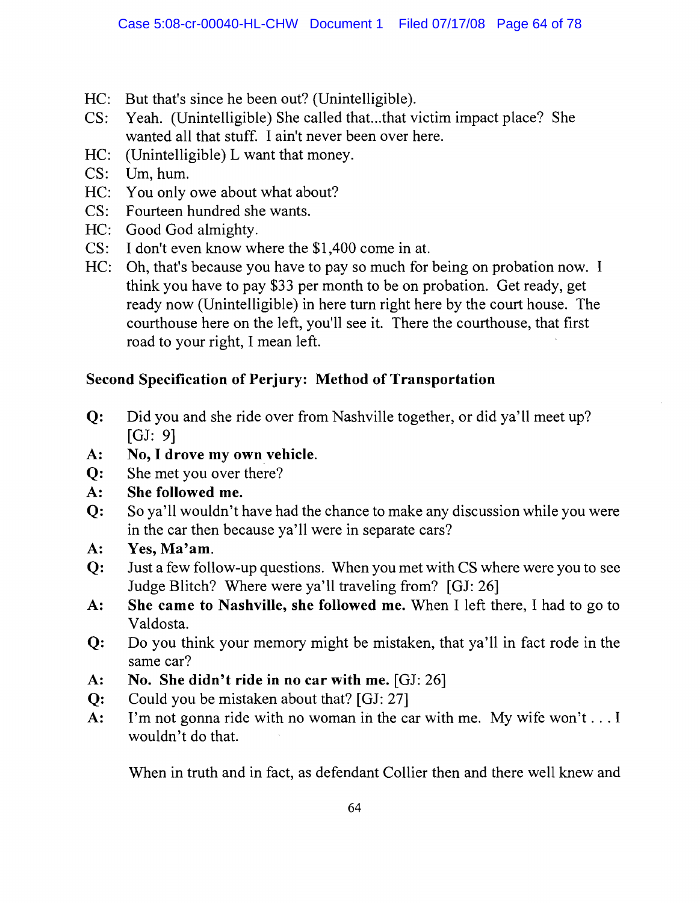HC: But that's since he been out? (Unintelligible).
CS: Yeah. (Unintelligible) She called that...that victim impact place? She wanted all that stuff. I ain't never been over here.
HC: (Unintelligible) L want that money.
CS: Um, hum.
HC: You only owe about what about?
CS: Fourteen hundred she wants.
HC: Good God almighty.
CS: I don't even know where the $1,400 come in at.
HC: Oh, that's because you have to pay so much for being on probation now. I think you have to pay $33 per month to be on probation. Get ready, get ready now (Unintelligible) in here turn right here by the court house. The courthouse here on the left, you'll see it. There the courthouse, that first road to your right, I mean left.

**Second Specification of Perjury: Method of Transportation**

**Q:** Did you and she ride over from Nashville together, or did ya'll meet up? [GJ: 9]
**A:** **No, I drove my own vehicle.**
**Q:** She met you over there?
**A:** **She followed me.**
**Q:** So ya'll wouldn't have had the chance to make any discussion while you were in the car then because ya'll were in separate cars?
**A:** **Yes, Ma'am.**
**Q:** Just a few follow-up questions. When you met with CS where were you to see Judge Blitch? Where were ya'll traveling from? [GJ: 26]
**A:** **She came to Nashville, she followed me.** When I left there, I had to go to Valdosta.
**Q:** Do you think your memory might be mistaken, that ya'll in fact rode in the same car?
**A:** **No. She didn't ride in no car with me.** [GJ: 26]
**Q:** Could you be mistaken about that? [GJ: 27]
**A:** I'm not gonna ride with no woman in the car with me. My wife won't . . . I wouldn't do that.

When in truth and in fact, as defendant Collier then and there well knew and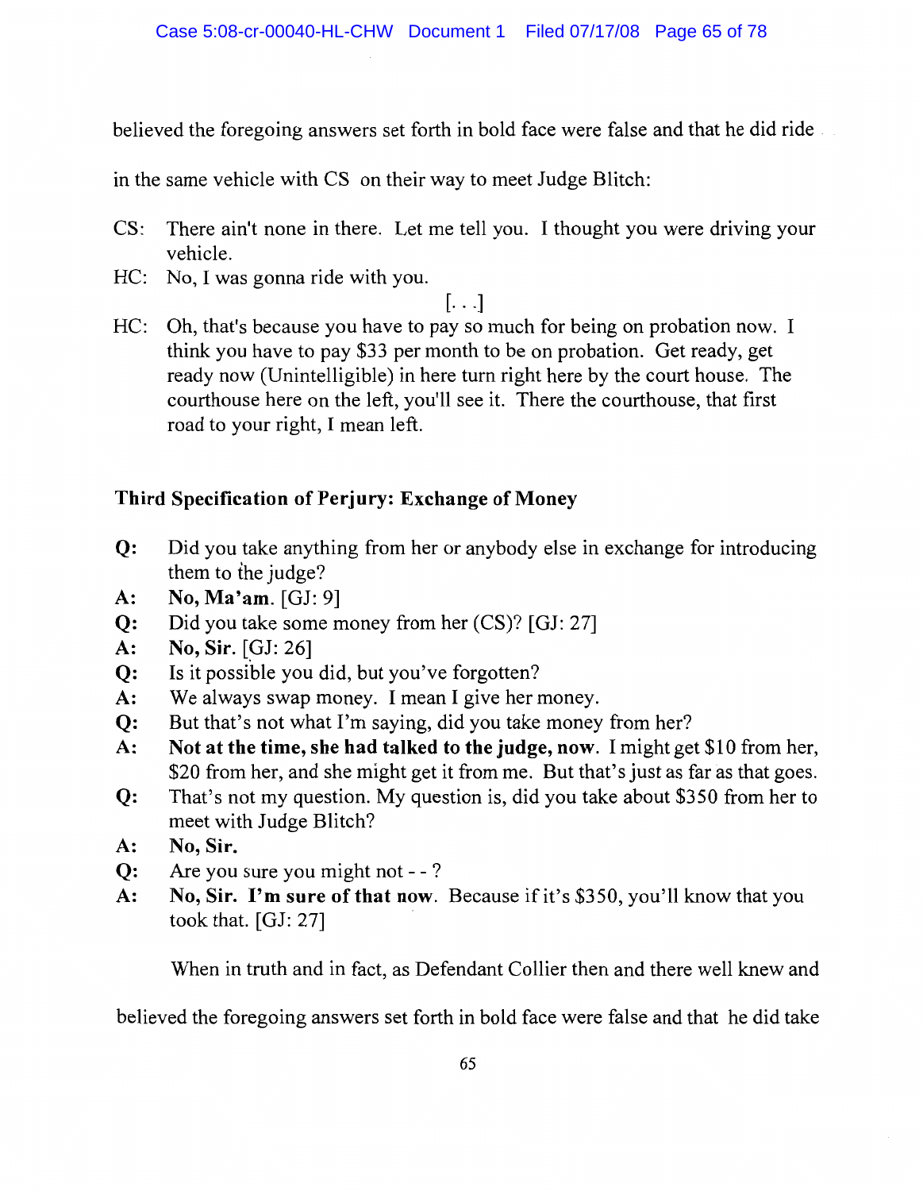believed the foregoing answers set forth in bold face were false and that he did ride in the same vehicle with CS on their way to meet Judge Blitch:

CS: There ain't none in there. Let me tell you. I thought you were driving your vehicle.

HC: No, I was gonna ride with you.

[. . .]

HC: Oh, that's because you have to pay so much for being on probation now. I think you have to pay $33 per month to be on probation. Get ready, get ready now (Unintelligible) in here turn right here by the court house. The courthouse here on the left, you'll see it. There the courthouse, that first road to your right, I mean left.

**Third Specification of Perjury: Exchange of Money**

**Q:** Did you take anything from her or anybody else in exchange for introducing them to the judge?

**A:** **No, Ma'am.** [GJ: 9]

**Q:** Did you take some money from her (CS)? [GJ: 27]

**A:** **No, Sir.** [GJ: 26]

**Q:** Is it possible you did, but you've forgotten?

**A:** We always swap money. I mean I give her money.

**Q:** But that's not what I'm saying, did you take money from her?

**A:** **Not at the time, she had talked to the judge, now.** I might get $10 from her, $20 from her, and she might get it from me. But that's just as far as that goes.

**Q:** That's not my question. My question is, did you take about $350 from her to meet with Judge Blitch?

**A:** **No, Sir.**

**Q:** Are you sure you might not - - ?

**A:** **No, Sir. I'm sure of that now.** Because if it's $350, you'll know that you took that. [GJ: 27]

When in truth and in fact, as Defendant Collier then and there well knew and believed the foregoing answers set forth in bold face were false and that he did take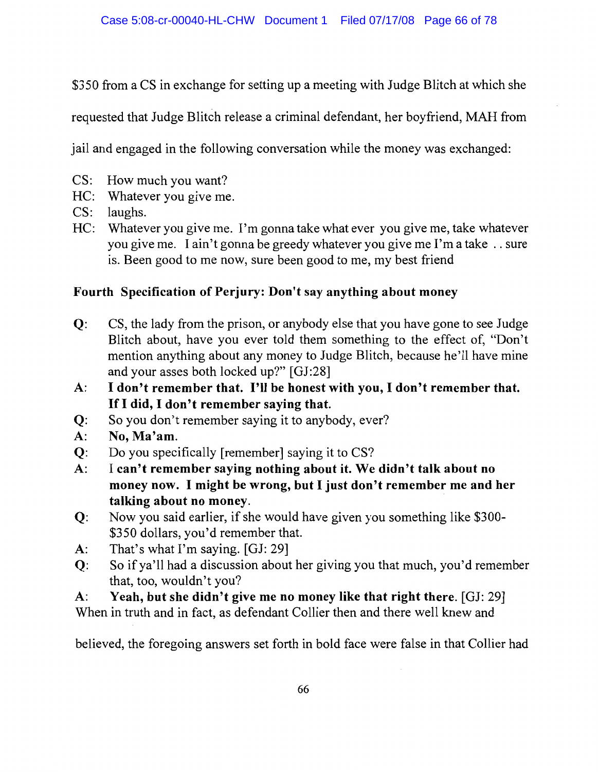$350 from a CS in exchange for setting up a meeting with Judge Blitch at which she requested that Judge Blitch release a criminal defendant, her boyfriend, MAH from jail and engaged in the following conversation while the money was exchanged:

CS: How much you want?
HC: Whatever you give me.
CS: laughs.
HC: Whatever you give me. I'm gonna take what ever you give me, take whatever you give me. I ain't gonna be greedy whatever you give me I'm a take .. sure is. Been good to me now, sure been good to me, my best friend

**Fourth Specification of Perjury: Don't say anything about money**

**Q**: CS, the lady from the prison, or anybody else that you have gone to see Judge Blitch about, have you ever told them something to the effect of, "Don't mention anything about any money to Judge Blitch, because he'll have mine and your asses both locked up?" [GJ:28]

**A**: **I don't remember that. I'll be honest with you, I don't remember that. If I did, I don't remember saying that.**

**Q**: So you don't remember saying it to anybody, ever?

**A**: **No, Ma'am.**

**Q**: Do you specifically [remember] saying it to CS?

**A**: I **can't remember saying nothing about it. We didn't talk about no money now. I might be wrong, but I just don't remember me and her talking about no money**.

**Q**: Now you said earlier, if she would have given you something like $300-$350 dollars, you'd remember that.

**A**: That's what I'm saying. [GJ: 29]

**Q**: So if ya'll had a discussion about her giving you that much, you'd remember that, too, wouldn't you?

**A**: **Yeah, but she didn't give me no money like that right there.** [GJ: 29]

When in truth and in fact, as defendant Collier then and there well knew and believed, the foregoing answers set forth in bold face were false in that Collier had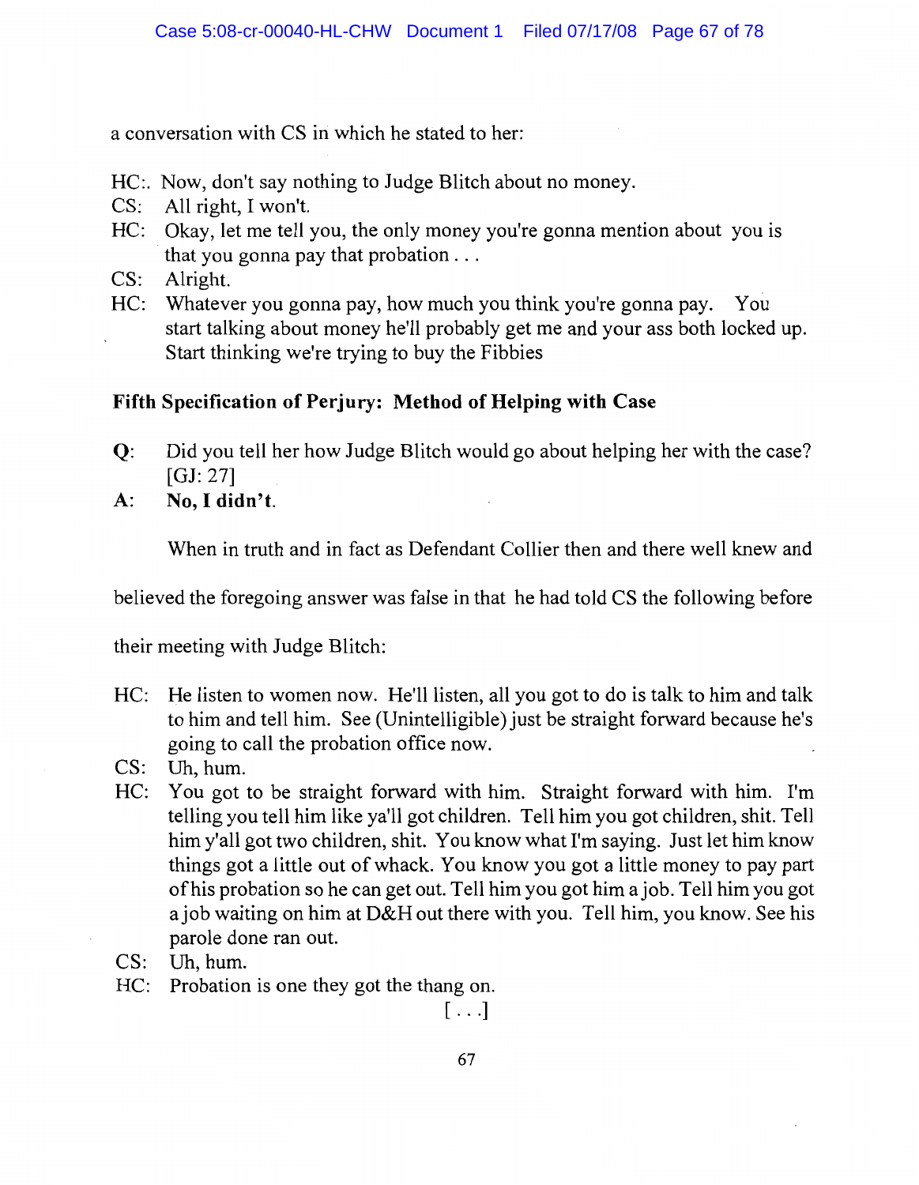a conversation with CS in which he stated to her:

HC:. Now, don't say nothing to Judge Blitch about no money.
CS: All right, I won't.
HC: Okay, let me tell you, the only money you're gonna mention about you is that you gonna pay that probation . . .
CS: Alright.
HC: Whatever you gonna pay, how much you think you're gonna pay. You start talking about money he'll probably get me and your ass both locked up. Start thinking we're trying to buy the Fibbies

**Fifth Specification of Perjury: Method of Helping with Case**

**Q**: Did you tell her how Judge Blitch would go about helping her with the case? [GJ: 27]
**A**: **No, I didn't**.

When in truth and in fact as Defendant Collier then and there well knew and believed the foregoing answer was false in that he had told CS the following before their meeting with Judge Blitch:

HC: He listen to women now. He'll listen, all you got to do is talk to him and talk to him and tell him. See (Unintelligible) just be straight forward because he's going to call the probation office now.
CS: Uh, hum.
HC: You got to be straight forward with him. Straight forward with him. I'm telling you tell him like ya'll got children. Tell him you got children, shit. Tell him y'all got two children, shit. You know what I'm saying. Just let him know things got a little out of whack. You know you got a little money to pay part of his probation so he can get out. Tell him you got him a job. Tell him you got a job waiting on him at D&H out there with you. Tell him, you know. See his parole done ran out.
CS: Uh, hum.
HC: Probation is one they got the thang on.

[ . . .]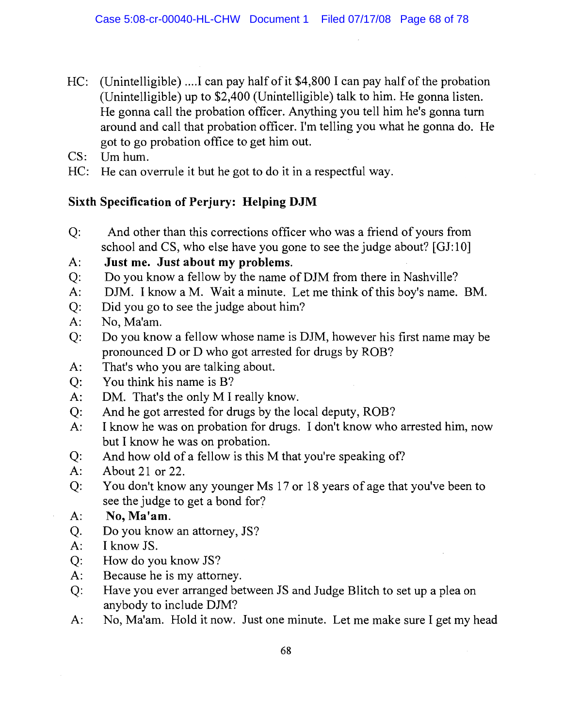HC: (Unintelligible) ....I can pay half of it $4,800 I can pay half of the probation (Unintelligible) up to $2,400 (Unintelligible) talk to him. He gonna listen. He gonna call the probation officer. Anything you tell him he's gonna turn around and call that probation officer. I'm telling you what he gonna do. He got to go probation office to get him out.

CS: Um hum.

HC: He can overrule it but he got to do it in a respectful way.

**Sixth Specification of Perjury: Helping DJM**

Q: And other than this corrections officer who was a friend of yours from school and CS, who else have you gone to see the judge about? [GJ:10]

A: **Just me. Just about my problems.**

Q: Do you know a fellow by the name of DJM from there in Nashville?

A: DJM. I know a M. Wait a minute. Let me think of this boy's name. BM.

Q: Did you go to see the judge about him?

A: No, Ma'am.

Q: Do you know a fellow whose name is DJM, however his first name may be pronounced D or D who got arrested for drugs by ROB?

A: That's who you are talking about.

Q: You think his name is B?

A: DM. That's the only M I really know.

Q: And he got arrested for drugs by the local deputy, ROB?

A: I know he was on probation for drugs. I don't know who arrested him, now but I know he was on probation.

Q: And how old of a fellow is this M that you're speaking of?

A: About 21 or 22.

Q: You don't know any younger Ms 17 or 18 years of age that you've been to see the judge to get a bond for?

A: **No, Ma'am.**

Q. Do you know an attorney, JS?

A: I know JS.

Q: How do you know JS?

A: Because he is my attorney.

Q: Have you ever arranged between JS and Judge Blitch to set up a plea on anybody to include DJM?

A: No, Ma'am. Hold it now. Just one minute. Let me make sure I get my head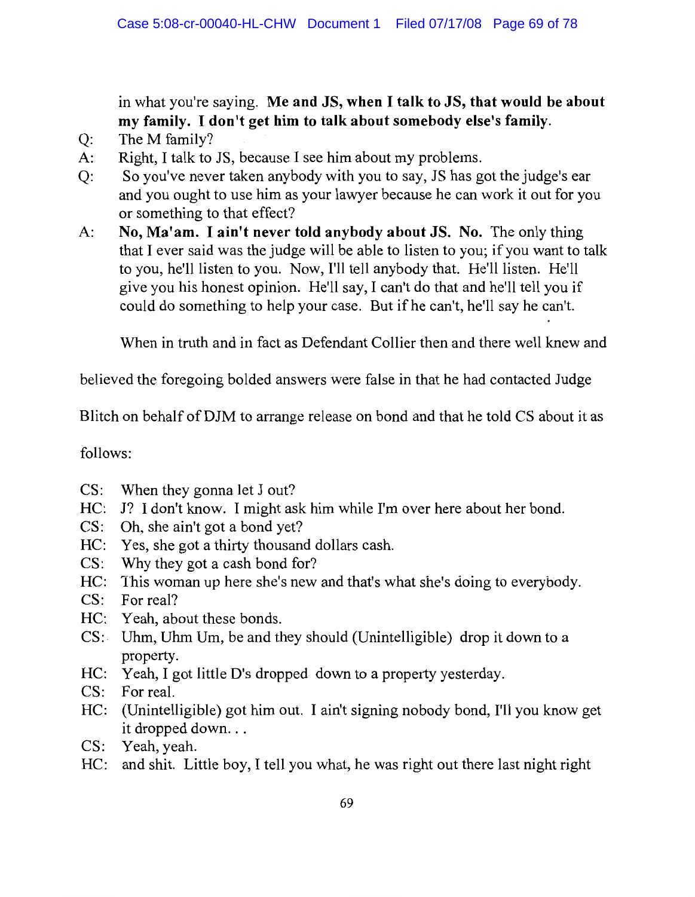in what you're saying. **Me and JS, when I talk to JS, that would be about my family. I don't get him to talk about somebody else's family**.

Q: The M family?

A: Right, I talk to JS, because I see him about my problems.

Q: So you've never taken anybody with you to say, JS has got the judge's ear and you ought to use him as your lawyer because he can work it out for you or something to that effect?

A: **No, Ma'am. I ain't never told anybody about JS. No.** The only thing that I ever said was the judge will be able to listen to you; if you want to talk to you, he'll listen to you. Now, I'll tell anybody that. He'll listen. He'll give you his honest opinion. He'll say, I can't do that and he'll tell you if could do something to help your case. But if he can't, he'll say he can't.

When in truth and in fact as Defendant Collier then and there well knew and believed the foregoing bolded answers were false in that he had contacted Judge Blitch on behalf of DJM to arrange release on bond and that he told CS about it as follows:

CS: When they gonna let J out?

HC: J? I don't know. I might ask him while I'm over here about her bond.

CS: Oh, she ain't got a bond yet?

HC: Yes, she got a thirty thousand dollars cash.

CS: Why they got a cash bond for?

HC: This woman up here she's new and that's what she's doing to everybody.

CS: For real?

HC: Yeah, about these bonds.

CS: Uhm, Uhm Um, be and they should (Unintelligible) drop it down to a property.

HC: Yeah, I got little D's dropped down to a property yesterday.

CS: For real.

HC: (Unintelligible) got him out. I ain't signing nobody bond, I'll you know get it dropped down. . .

CS: Yeah, yeah.

HC: and shit. Little boy, I tell you what, he was right out there last night right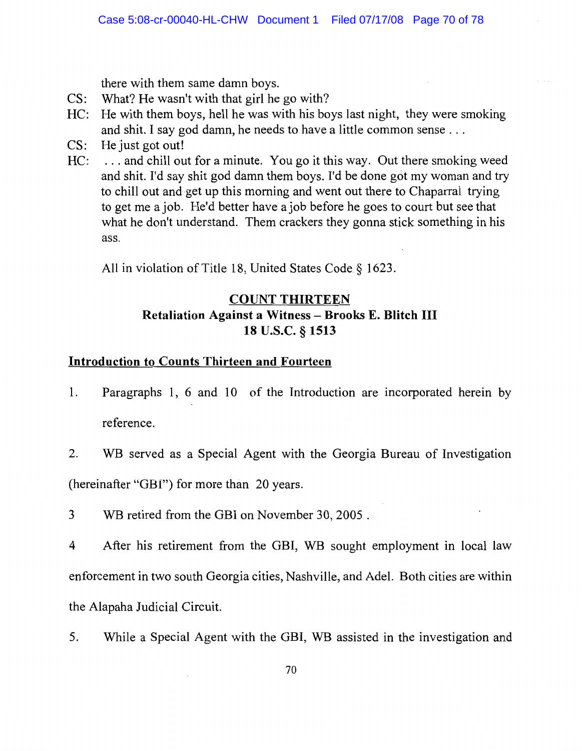there with them same damn boys.

CS: What? He wasn't with that girl he go with?

HC: He with them boys, hell he was with his boys last night, they were smoking and shit. I say god damn, he needs to have a little common sense . . .

CS: He just got out!

HC: . . . and chill out for a minute. You go it this way. Out there smoking weed and shit. I'd say shit god damn them boys. I'd be done got my woman and try to chill out and get up this morning and went out there to Chaparral trying to get me a job. He'd better have a job before he goes to court but see that what he don't understand. Them crackers they gonna stick something in his ass.

All in violation of Title 18, United States Code § 1623.

## COUNT THIRTEEN
### Retaliation Against a Witness – Brooks E. Blitch III
### 18 U.S.C. § 1513

**Introduction to Counts Thirteen and Fourteen**

1. Paragraphs 1, 6 and 10 of the Introduction are incorporated herein by reference.

2. WB served as a Special Agent with the Georgia Bureau of Investigation (hereinafter "GBI") for more than 20 years.

3 WB retired from the GBI on November 30, 2005 .

4 After his retirement from the GBI, WB sought employment in local law enforcement in two south Georgia cities, Nashville, and Adel. Both cities are within the Alapaha Judicial Circuit.

5. While a Special Agent with the GBI, WB assisted in the investigation and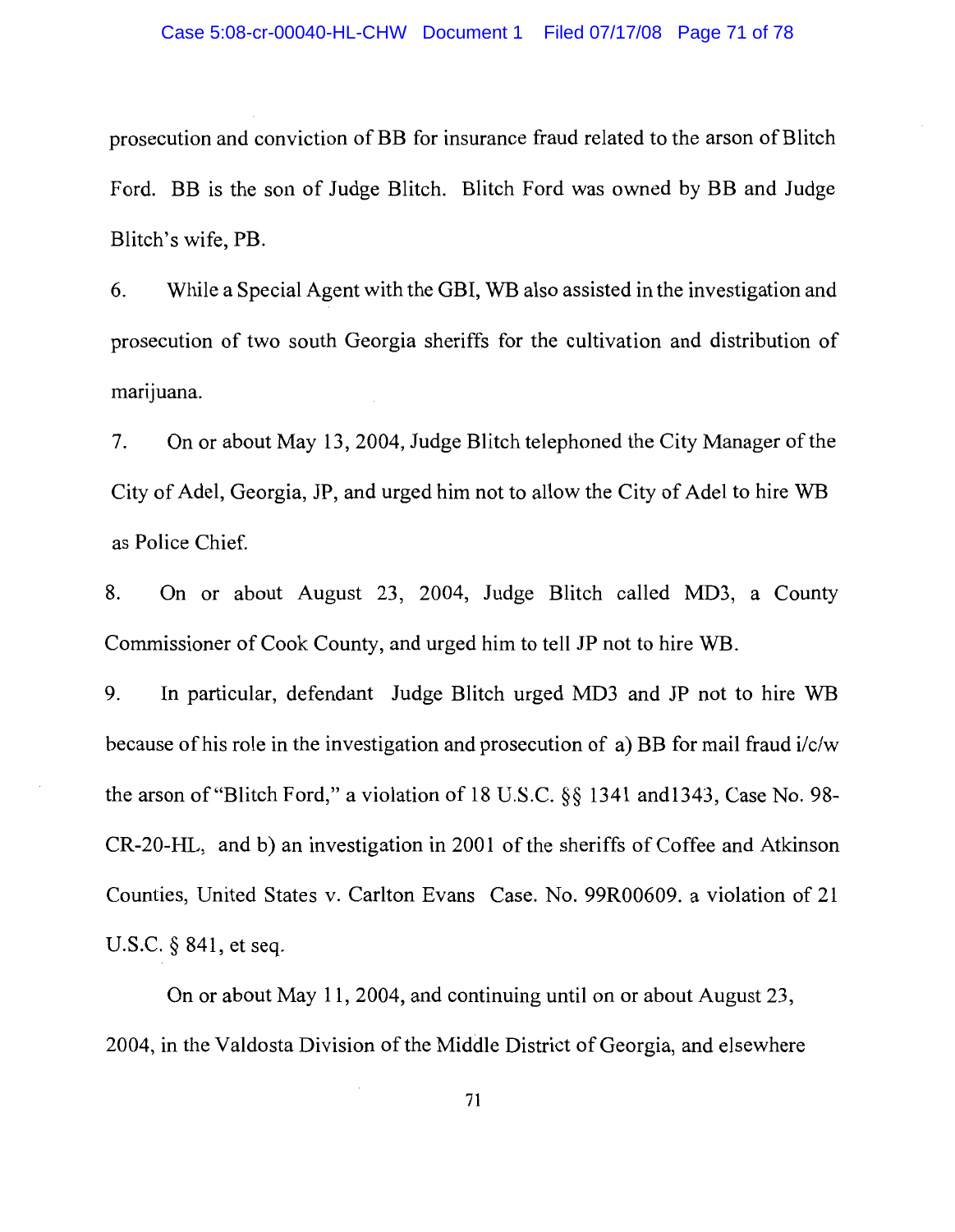prosecution and conviction of BB for insurance fraud related to the arson of Blitch Ford. BB is the son of Judge Blitch. Blitch Ford was owned by BB and Judge Blitch's wife, PB.

6. While a Special Agent with the GBI, WB also assisted in the investigation and prosecution of two south Georgia sheriffs for the cultivation and distribution of marijuana.

7. On or about May 13, 2004, Judge Blitch telephoned the City Manager of the City of Adel, Georgia, JP, and urged him not to allow the City of Adel to hire WB as Police Chief.

8. On or about August 23, 2004, Judge Blitch called MD3, a County Commissioner of Cook County, and urged him to tell JP not to hire WB.

9. In particular, defendant Judge Blitch urged MD3 and JP not to hire WB because of his role in the investigation and prosecution of a) BB for mail fraud i/c/w the arson of "Blitch Ford," a violation of 18 U.S.C. §§ 1341 and1343, Case No. 98-CR-20-HL, and b) an investigation in 2001 of the sheriffs of Coffee and Atkinson Counties, United States v. Carlton Evans Case. No. 99R00609. a violation of 21 U.S.C. § 841, et seq.

On or about May 11, 2004, and continuing until on or about August 23, 2004, in the Valdosta Division of the Middle District of Georgia, and elsewhere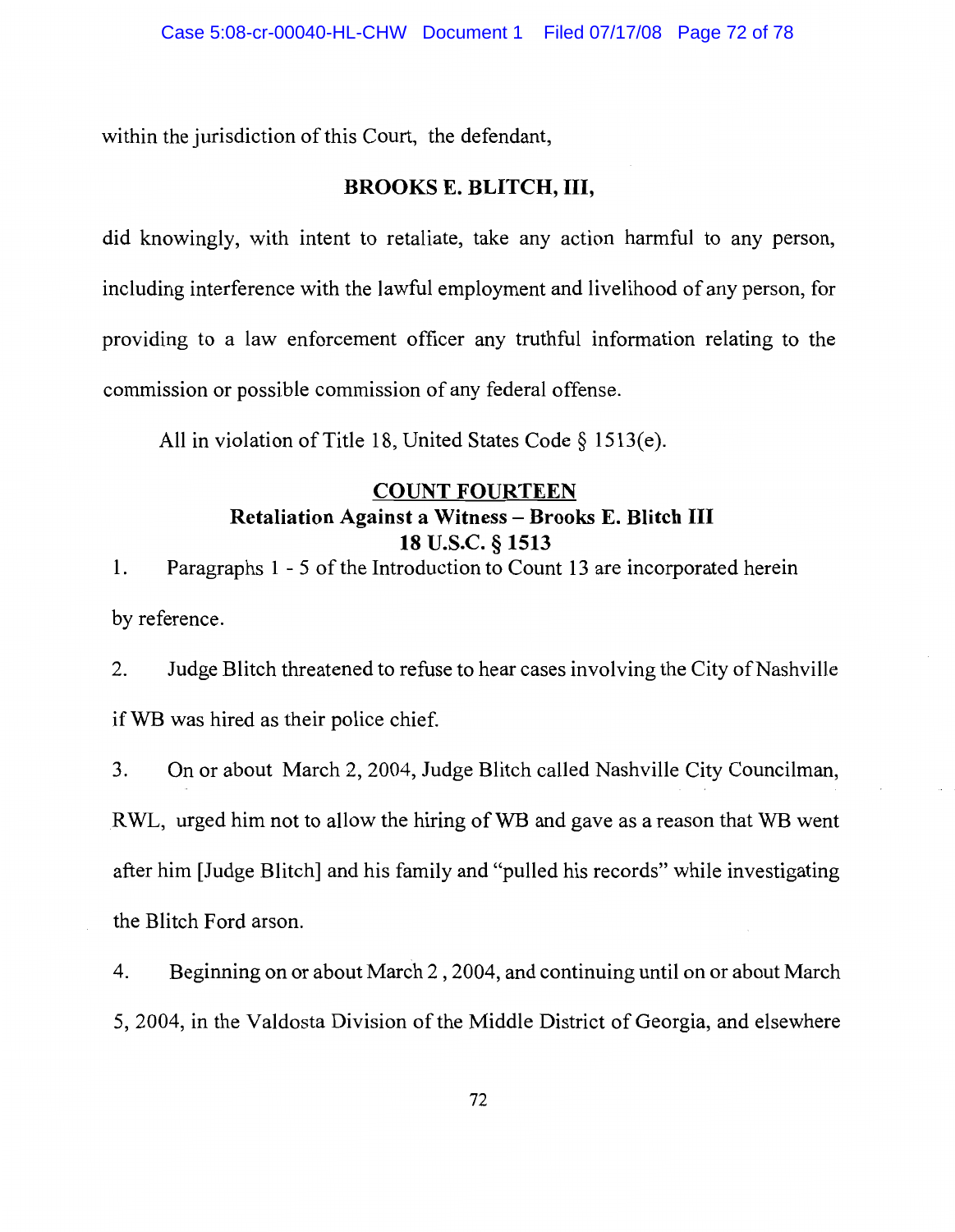within the jurisdiction of this Court, the defendant,

**BROOKS E. BLITCH, III,**

did knowingly, with intent to retaliate, take any action harmful to any person, including interference with the lawful employment and livelihood of any person, for providing to a law enforcement officer any truthful information relating to the commission or possible commission of any federal offense.

All in violation of Title 18, United States Code § 1513(e).

## COUNT FOURTEEN

### Retaliation Against a Witness – Brooks E. Blitch III
### 18 U.S.C. § 1513

1. Paragraphs 1 - 5 of the Introduction to Count 13 are incorporated herein by reference.

2. Judge Blitch threatened to refuse to hear cases involving the City of Nashville if WB was hired as their police chief.

3. On or about March 2, 2004, Judge Blitch called Nashville City Councilman, RWL, urged him not to allow the hiring of WB and gave as a reason that WB went after him [Judge Blitch] and his family and "pulled his records" while investigating the Blitch Ford arson.

4. Beginning on or about March 2 , 2004, and continuing until on or about March 5, 2004, in the Valdosta Division of the Middle District of Georgia, and elsewhere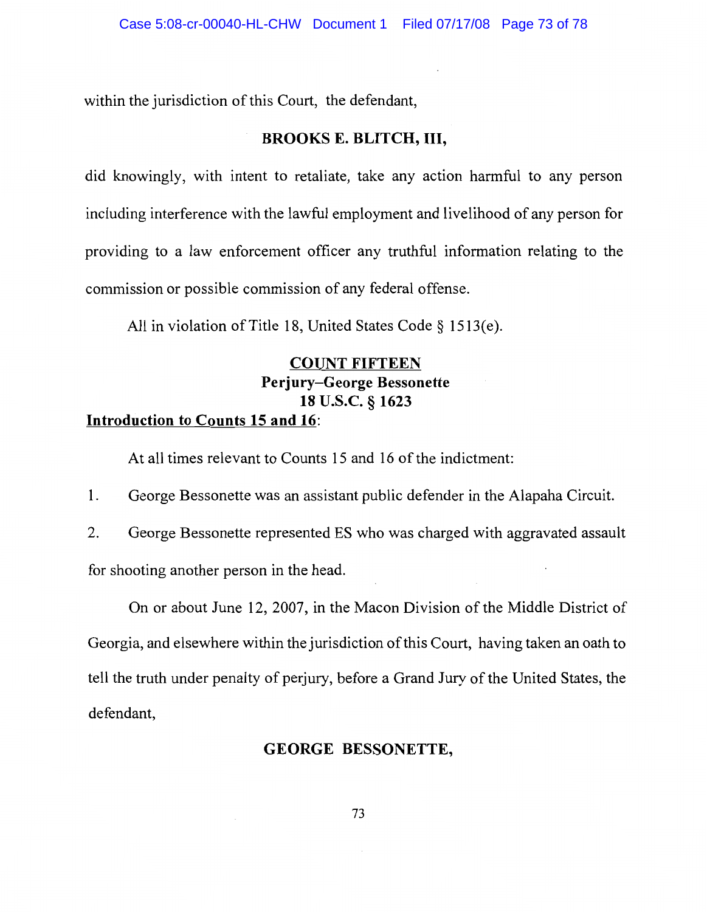within the jurisdiction of this Court, the defendant,

**BROOKS E. BLITCH, III,**

did knowingly, with intent to retaliate, take any action harmful to any person including interference with the lawful employment and livelihood of any person for providing to a law enforcement officer any truthful information relating to the commission or possible commission of any federal offense.

All in violation of Title 18, United States Code § 1513(e).

**COUNT FIFTEEN**
**Perjury–George Bessonette**
**18 U.S.C. § 1623**

**Introduction to Counts 15 and 16:**

At all times relevant to Counts 15 and 16 of the indictment:

1. George Bessonette was an assistant public defender in the Alapaha Circuit.
2. George Bessonette represented ES who was charged with aggravated assault for shooting another person in the head.

On or about June 12, 2007, in the Macon Division of the Middle District of Georgia, and elsewhere within the jurisdiction of this Court, having taken an oath to tell the truth under penalty of perjury, before a Grand Jury of the United States, the defendant,

**GEORGE BESSONETTE,**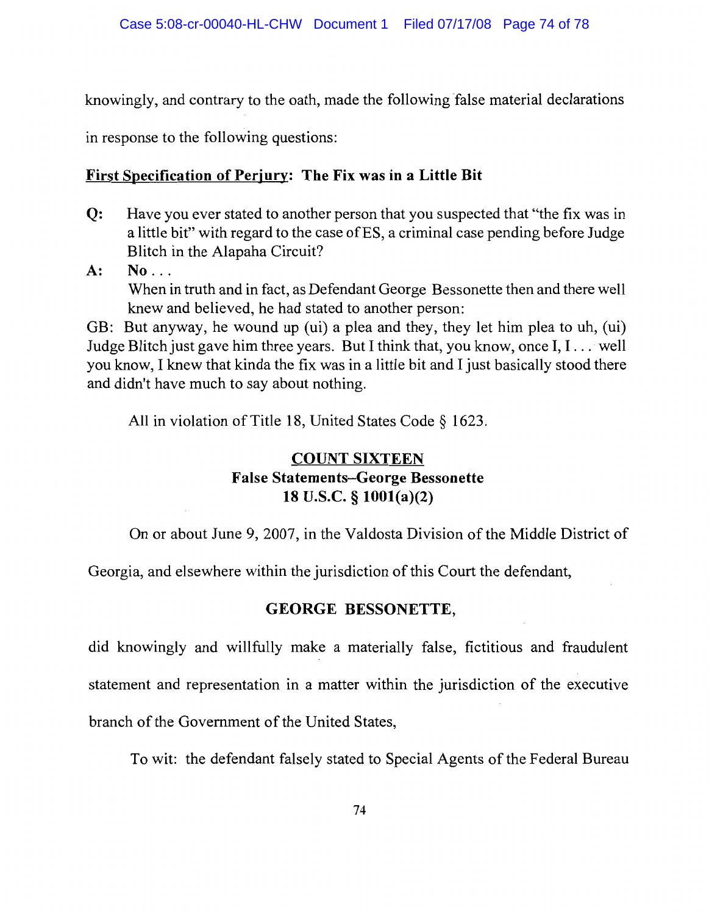knowingly, and contrary to the oath, made the following false material declarations in response to the following questions:

**<u>First Specification of Perjury</u>: The Fix was in a Little Bit**

**Q:** Have you ever stated to another person that you suspected that "the fix was in a little bit" with regard to the case of ES, a criminal case pending before Judge Blitch in the Alapaha Circuit?

**A:** **No . . .**

When in truth and in fact, as Defendant George Bessonette then and there well knew and believed, he had stated to another person:

GB: But anyway, he wound up (ui) a plea and they, they let him plea to uh, (ui) Judge Blitch just gave him three years. But I think that, you know, once I, I . . . well you know, I knew that kinda the fix was in a little bit and I just basically stood there and didn't have much to say about nothing.

All in violation of Title 18, United States Code § 1623.

**<u>COUNT SIXTEEN</u>**
**False Statements–George Bessonette**
**18 U.S.C. § 1001(a)(2)**

On or about June 9, 2007, in the Valdosta Division of the Middle District of Georgia, and elsewhere within the jurisdiction of this Court the defendant,

**GEORGE BESSONETTE,**

did knowingly and willfully make a materially false, fictitious and fraudulent statement and representation in a matter within the jurisdiction of the executive branch of the Government of the United States,

To wit: the defendant falsely stated to Special Agents of the Federal Bureau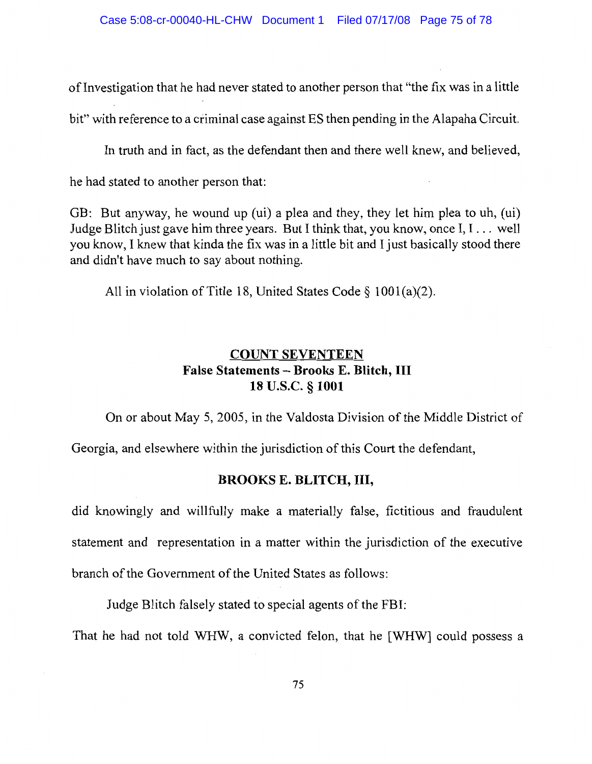of Investigation that he had never stated to another person that "the fix was in a little bit" with reference to a criminal case against ES then pending in the Alapaha Circuit.

In truth and in fact, as the defendant then and there well knew, and believed, he had stated to another person that:

GB: But anyway, he wound up (ui) a plea and they, they let him plea to uh, (ui) Judge Blitch just gave him three years. But I think that, you know, once I, I . . . well you know, I knew that kinda the fix was in a little bit and I just basically stood there and didn't have much to say about nothing.

All in violation of Title 18, United States Code § 1001(a)(2).

## COUNT SEVENTEEN
### False Statements – Brooks E. Blitch, III
### 18 U.S.C. § 1001

On or about May 5, 2005, in the Valdosta Division of the Middle District of Georgia, and elsewhere within the jurisdiction of this Court the defendant,

**BROOKS E. BLITCH, III,**

did knowingly and willfully make a materially false, fictitious and fraudulent statement and representation in a matter within the jurisdiction of the executive branch of the Government of the United States as follows:

Judge Blitch falsely stated to special agents of the FBI:

That he had not told WHW, a convicted felon, that he [WHW] could possess a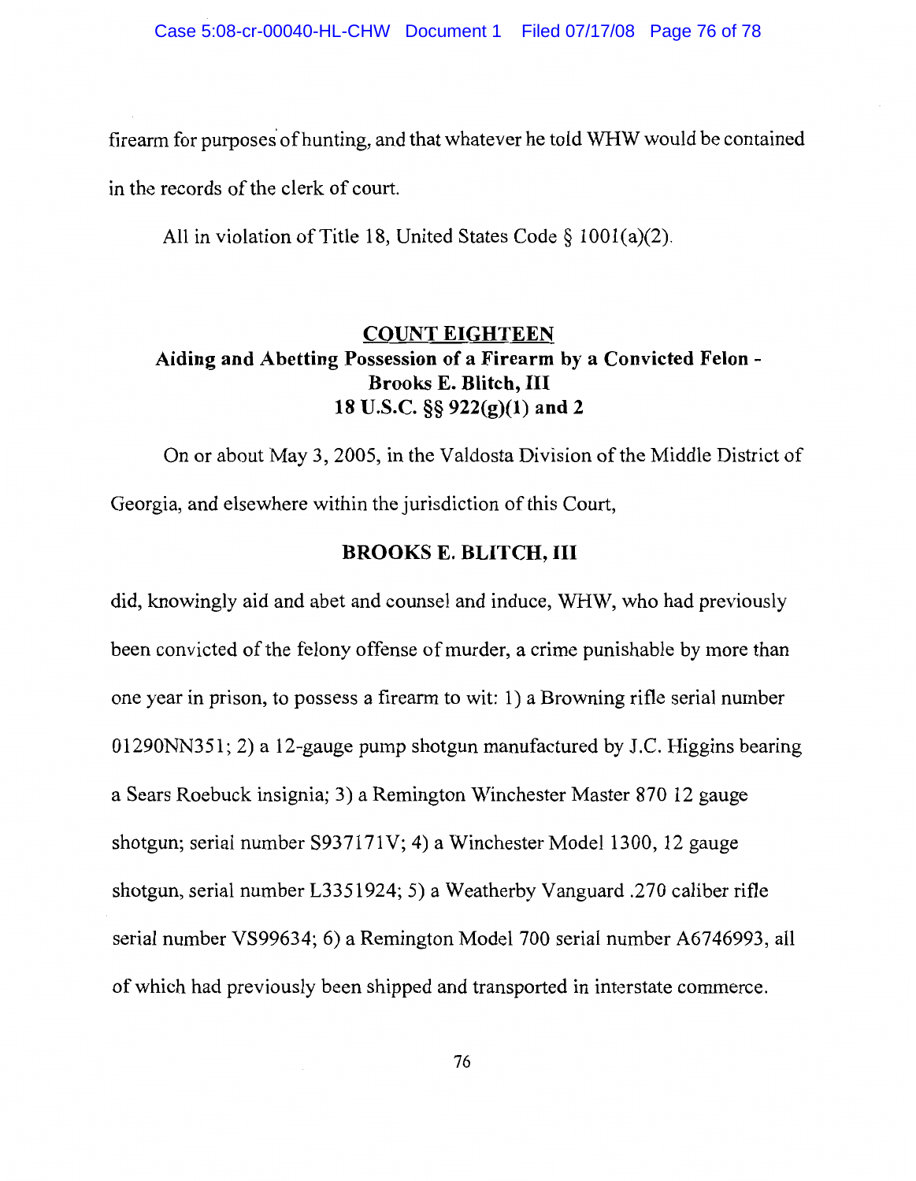firearm for purposes of hunting, and that whatever he told WHW would be contained in the records of the clerk of court.

All in violation of Title 18, United States Code § 1001(a)(2).

## COUNT EIGHTEEN

### Aiding and Abetting Possession of a Firearm by a Convicted Felon - Brooks E. Blitch, III 18 U.S.C. §§ 922(g)(1) and 2

On or about May 3, 2005, in the Valdosta Division of the Middle District of Georgia, and elsewhere within the jurisdiction of this Court,

**BROOKS E. BLITCH, III**

did, knowingly aid and abet and counsel and induce, WHW, who had previously been convicted of the felony offense of murder, a crime punishable by more than one year in prison, to possess a firearm to wit: 1) a Browning rifle serial number 01290NN351; 2) a 12-gauge pump shotgun manufactured by J.C. Higgins bearing a Sears Roebuck insignia; 3) a Remington Winchester Master 870 12 gauge shotgun; serial number S937171V; 4) a Winchester Model 1300, 12 gauge shotgun, serial number L3351924; 5) a Weatherby Vanguard .270 caliber rifle serial number VS99634; 6) a Remington Model 700 serial number A6746993, all of which had previously been shipped and transported in interstate commerce.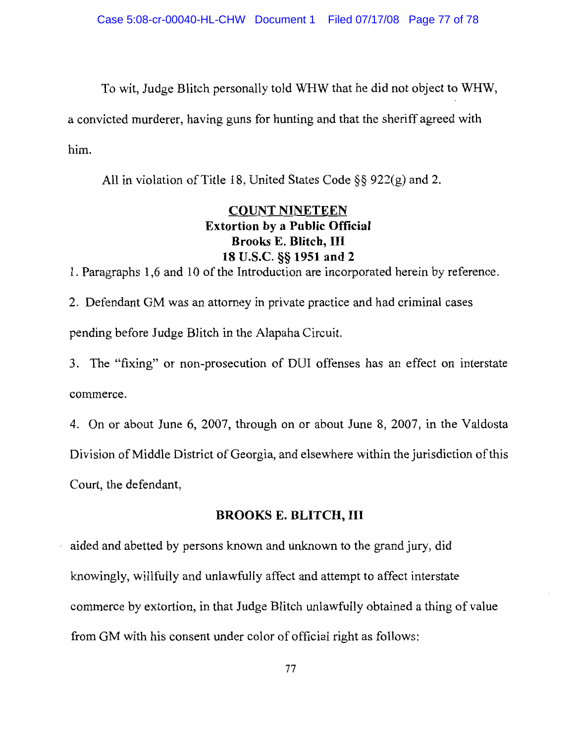To wit, Judge Blitch personally told WHW that he did not object to WHW, a convicted murderer, having guns for hunting and that the sheriff agreed with him.

All in violation of Title 18, United States Code §§ 922(g) and 2.

**COUNT NINETEEN**
**Extortion by a Public Official**
**Brooks E. Blitch, III**
**18 U.S.C. §§ 1951 and 2**

1. Paragraphs 1,6 and 10 of the Introduction are incorporated herein by reference.

2. Defendant GM was an attorney in private practice and had criminal cases pending before Judge Blitch in the Alapaha Circuit.

3. The "fixing" or non-prosecution of DUI offenses has an effect on interstate commerce.

4. On or about June 6, 2007, through on or about June 8, 2007, in the Valdosta Division of Middle District of Georgia, and elsewhere within the jurisdiction of this Court, the defendant,

**BROOKS E. BLITCH, III**

aided and abetted by persons known and unknown to the grand jury, did knowingly, willfully and unlawfully affect and attempt to affect interstate commerce by extortion, in that Judge Blitch unlawfully obtained a thing of value from GM with his consent under color of official right as follows: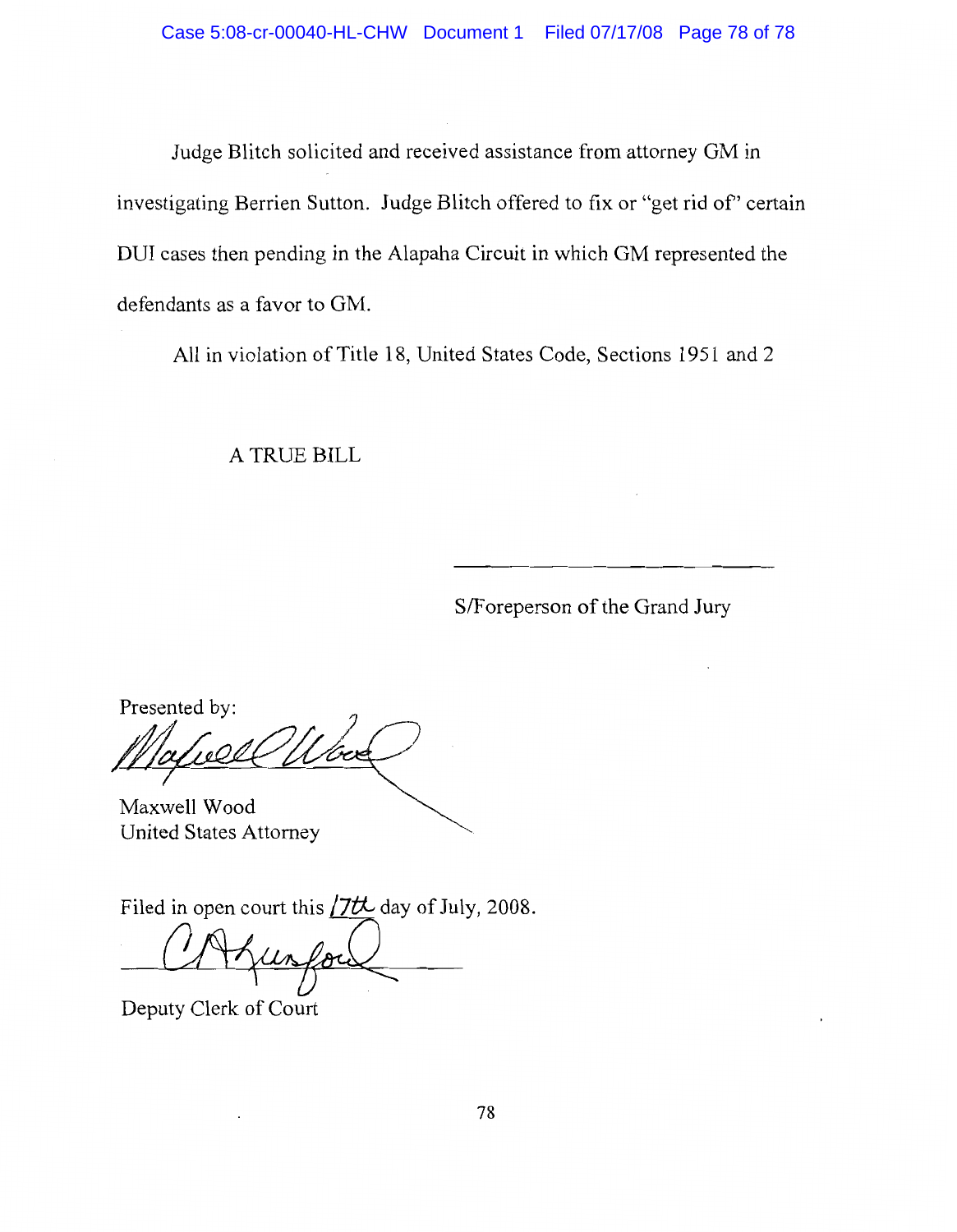Judge Blitch solicited and received assistance from attorney GM in investigating Berrien Sutton. Judge Blitch offered to fix or "get rid of" certain DUI cases then pending in the Alapaha Circuit in which GM represented the defendants as a favor to GM.

All in violation of Title 18, United States Code, Sections 1951 and 2

A TRUE BILL

S/Foreperson of the Grand Jury

Presented by:

Maxwell Wood
United States Attorney

Filed in open court this 17th day of July, 2008.

Deputy Clerk of Court